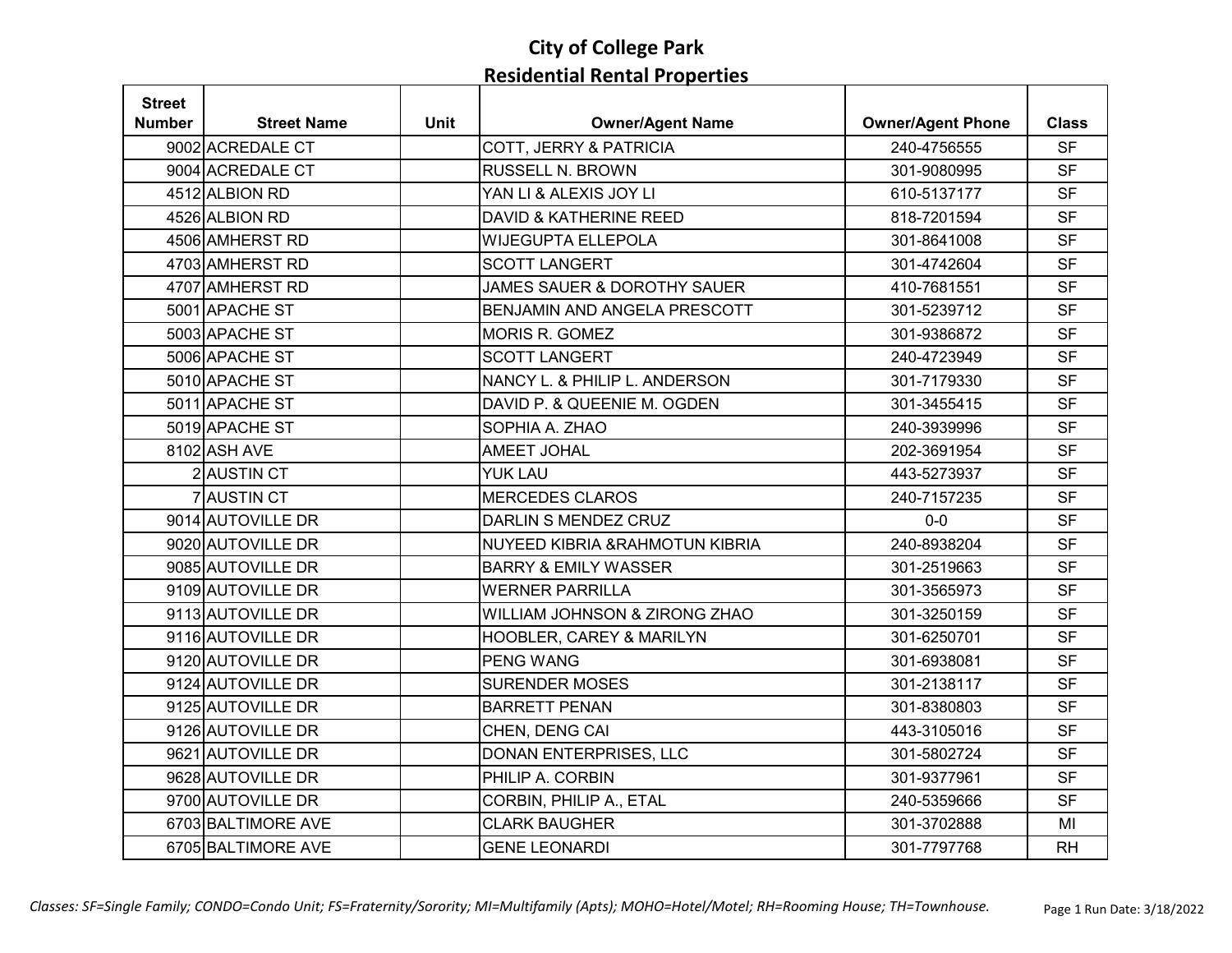# City of College Park
## Residential Rental Properties

| Street Number | Street Name | Unit | Owner/Agent Name | Owner/Agent Phone | Class |
|---|---|---|---|---|---|
| 9002 | ACREDALE CT | | COTT, JERRY & PATRICIA | 240-4756555 | SF |
| 9004 | ACREDALE CT | | RUSSELL N. BROWN | 301-9080995 | SF |
| 4512 | ALBION RD | | YAN LI & ALEXIS JOY LI | 610-5137177 | SF |
| 4526 | ALBION RD | | DAVID & KATHERINE REED | 818-7201594 | SF |
| 4506 | AMHERST RD | | WIJEGUPTA ELLEPOLA | 301-8641008 | SF |
| 4703 | AMHERST RD | | SCOTT LANGERT | 301-4742604 | SF |
| 4707 | AMHERST RD | | JAMES SAUER & DOROTHY SAUER | 410-7681551 | SF |
| 5001 | APACHE ST | | BENJAMIN AND ANGELA PRESCOTT | 301-5239712 | SF |
| 5003 | APACHE ST | | MORIS R. GOMEZ | 301-9386872 | SF |
| 5006 | APACHE ST | | SCOTT LANGERT | 240-4723949 | SF |
| 5010 | APACHE ST | | NANCY L. & PHILIP L. ANDERSON | 301-7179330 | SF |
| 5011 | APACHE ST | | DAVID P. & QUEENIE M. OGDEN | 301-3455415 | SF |
| 5019 | APACHE ST | | SOPHIA A. ZHAO | 240-3939996 | SF |
| 8102 | ASH AVE | | AMEET JOHAL | 202-3691954 | SF |
| 2 | AUSTIN CT | | YUK LAU | 443-5273937 | SF |
| 7 | AUSTIN CT | | MERCEDES CLAROS | 240-7157235 | SF |
| 9014 | AUTOVILLE DR | | DARLIN S MENDEZ CRUZ | 0-0 | SF |
| 9020 | AUTOVILLE DR | | NUYEED KIBRIA &RAHMOTUN KIBRIA | 240-8938204 | SF |
| 9085 | AUTOVILLE DR | | BARRY & EMILY WASSER | 301-2519663 | SF |
| 9109 | AUTOVILLE DR | | WERNER PARRILLA | 301-3565973 | SF |
| 9113 | AUTOVILLE DR | | WILLIAM JOHNSON & ZIRONG ZHAO | 301-3250159 | SF |
| 9116 | AUTOVILLE DR | | HOOBLER, CAREY & MARILYN | 301-6250701 | SF |
| 9120 | AUTOVILLE DR | | PENG WANG | 301-6938081 | SF |
| 9124 | AUTOVILLE DR | | SURENDER MOSES | 301-2138117 | SF |
| 9125 | AUTOVILLE DR | | BARRETT PENAN | 301-8380803 | SF |
| 9126 | AUTOVILLE DR | | CHEN, DENG CAI | 443-3105016 | SF |
| 9621 | AUTOVILLE DR | | DONAN ENTERPRISES, LLC | 301-5802724 | SF |
| 9628 | AUTOVILLE DR | | PHILIP A. CORBIN | 301-9377961 | SF |
| 9700 | AUTOVILLE DR | | CORBIN, PHILIP A., ETAL | 240-5359666 | SF |
| 6703 | BALTIMORE AVE | | CLARK BAUGHER | 301-3702888 | MI |
| 6705 | BALTIMORE AVE | | GENE LEONARDI | 301-7797768 | RH |

*Classes: SF=Single Family; CONDO=Condo Unit; FS=Fraternity/Sorority; MI=Multifamily (Apts); MOHO=Hotel/Motel; RH=Rooming House; TH=Townhouse.*

Run Date: 3/18/2022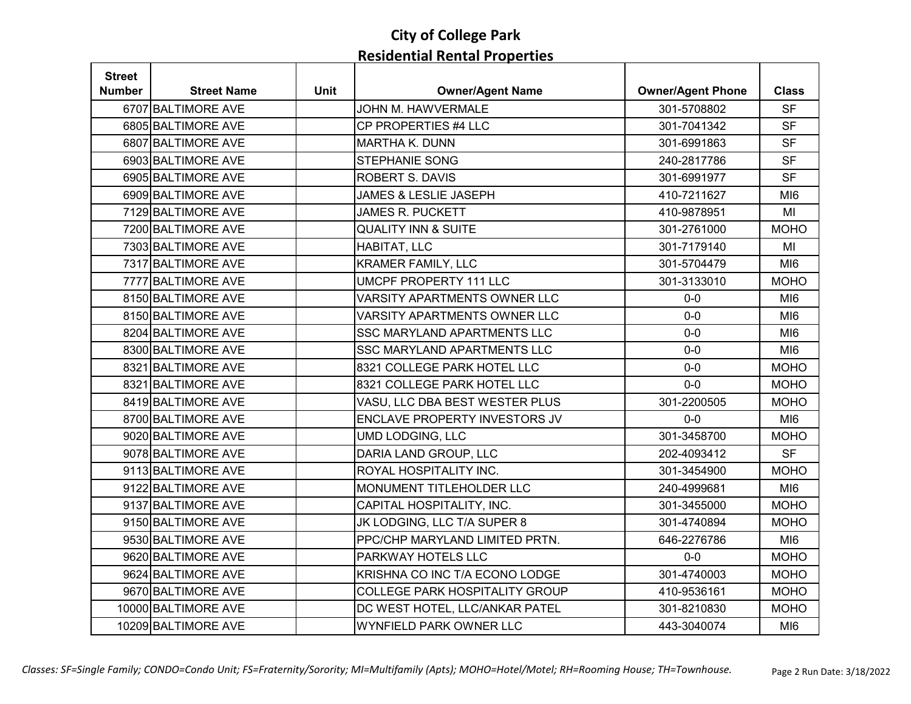# City of College Park
## Residential Rental Properties

| Street Number | Street Name | Unit | Owner/Agent Name | Owner/Agent Phone | Class |
|---|---|---|---|---|---|
| 6707 | BALTIMORE AVE | | JOHN M. HAWVERMALE | 301-5708802 | SF |
| 6805 | BALTIMORE AVE | | CP PROPERTIES #4 LLC | 301-7041342 | SF |
| 6807 | BALTIMORE AVE | | MARTHA K. DUNN | 301-6991863 | SF |
| 6903 | BALTIMORE AVE | | STEPHANIE SONG | 240-2817786 | SF |
| 6905 | BALTIMORE AVE | | ROBERT S. DAVIS | 301-6991977 | SF |
| 6909 | BALTIMORE AVE | | JAMES & LESLIE JASEPH | 410-7211627 | MI6 |
| 7129 | BALTIMORE AVE | | JAMES R. PUCKETT | 410-9878951 | MI |
| 7200 | BALTIMORE AVE | | QUALITY INN & SUITE | 301-2761000 | MOHO |
| 7303 | BALTIMORE AVE | | HABITAT, LLC | 301-7179140 | MI |
| 7317 | BALTIMORE AVE | | KRAMER FAMILY, LLC | 301-5704479 | MI6 |
| 7777 | BALTIMORE AVE | | UMCPF PROPERTY 111 LLC | 301-3133010 | MOHO |
| 8150 | BALTIMORE AVE | | VARSITY APARTMENTS OWNER LLC | 0-0 | MI6 |
| 8150 | BALTIMORE AVE | | VARSITY APARTMENTS OWNER LLC | 0-0 | MI6 |
| 8204 | BALTIMORE AVE | | SSC MARYLAND APARTMENTS LLC | 0-0 | MI6 |
| 8300 | BALTIMORE AVE | | SSC MARYLAND APARTMENTS LLC | 0-0 | MI6 |
| 8321 | BALTIMORE AVE | | 8321 COLLEGE PARK HOTEL LLC | 0-0 | MOHO |
| 8321 | BALTIMORE AVE | | 8321 COLLEGE PARK HOTEL LLC | 0-0 | MOHO |
| 8419 | BALTIMORE AVE | | VASU, LLC DBA BEST WESTER PLUS | 301-2200505 | MOHO |
| 8700 | BALTIMORE AVE | | ENCLAVE PROPERTY INVESTORS JV | 0-0 | MI6 |
| 9020 | BALTIMORE AVE | | UMD LODGING, LLC | 301-3458700 | MOHO |
| 9078 | BALTIMORE AVE | | DARIA LAND GROUP, LLC | 202-4093412 | SF |
| 9113 | BALTIMORE AVE | | ROYAL HOSPITALITY INC. | 301-3454900 | MOHO |
| 9122 | BALTIMORE AVE | | MONUMENT TITLEHOLDER LLC | 240-4999681 | MI6 |
| 9137 | BALTIMORE AVE | | CAPITAL HOSPITALITY, INC. | 301-3455000 | MOHO |
| 9150 | BALTIMORE AVE | | JK LODGING, LLC T/A SUPER 8 | 301-4740894 | MOHO |
| 9530 | BALTIMORE AVE | | PPC/CHP MARYLAND LIMITED PRTN. | 646-2276786 | MI6 |
| 9620 | BALTIMORE AVE | | PARKWAY HOTELS LLC | 0-0 | MOHO |
| 9624 | BALTIMORE AVE | | KRISHNA CO INC T/A ECONO LODGE | 301-4740003 | MOHO |
| 9670 | BALTIMORE AVE | | COLLEGE PARK HOSPITALITY GROUP | 410-9536161 | MOHO |
| 10000 | BALTIMORE AVE | | DC WEST HOTEL, LLC/ANKAR PATEL | 301-8210830 | MOHO |
| 10209 | BALTIMORE AVE | | WYNFIELD PARK OWNER LLC | 443-3040074 | MI6 |

*Classes: SF=Single Family; CONDO=Condo Unit; FS=Fraternity/Sorority; MI=Multifamily (Apts); MOHO=Hotel/Motel; RH=Rooming House; TH=Townhouse.*

Run Date: 3/18/2022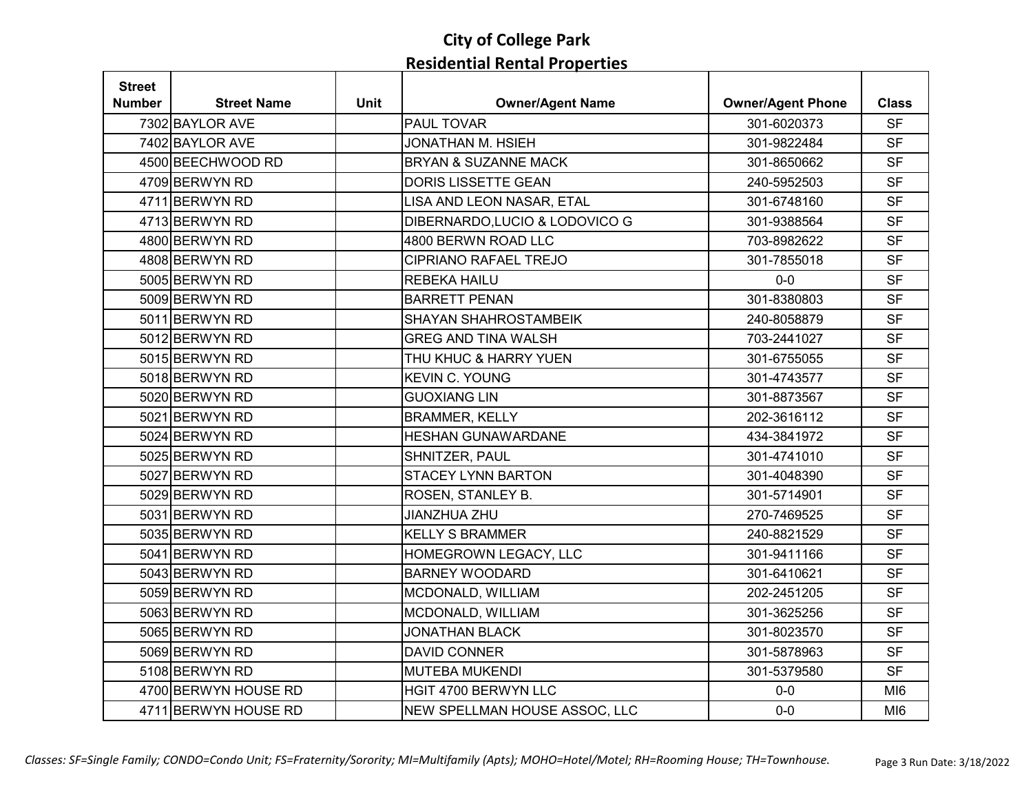# City of College Park

## Residential Rental Properties

| Street Number | Street Name | Unit | Owner/Agent Name | Owner/Agent Phone | Class |
|---|---|---|---|---|---|
| 7302 | BAYLOR AVE | | PAUL TOVAR | 301-6020373 | SF |
| 7402 | BAYLOR AVE | | JONATHAN M. HSIEH | 301-9822484 | SF |
| 4500 | BEECHWOOD RD | | BRYAN & SUZANNE MACK | 301-8650662 | SF |
| 4709 | BERWYN RD | | DORIS LISSETTE GEAN | 240-5952503 | SF |
| 4711 | BERWYN RD | | LISA AND LEON NASAR, ETAL | 301-6748160 | SF |
| 4713 | BERWYN RD | | DIBERNARDO,LUCIO & LODOVICO G | 301-9388564 | SF |
| 4800 | BERWYN RD | | 4800 BERWN ROAD LLC | 703-8982622 | SF |
| 4808 | BERWYN RD | | CIPRIANO RAFAEL TREJO | 301-7855018 | SF |
| 5005 | BERWYN RD | | REBEKA HAILU | 0-0 | SF |
| 5009 | BERWYN RD | | BARRETT PENAN | 301-8380803 | SF |
| 5011 | BERWYN RD | | SHAYAN SHAHROSTAMBEIK | 240-8058879 | SF |
| 5012 | BERWYN RD | | GREG AND TINA WALSH | 703-2441027 | SF |
| 5015 | BERWYN RD | | THU KHUC & HARRY YUEN | 301-6755055 | SF |
| 5018 | BERWYN RD | | KEVIN C. YOUNG | 301-4743577 | SF |
| 5020 | BERWYN RD | | GUOXIANG LIN | 301-8873567 | SF |
| 5021 | BERWYN RD | | BRAMMER, KELLY | 202-3616112 | SF |
| 5024 | BERWYN RD | | HESHAN GUNAWARDANE | 434-3841972 | SF |
| 5025 | BERWYN RD | | SHNITZER, PAUL | 301-4741010 | SF |
| 5027 | BERWYN RD | | STACEY LYNN BARTON | 301-4048390 | SF |
| 5029 | BERWYN RD | | ROSEN, STANLEY B. | 301-5714901 | SF |
| 5031 | BERWYN RD | | JIANZHUA ZHU | 270-7469525 | SF |
| 5035 | BERWYN RD | | KELLY S BRAMMER | 240-8821529 | SF |
| 5041 | BERWYN RD | | HOMEGROWN LEGACY, LLC | 301-9411166 | SF |
| 5043 | BERWYN RD | | BARNEY WOODARD | 301-6410621 | SF |
| 5059 | BERWYN RD | | MCDONALD, WILLIAM | 202-2451205 | SF |
| 5063 | BERWYN RD | | MCDONALD, WILLIAM | 301-3625256 | SF |
| 5065 | BERWYN RD | | JONATHAN BLACK | 301-8023570 | SF |
| 5069 | BERWYN RD | | DAVID CONNER | 301-5878963 | SF |
| 5108 | BERWYN RD | | MUTEBA MUKENDI | 301-5379580 | SF |
| 4700 | BERWYN HOUSE RD | | HGIT 4700 BERWYN LLC | 0-0 | MI6 |
| 4711 | BERWYN HOUSE RD | | NEW SPELLMAN HOUSE ASSOC, LLC | 0-0 | MI6 |

*Classes: SF=Single Family; CONDO=Condo Unit; FS=Fraternity/Sorority; MI=Multifamily (Apts); MOHO=Hotel/Motel; RH=Rooming House; TH=Townhouse.*

Run Date: 3/18/2022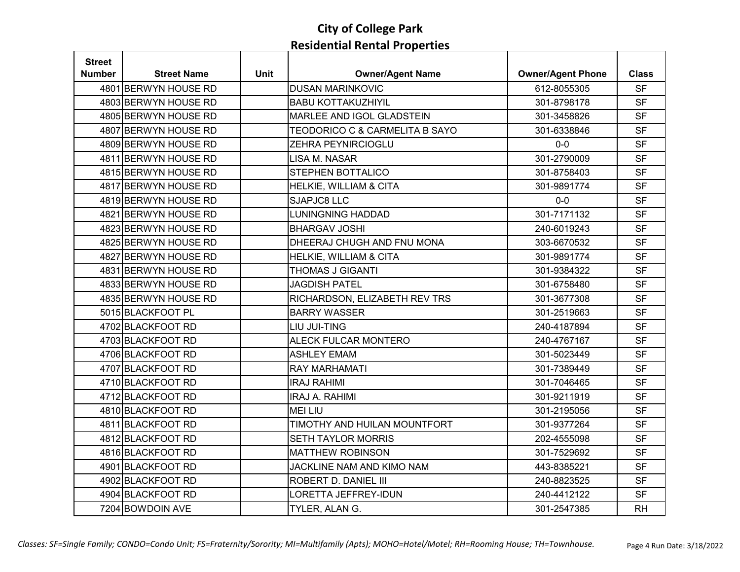# City of College Park
## Residential Rental Properties

| Street Number | Street Name | Unit | Owner/Agent Name | Owner/Agent Phone | Class |
|---|---|---|---|---|---|
| 4801 | BERWYN HOUSE RD | | DUSAN MARINKOVIC | 612-8055305 | SF |
| 4803 | BERWYN HOUSE RD | | BABU KOTTAKUZHIYIL | 301-8798178 | SF |
| 4805 | BERWYN HOUSE RD | | MARLEE AND IGOL GLADSTEIN | 301-3458826 | SF |
| 4807 | BERWYN HOUSE RD | | TEODORICO C & CARMELITA B SAYO | 301-6338846 | SF |
| 4809 | BERWYN HOUSE RD | | ZEHRA PEYNIRCIOGLU | 0-0 | SF |
| 4811 | BERWYN HOUSE RD | | LISA M. NASAR | 301-2790009 | SF |
| 4815 | BERWYN HOUSE RD | | STEPHEN BOTTALICO | 301-8758403 | SF |
| 4817 | BERWYN HOUSE RD | | HELKIE, WILLIAM & CITA | 301-9891774 | SF |
| 4819 | BERWYN HOUSE RD | | SJAPJC8 LLC | 0-0 | SF |
| 4821 | BERWYN HOUSE RD | | LUNINGNING HADDAD | 301-7171132 | SF |
| 4823 | BERWYN HOUSE RD | | BHARGAV JOSHI | 240-6019243 | SF |
| 4825 | BERWYN HOUSE RD | | DHEERAJ CHUGH AND FNU MONA | 303-6670532 | SF |
| 4827 | BERWYN HOUSE RD | | HELKIE, WILLIAM & CITA | 301-9891774 | SF |
| 4831 | BERWYN HOUSE RD | | THOMAS J GIGANTI | 301-9384322 | SF |
| 4833 | BERWYN HOUSE RD | | JAGDISH PATEL | 301-6758480 | SF |
| 4835 | BERWYN HOUSE RD | | RICHARDSON, ELIZABETH REV TRS | 301-3677308 | SF |
| 5015 | BLACKFOOT PL | | BARRY WASSER | 301-2519663 | SF |
| 4702 | BLACKFOOT RD | | LIU JUI-TING | 240-4187894 | SF |
| 4703 | BLACKFOOT RD | | ALECK FULCAR MONTERO | 240-4767167 | SF |
| 4706 | BLACKFOOT RD | | ASHLEY EMAM | 301-5023449 | SF |
| 4707 | BLACKFOOT RD | | RAY MARHAMATI | 301-7389449 | SF |
| 4710 | BLACKFOOT RD | | IRAJ RAHIMI | 301-7046465 | SF |
| 4712 | BLACKFOOT RD | | IRAJ A. RAHIMI | 301-9211919 | SF |
| 4810 | BLACKFOOT RD | | MEI LIU | 301-2195056 | SF |
| 4811 | BLACKFOOT RD | | TIMOTHY AND HUILAN MOUNTFORT | 301-9377264 | SF |
| 4812 | BLACKFOOT RD | | SETH TAYLOR MORRIS | 202-4555098 | SF |
| 4816 | BLACKFOOT RD | | MATTHEW ROBINSON | 301-7529692 | SF |
| 4901 | BLACKFOOT RD | | JACKLINE NAM AND KIMO NAM | 443-8385221 | SF |
| 4902 | BLACKFOOT RD | | ROBERT D. DANIEL III | 240-8823525 | SF |
| 4904 | BLACKFOOT RD | | LORETTA JEFFREY-IDUN | 240-4412122 | SF |
| 7204 | BOWDOIN AVE | | TYLER, ALAN G. | 301-2547385 | RH |

*Classes: SF=Single Family; CONDO=Condo Unit; FS=Fraternity/Sorority; MI=Multifamily (Apts); MOHO=Hotel/Motel; RH=Rooming House; TH=Townhouse.*

Run Date: 3/18/2022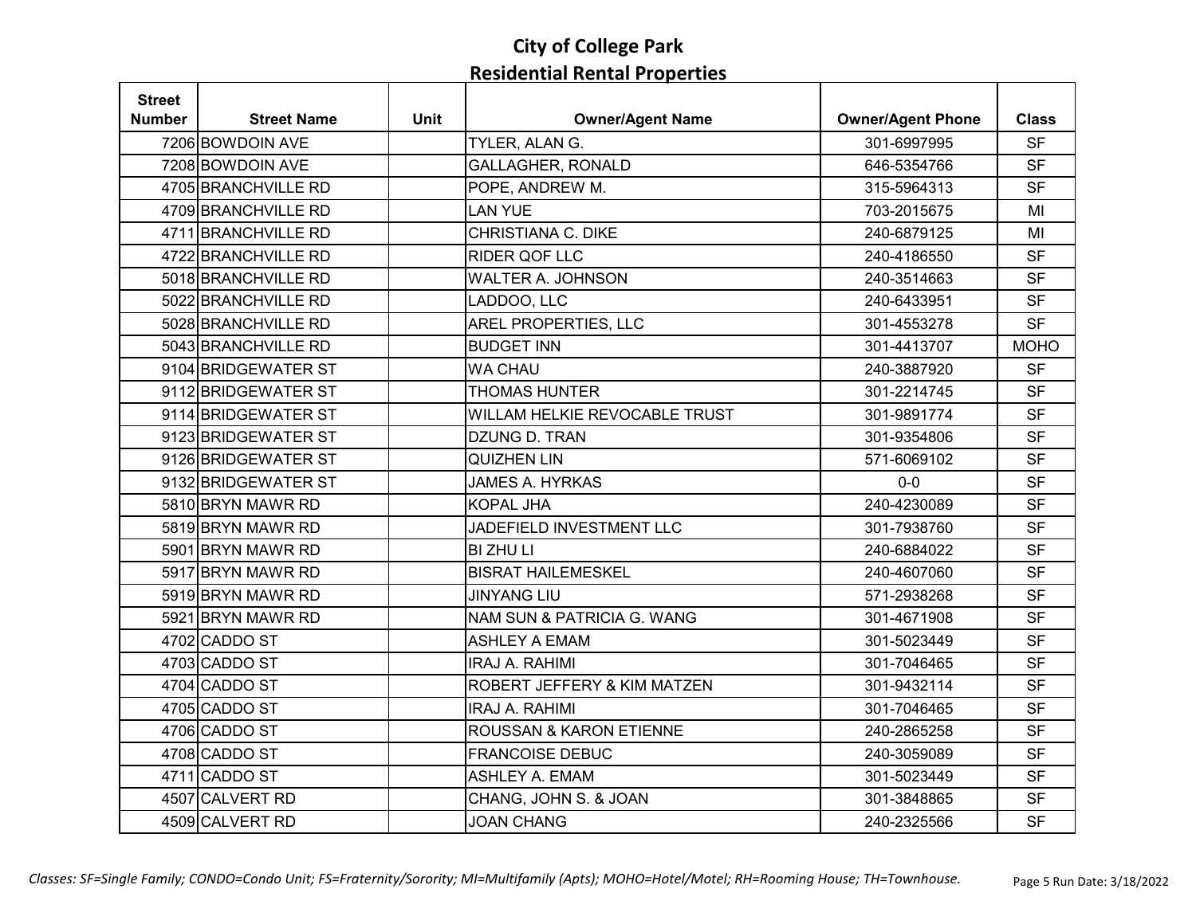# City of College Park
## Residential Rental Properties

| Street Number | Street Name | Unit | Owner/Agent Name | Owner/Agent Phone | Class |
|---|---|---|---|---|---|
| 7206 | BOWDOIN AVE | | TYLER, ALAN G. | 301-6997995 | SF |
| 7208 | BOWDOIN AVE | | GALLAGHER, RONALD | 646-5354766 | SF |
| 4705 | BRANCHVILLE RD | | POPE, ANDREW M. | 315-5964313 | SF |
| 4709 | BRANCHVILLE RD | | LAN YUE | 703-2015675 | MI |
| 4711 | BRANCHVILLE RD | | CHRISTIANA C. DIKE | 240-6879125 | MI |
| 4722 | BRANCHVILLE RD | | RIDER QOF LLC | 240-4186550 | SF |
| 5018 | BRANCHVILLE RD | | WALTER A. JOHNSON | 240-3514663 | SF |
| 5022 | BRANCHVILLE RD | | LADDOO, LLC | 240-6433951 | SF |
| 5028 | BRANCHVILLE RD | | AREL PROPERTIES, LLC | 301-4553278 | SF |
| 5043 | BRANCHVILLE RD | | BUDGET INN | 301-4413707 | MOHO |
| 9104 | BRIDGEWATER ST | | WA CHAU | 240-3887920 | SF |
| 9112 | BRIDGEWATER ST | | THOMAS HUNTER | 301-2214745 | SF |
| 9114 | BRIDGEWATER ST | | WILLAM HELKIE REVOCABLE TRUST | 301-9891774 | SF |
| 9123 | BRIDGEWATER ST | | DZUNG D. TRAN | 301-9354806 | SF |
| 9126 | BRIDGEWATER ST | | QUIZHEN LIN | 571-6069102 | SF |
| 9132 | BRIDGEWATER ST | | JAMES A. HYRKAS | 0-0 | SF |
| 5810 | BRYN MAWR RD | | KOPAL JHA | 240-4230089 | SF |
| 5819 | BRYN MAWR RD | | JADEFIELD INVESTMENT LLC | 301-7938760 | SF |
| 5901 | BRYN MAWR RD | | BI ZHU LI | 240-6884022 | SF |
| 5917 | BRYN MAWR RD | | BISRAT HAILEMESKEL | 240-4607060 | SF |
| 5919 | BRYN MAWR RD | | JINYANG LIU | 571-2938268 | SF |
| 5921 | BRYN MAWR RD | | NAM SUN & PATRICIA G. WANG | 301-4671908 | SF |
| 4702 | CADDO ST | | ASHLEY A EMAM | 301-5023449 | SF |
| 4703 | CADDO ST | | IRAJ A. RAHIMI | 301-7046465 | SF |
| 4704 | CADDO ST | | ROBERT JEFFERY & KIM MATZEN | 301-9432114 | SF |
| 4705 | CADDO ST | | IRAJ A. RAHIMI | 301-7046465 | SF |
| 4706 | CADDO ST | | ROUSSAN & KARON ETIENNE | 240-2865258 | SF |
| 4708 | CADDO ST | | FRANCOISE DEBUC | 240-3059089 | SF |
| 4711 | CADDO ST | | ASHLEY A. EMAM | 301-5023449 | SF |
| 4507 | CALVERT RD | | CHANG, JOHN S. & JOAN | 301-3848865 | SF |
| 4509 | CALVERT RD | | JOAN CHANG | 240-2325566 | SF |

*Classes: SF=Single Family; CONDO=Condo Unit; FS=Fraternity/Sorority; MI=Multifamily (Apts); MOHO=Hotel/Motel; RH=Rooming House; TH=Townhouse.*

Run Date: 3/18/2022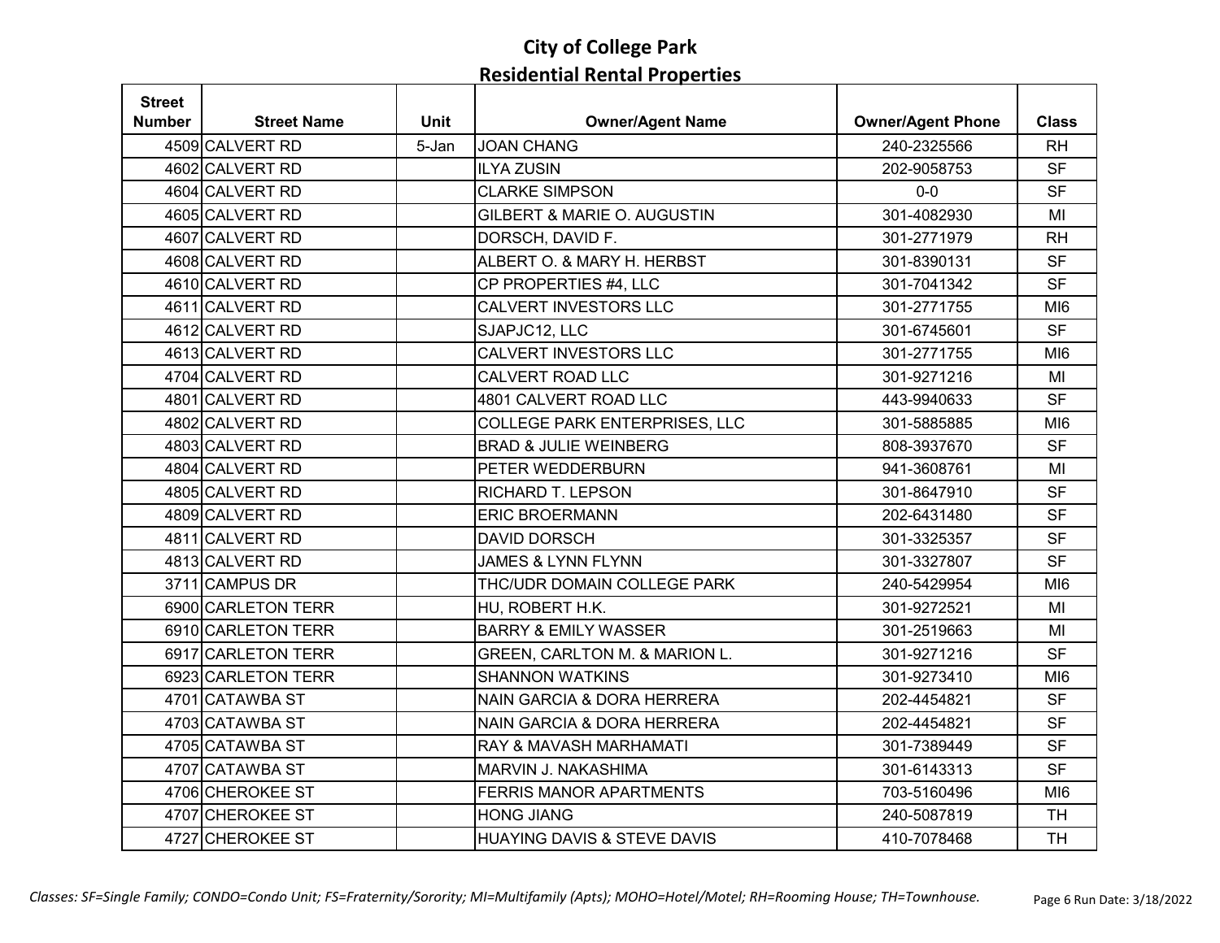# City of College Park
## Residential Rental Properties

| Street Number | Street Name | Unit | Owner/Agent Name | Owner/Agent Phone | Class |
|---|---|---|---|---|---|
| 4509 | CALVERT RD | 5-Jan | JOAN CHANG | 240-2325566 | RH |
| 4602 | CALVERT RD | | ILYA ZUSIN | 202-9058753 | SF |
| 4604 | CALVERT RD | | CLARKE SIMPSON | 0-0 | SF |
| 4605 | CALVERT RD | | GILBERT & MARIE O. AUGUSTIN | 301-4082930 | MI |
| 4607 | CALVERT RD | | DORSCH, DAVID F. | 301-2771979 | RH |
| 4608 | CALVERT RD | | ALBERT O. & MARY H. HERBST | 301-8390131 | SF |
| 4610 | CALVERT RD | | CP PROPERTIES #4, LLC | 301-7041342 | SF |
| 4611 | CALVERT RD | | CALVERT INVESTORS LLC | 301-2771755 | MI6 |
| 4612 | CALVERT RD | | SJAPJC12, LLC | 301-6745601 | SF |
| 4613 | CALVERT RD | | CALVERT INVESTORS LLC | 301-2771755 | MI6 |
| 4704 | CALVERT RD | | CALVERT ROAD LLC | 301-9271216 | MI |
| 4801 | CALVERT RD | | 4801 CALVERT ROAD LLC | 443-9940633 | SF |
| 4802 | CALVERT RD | | COLLEGE PARK ENTERPRISES, LLC | 301-5885885 | MI6 |
| 4803 | CALVERT RD | | BRAD & JULIE WEINBERG | 808-3937670 | SF |
| 4804 | CALVERT RD | | PETER WEDDERBURN | 941-3608761 | MI |
| 4805 | CALVERT RD | | RICHARD T. LEPSON | 301-8647910 | SF |
| 4809 | CALVERT RD | | ERIC BROERMANN | 202-6431480 | SF |
| 4811 | CALVERT RD | | DAVID DORSCH | 301-3325357 | SF |
| 4813 | CALVERT RD | | JAMES & LYNN FLYNN | 301-3327807 | SF |
| 3711 | CAMPUS DR | | THC/UDR DOMAIN COLLEGE PARK | 240-5429954 | MI6 |
| 6900 | CARLETON TERR | | HU, ROBERT H.K. | 301-9272521 | MI |
| 6910 | CARLETON TERR | | BARRY & EMILY WASSER | 301-2519663 | MI |
| 6917 | CARLETON TERR | | GREEN, CARLTON M. & MARION L. | 301-9271216 | SF |
| 6923 | CARLETON TERR | | SHANNON WATKINS | 301-9273410 | MI6 |
| 4701 | CATAWBA ST | | NAIN GARCIA & DORA HERRERA | 202-4454821 | SF |
| 4703 | CATAWBA ST | | NAIN GARCIA & DORA HERRERA | 202-4454821 | SF |
| 4705 | CATAWBA ST | | RAY & MAVASH MARHAMATI | 301-7389449 | SF |
| 4707 | CATAWBA ST | | MARVIN J. NAKASHIMA | 301-6143313 | SF |
| 4706 | CHEROKEE ST | | FERRIS MANOR APARTMENTS | 703-5160496 | MI6 |
| 4707 | CHEROKEE ST | | HONG JIANG | 240-5087819 | TH |
| 4727 | CHEROKEE ST | | HUAYING DAVIS & STEVE DAVIS | 410-7078468 | TH |

*Classes: SF=Single Family; CONDO=Condo Unit; FS=Fraternity/Sorority; MI=Multifamily (Apts); MOHO=Hotel/Motel; RH=Rooming House; TH=Townhouse.*

Run Date: 3/18/2022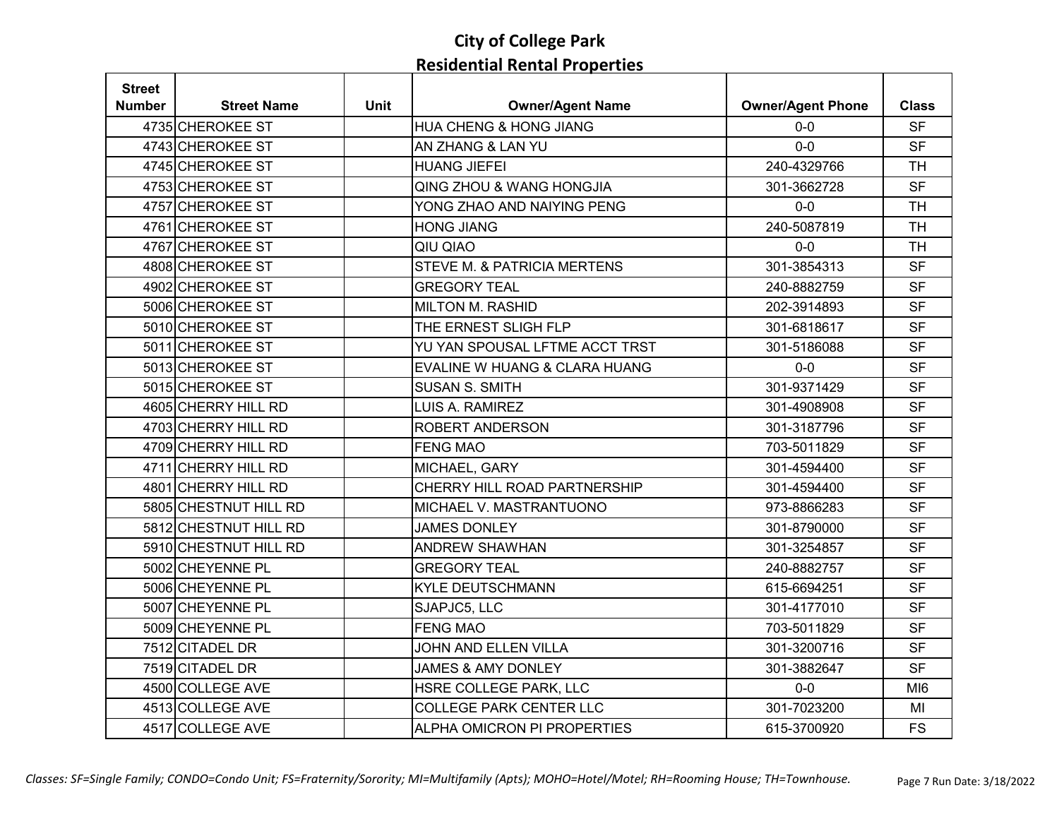# City of College Park

## Residential Rental Properties

| Street Number | Street Name | Unit | Owner/Agent Name | Owner/Agent Phone | Class |
|---|---|---|---|---|---|
| 4735 | CHEROKEE ST | | HUA CHENG & HONG JIANG | 0-0 | SF |
| 4743 | CHEROKEE ST | | AN ZHANG & LAN YU | 0-0 | SF |
| 4745 | CHEROKEE ST | | HUANG JIEFEI | 240-4329766 | TH |
| 4753 | CHEROKEE ST | | QING ZHOU & WANG HONGJIA | 301-3662728 | SF |
| 4757 | CHEROKEE ST | | YONG ZHAO AND NAIYING PENG | 0-0 | TH |
| 4761 | CHEROKEE ST | | HONG JIANG | 240-5087819 | TH |
| 4767 | CHEROKEE ST | | QIU QIAO | 0-0 | TH |
| 4808 | CHEROKEE ST | | STEVE M. & PATRICIA MERTENS | 301-3854313 | SF |
| 4902 | CHEROKEE ST | | GREGORY TEAL | 240-8882759 | SF |
| 5006 | CHEROKEE ST | | MILTON M. RASHID | 202-3914893 | SF |
| 5010 | CHEROKEE ST | | THE ERNEST SLIGH FLP | 301-6818617 | SF |
| 5011 | CHEROKEE ST | | YU YAN SPOUSAL LFTME ACCT TRST | 301-5186088 | SF |
| 5013 | CHEROKEE ST | | EVALINE W HUANG & CLARA HUANG | 0-0 | SF |
| 5015 | CHEROKEE ST | | SUSAN S. SMITH | 301-9371429 | SF |
| 4605 | CHERRY HILL RD | | LUIS A. RAMIREZ | 301-4908908 | SF |
| 4703 | CHERRY HILL RD | | ROBERT ANDERSON | 301-3187796 | SF |
| 4709 | CHERRY HILL RD | | FENG MAO | 703-5011829 | SF |
| 4711 | CHERRY HILL RD | | MICHAEL, GARY | 301-4594400 | SF |
| 4801 | CHERRY HILL RD | | CHERRY HILL ROAD PARTNERSHIP | 301-4594400 | SF |
| 5805 | CHESTNUT HILL RD | | MICHAEL V. MASTRANTUONO | 973-8866283 | SF |
| 5812 | CHESTNUT HILL RD | | JAMES DONLEY | 301-8790000 | SF |
| 5910 | CHESTNUT HILL RD | | ANDREW SHAWHAN | 301-3254857 | SF |
| 5002 | CHEYENNE PL | | GREGORY TEAL | 240-8882757 | SF |
| 5006 | CHEYENNE PL | | KYLE DEUTSCHMANN | 615-6694251 | SF |
| 5007 | CHEYENNE PL | | SJAPJC5, LLC | 301-4177010 | SF |
| 5009 | CHEYENNE PL | | FENG MAO | 703-5011829 | SF |
| 7512 | CITADEL DR | | JOHN AND ELLEN VILLA | 301-3200716 | SF |
| 7519 | CITADEL DR | | JAMES & AMY DONLEY | 301-3882647 | SF |
| 4500 | COLLEGE AVE | | HSRE COLLEGE PARK, LLC | 0-0 | MI6 |
| 4513 | COLLEGE AVE | | COLLEGE PARK CENTER LLC | 301-7023200 | MI |
| 4517 | COLLEGE AVE | | ALPHA OMICRON PI PROPERTIES | 615-3700920 | FS |

*Classes: SF=Single Family; CONDO=Condo Unit; FS=Fraternity/Sorority; MI=Multifamily (Apts); MOHO=Hotel/Motel; RH=Rooming House; TH=Townhouse.*

Run Date: 3/18/2022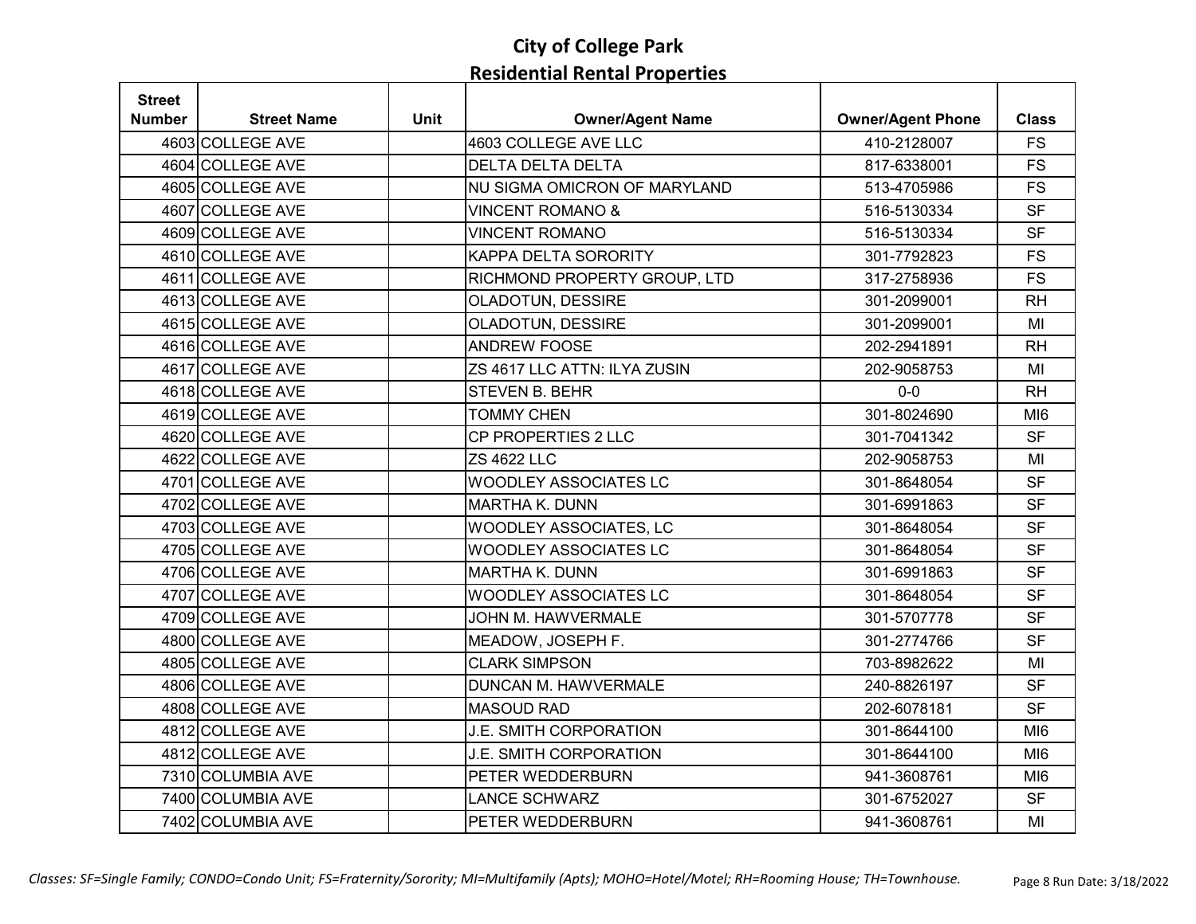# City of College Park
## Residential Rental Properties

| Street Number | Street Name | Unit | Owner/Agent Name | Owner/Agent Phone | Class |
|---|---|---|---|---|---|
| 4603 | COLLEGE AVE | | 4603 COLLEGE AVE LLC | 410-2128007 | FS |
| 4604 | COLLEGE AVE | | DELTA DELTA DELTA | 817-6338001 | FS |
| 4605 | COLLEGE AVE | | NU SIGMA OMICRON OF MARYLAND | 513-4705986 | FS |
| 4607 | COLLEGE AVE | | VINCENT ROMANO & | 516-5130334 | SF |
| 4609 | COLLEGE AVE | | VINCENT ROMANO | 516-5130334 | SF |
| 4610 | COLLEGE AVE | | KAPPA DELTA SORORITY | 301-7792823 | FS |
| 4611 | COLLEGE AVE | | RICHMOND PROPERTY GROUP, LTD | 317-2758936 | FS |
| 4613 | COLLEGE AVE | | OLADOTUN, DESSIRE | 301-2099001 | RH |
| 4615 | COLLEGE AVE | | OLADOTUN, DESSIRE | 301-2099001 | MI |
| 4616 | COLLEGE AVE | | ANDREW FOOSE | 202-2941891 | RH |
| 4617 | COLLEGE AVE | | ZS 4617 LLC ATTN: ILYA ZUSIN | 202-9058753 | MI |
| 4618 | COLLEGE AVE | | STEVEN B. BEHR | 0-0 | RH |
| 4619 | COLLEGE AVE | | TOMMY CHEN | 301-8024690 | MI6 |
| 4620 | COLLEGE AVE | | CP PROPERTIES 2 LLC | 301-7041342 | SF |
| 4622 | COLLEGE AVE | | ZS 4622 LLC | 202-9058753 | MI |
| 4701 | COLLEGE AVE | | WOODLEY ASSOCIATES LC | 301-8648054 | SF |
| 4702 | COLLEGE AVE | | MARTHA K. DUNN | 301-6991863 | SF |
| 4703 | COLLEGE AVE | | WOODLEY ASSOCIATES, LC | 301-8648054 | SF |
| 4705 | COLLEGE AVE | | WOODLEY ASSOCIATES LC | 301-8648054 | SF |
| 4706 | COLLEGE AVE | | MARTHA K. DUNN | 301-6991863 | SF |
| 4707 | COLLEGE AVE | | WOODLEY ASSOCIATES LC | 301-8648054 | SF |
| 4709 | COLLEGE AVE | | JOHN M. HAWVERMALE | 301-5707778 | SF |
| 4800 | COLLEGE AVE | | MEADOW, JOSEPH F. | 301-2774766 | SF |
| 4805 | COLLEGE AVE | | CLARK SIMPSON | 703-8982622 | MI |
| 4806 | COLLEGE AVE | | DUNCAN M. HAWVERMALE | 240-8826197 | SF |
| 4808 | COLLEGE AVE | | MASOUD RAD | 202-6078181 | SF |
| 4812 | COLLEGE AVE | | J.E. SMITH CORPORATION | 301-8644100 | MI6 |
| 4812 | COLLEGE AVE | | J.E. SMITH CORPORATION | 301-8644100 | MI6 |
| 7310 | COLUMBIA AVE | | PETER WEDDERBURN | 941-3608761 | MI6 |
| 7400 | COLUMBIA AVE | | LANCE SCHWARZ | 301-6752027 | SF |
| 7402 | COLUMBIA AVE | | PETER WEDDERBURN | 941-3608761 | MI |

*Classes: SF=Single Family; CONDO=Condo Unit; FS=Fraternity/Sorority; MI=Multifamily (Apts); MOHO=Hotel/Motel; RH=Rooming House; TH=Townhouse.*

Run Date: 3/18/2022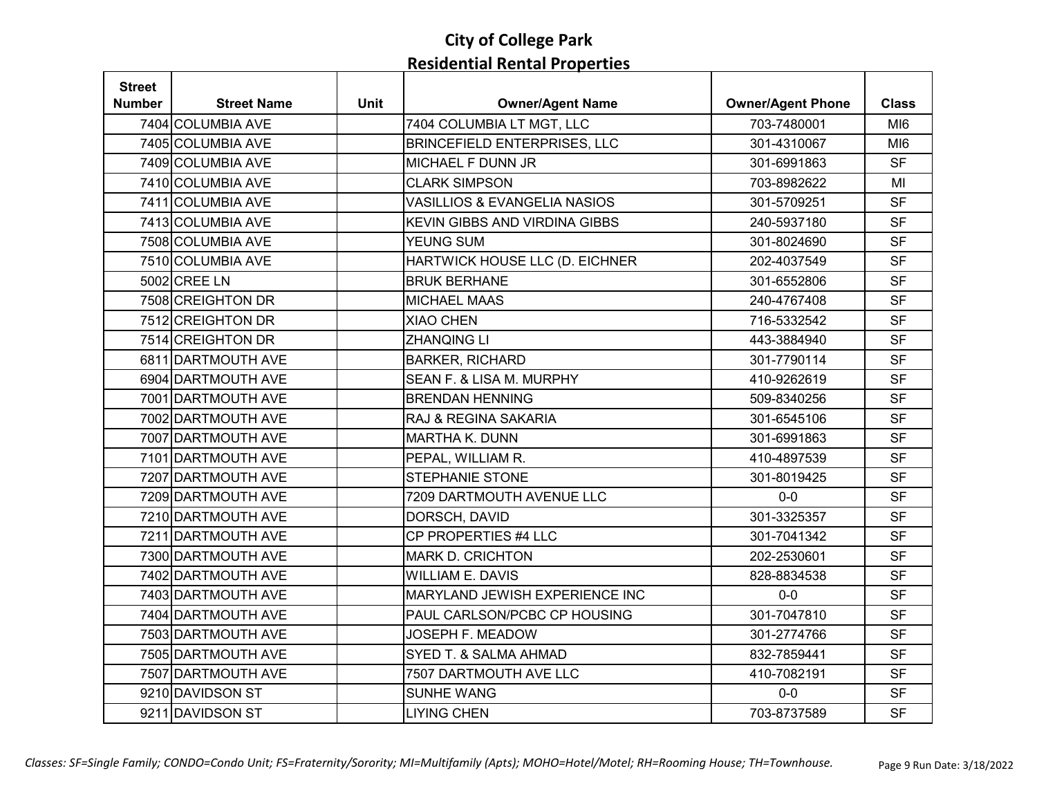# City of College Park

## Residential Rental Properties

| Street Number | Street Name | Unit | Owner/Agent Name | Owner/Agent Phone | Class |
|---|---|---|---|---|---|
| 7404 | COLUMBIA AVE | | 7404 COLUMBIA LT MGT, LLC | 703-7480001 | MI6 |
| 7405 | COLUMBIA AVE | | BRINCEFIELD ENTERPRISES, LLC | 301-4310067 | MI6 |
| 7409 | COLUMBIA AVE | | MICHAEL F DUNN JR | 301-6991863 | SF |
| 7410 | COLUMBIA AVE | | CLARK SIMPSON | 703-8982622 | MI |
| 7411 | COLUMBIA AVE | | VASILLIOS & EVANGELIA NASIOS | 301-5709251 | SF |
| 7413 | COLUMBIA AVE | | KEVIN GIBBS AND VIRDINA GIBBS | 240-5937180 | SF |
| 7508 | COLUMBIA AVE | | YEUNG SUM | 301-8024690 | SF |
| 7510 | COLUMBIA AVE | | HARTWICK HOUSE LLC (D. EICHNER | 202-4037549 | SF |
| 5002 | CREE LN | | BRUK BERHANE | 301-6552806 | SF |
| 7508 | CREIGHTON DR | | MICHAEL MAAS | 240-4767408 | SF |
| 7512 | CREIGHTON DR | | XIAO CHEN | 716-5332542 | SF |
| 7514 | CREIGHTON DR | | ZHANQING LI | 443-3884940 | SF |
| 6811 | DARTMOUTH AVE | | BARKER, RICHARD | 301-7790114 | SF |
| 6904 | DARTMOUTH AVE | | SEAN F. & LISA M. MURPHY | 410-9262619 | SF |
| 7001 | DARTMOUTH AVE | | BRENDAN HENNING | 509-8340256 | SF |
| 7002 | DARTMOUTH AVE | | RAJ & REGINA SAKARIA | 301-6545106 | SF |
| 7007 | DARTMOUTH AVE | | MARTHA K. DUNN | 301-6991863 | SF |
| 7101 | DARTMOUTH AVE | | PEPAL, WILLIAM R. | 410-4897539 | SF |
| 7207 | DARTMOUTH AVE | | STEPHANIE STONE | 301-8019425 | SF |
| 7209 | DARTMOUTH AVE | | 7209 DARTMOUTH AVENUE LLC | 0-0 | SF |
| 7210 | DARTMOUTH AVE | | DORSCH, DAVID | 301-3325357 | SF |
| 7211 | DARTMOUTH AVE | | CP PROPERTIES #4 LLC | 301-7041342 | SF |
| 7300 | DARTMOUTH AVE | | MARK D. CRICHTON | 202-2530601 | SF |
| 7402 | DARTMOUTH AVE | | WILLIAM E. DAVIS | 828-8834538 | SF |
| 7403 | DARTMOUTH AVE | | MARYLAND JEWISH EXPERIENCE INC | 0-0 | SF |
| 7404 | DARTMOUTH AVE | | PAUL CARLSON/PCBC CP HOUSING | 301-7047810 | SF |
| 7503 | DARTMOUTH AVE | | JOSEPH F. MEADOW | 301-2774766 | SF |
| 7505 | DARTMOUTH AVE | | SYED T. & SALMA AHMAD | 832-7859441 | SF |
| 7507 | DARTMOUTH AVE | | 7507 DARTMOUTH AVE LLC | 410-7082191 | SF |
| 9210 | DAVIDSON ST | | SUNHE WANG | 0-0 | SF |
| 9211 | DAVIDSON ST | | LIYING CHEN | 703-8737589 | SF |

*Classes: SF=Single Family; CONDO=Condo Unit; FS=Fraternity/Sorority; MI=Multifamily (Apts); MOHO=Hotel/Motel; RH=Rooming House; TH=Townhouse.*

Run Date: 3/18/2022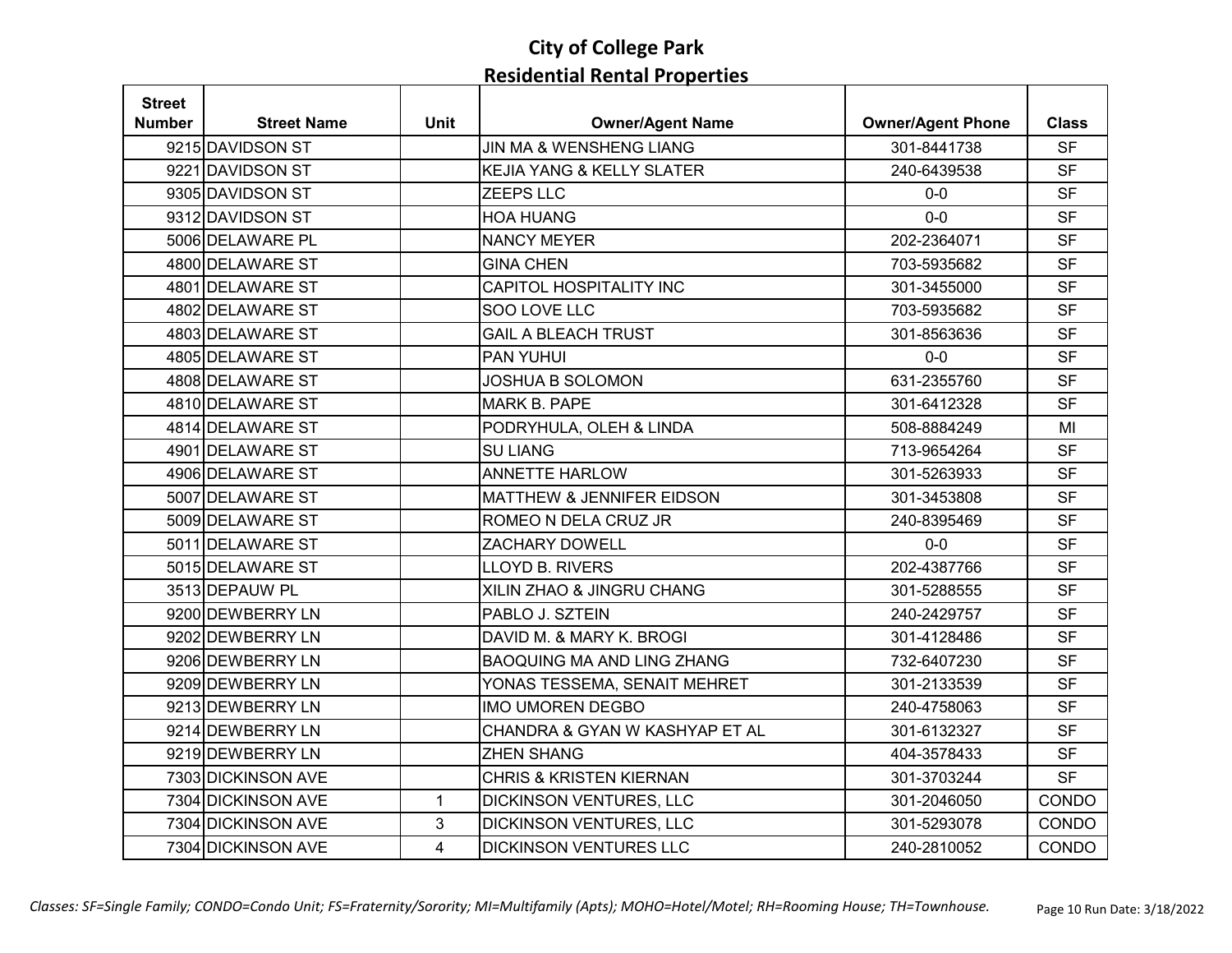# City of College Park
## Residential Rental Properties

| Street Number | Street Name | Unit | Owner/Agent Name | Owner/Agent Phone | Class |
|---|---|---|---|---|---|
| 9215 | DAVIDSON ST | | JIN MA & WENSHENG LIANG | 301-8441738 | SF |
| 9221 | DAVIDSON ST | | KEJIA YANG & KELLY SLATER | 240-6439538 | SF |
| 9305 | DAVIDSON ST | | ZEEPS LLC | 0-0 | SF |
| 9312 | DAVIDSON ST | | HOA HUANG | 0-0 | SF |
| 5006 | DELAWARE PL | | NANCY MEYER | 202-2364071 | SF |
| 4800 | DELAWARE ST | | GINA CHEN | 703-5935682 | SF |
| 4801 | DELAWARE ST | | CAPITOL HOSPITALITY INC | 301-3455000 | SF |
| 4802 | DELAWARE ST | | SOO LOVE LLC | 703-5935682 | SF |
| 4803 | DELAWARE ST | | GAIL A BLEACH TRUST | 301-8563636 | SF |
| 4805 | DELAWARE ST | | PAN YUHUI | 0-0 | SF |
| 4808 | DELAWARE ST | | JOSHUA B SOLOMON | 631-2355760 | SF |
| 4810 | DELAWARE ST | | MARK B. PAPE | 301-6412328 | SF |
| 4814 | DELAWARE ST | | PODRYHULA, OLEH & LINDA | 508-8884249 | MI |
| 4901 | DELAWARE ST | | SU LIANG | 713-9654264 | SF |
| 4906 | DELAWARE ST | | ANNETTE HARLOW | 301-5263933 | SF |
| 5007 | DELAWARE ST | | MATTHEW & JENNIFER EIDSON | 301-3453808 | SF |
| 5009 | DELAWARE ST | | ROMEO N DELA CRUZ JR | 240-8395469 | SF |
| 5011 | DELAWARE ST | | ZACHARY DOWELL | 0-0 | SF |
| 5015 | DELAWARE ST | | LLOYD B. RIVERS | 202-4387766 | SF |
| 3513 | DEPAUW PL | | XILIN ZHAO & JINGRU CHANG | 301-5288555 | SF |
| 9200 | DEWBERRY LN | | PABLO J. SZTEIN | 240-2429757 | SF |
| 9202 | DEWBERRY LN | | DAVID M. & MARY K. BROGI | 301-4128486 | SF |
| 9206 | DEWBERRY LN | | BAOQUING MA AND LING ZHANG | 732-6407230 | SF |
| 9209 | DEWBERRY LN | | YONAS TESSEMA, SENAIT MEHRET | 301-2133539 | SF |
| 9213 | DEWBERRY LN | | IMO UMOREN DEGBO | 240-4758063 | SF |
| 9214 | DEWBERRY LN | | CHANDRA & GYAN W KASHYAP ET AL | 301-6132327 | SF |
| 9219 | DEWBERRY LN | | ZHEN SHANG | 404-3578433 | SF |
| 7303 | DICKINSON AVE | | CHRIS & KRISTEN KIERNAN | 301-3703244 | SF |
| 7304 | DICKINSON AVE | 1 | DICKINSON VENTURES, LLC | 301-2046050 | CONDO |
| 7304 | DICKINSON AVE | 3 | DICKINSON VENTURES, LLC | 301-5293078 | CONDO |
| 7304 | DICKINSON AVE | 4 | DICKINSON VENTURES LLC | 240-2810052 | CONDO |

*Classes: SF=Single Family; CONDO=Condo Unit; FS=Fraternity/Sorority; MI=Multifamily (Apts); MOHO=Hotel/Motel; RH=Rooming House; TH=Townhouse.*

Run Date: 3/18/2022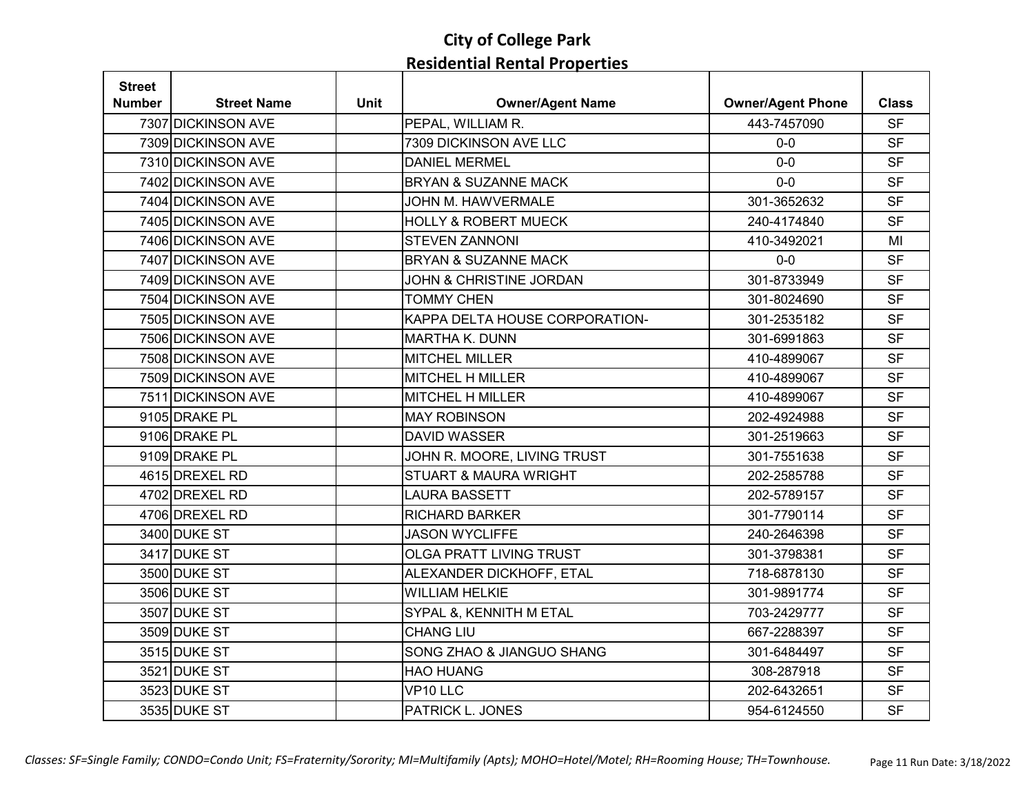# City of College Park
## Residential Rental Properties

| Street Number | Street Name | Unit | Owner/Agent Name | Owner/Agent Phone | Class |
|---|---|---|---|---|---|
| 7307 | DICKINSON AVE | | PEPAL, WILLIAM R. | 443-7457090 | SF |
| 7309 | DICKINSON AVE | | 7309 DICKINSON AVE LLC | 0-0 | SF |
| 7310 | DICKINSON AVE | | DANIEL MERMEL | 0-0 | SF |
| 7402 | DICKINSON AVE | | BRYAN & SUZANNE MACK | 0-0 | SF |
| 7404 | DICKINSON AVE | | JOHN M. HAWVERMALE | 301-3652632 | SF |
| 7405 | DICKINSON AVE | | HOLLY & ROBERT MUECK | 240-4174840 | SF |
| 7406 | DICKINSON AVE | | STEVEN ZANNONI | 410-3492021 | MI |
| 7407 | DICKINSON AVE | | BRYAN & SUZANNE MACK | 0-0 | SF |
| 7409 | DICKINSON AVE | | JOHN & CHRISTINE JORDAN | 301-8733949 | SF |
| 7504 | DICKINSON AVE | | TOMMY CHEN | 301-8024690 | SF |
| 7505 | DICKINSON AVE | | KAPPA DELTA HOUSE CORPORATION- | 301-2535182 | SF |
| 7506 | DICKINSON AVE | | MARTHA K. DUNN | 301-6991863 | SF |
| 7508 | DICKINSON AVE | | MITCHEL MILLER | 410-4899067 | SF |
| 7509 | DICKINSON AVE | | MITCHEL H MILLER | 410-4899067 | SF |
| 7511 | DICKINSON AVE | | MITCHEL H MILLER | 410-4899067 | SF |
| 9105 | DRAKE PL | | MAY ROBINSON | 202-4924988 | SF |
| 9106 | DRAKE PL | | DAVID WASSER | 301-2519663 | SF |
| 9109 | DRAKE PL | | JOHN R. MOORE, LIVING TRUST | 301-7551638 | SF |
| 4615 | DREXEL RD | | STUART & MAURA WRIGHT | 202-2585788 | SF |
| 4702 | DREXEL RD | | LAURA BASSETT | 202-5789157 | SF |
| 4706 | DREXEL RD | | RICHARD BARKER | 301-7790114 | SF |
| 3400 | DUKE ST | | JASON WYCLIFFE | 240-2646398 | SF |
| 3417 | DUKE ST | | OLGA PRATT LIVING TRUST | 301-3798381 | SF |
| 3500 | DUKE ST | | ALEXANDER DICKHOFF, ETAL | 718-6878130 | SF |
| 3506 | DUKE ST | | WILLIAM HELKIE | 301-9891774 | SF |
| 3507 | DUKE ST | | SYPAL &, KENNITH M ETAL | 703-2429777 | SF |
| 3509 | DUKE ST | | CHANG LIU | 667-2288397 | SF |
| 3515 | DUKE ST | | SONG ZHAO & JIANGUO SHANG | 301-6484497 | SF |
| 3521 | DUKE ST | | HAO HUANG | 308-287918 | SF |
| 3523 | DUKE ST | | VP10 LLC | 202-6432651 | SF |
| 3535 | DUKE ST | | PATRICK L. JONES | 954-6124550 | SF |

*Classes: SF=Single Family; CONDO=Condo Unit; FS=Fraternity/Sorority; MI=Multifamily (Apts); MOHO=Hotel/Motel; RH=Rooming House; TH=Townhouse.*

Run Date: 3/18/2022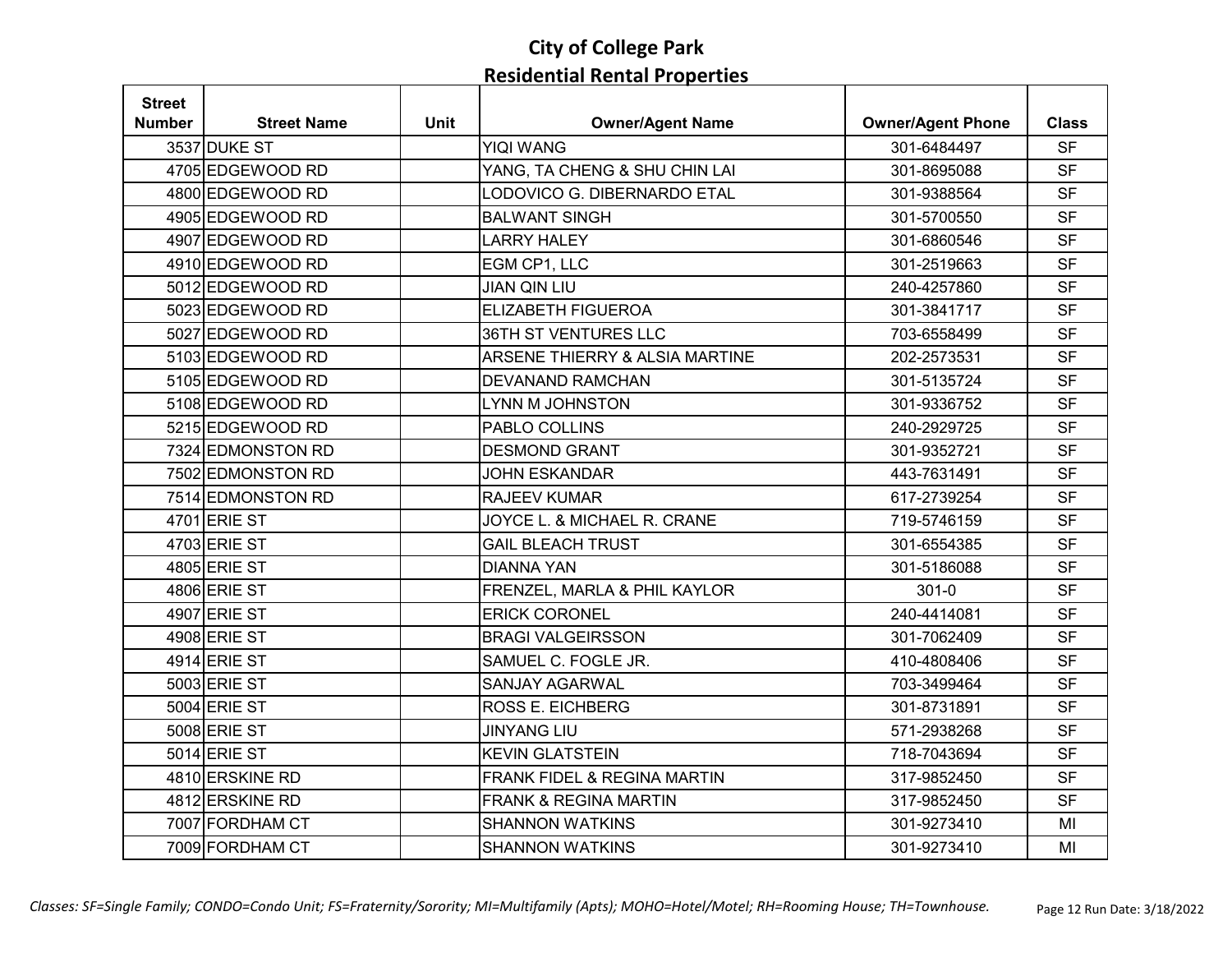# City of College Park
## Residential Rental Properties

| Street Number | Street Name | Unit | Owner/Agent Name | Owner/Agent Phone | Class |
|---|---|---|---|---|---|
| 3537 | DUKE ST | | YIQI WANG | 301-6484497 | SF |
| 4705 | EDGEWOOD RD | | YANG, TA CHENG & SHU CHIN LAI | 301-8695088 | SF |
| 4800 | EDGEWOOD RD | | LODOVICO G. DIBERNARDO ETAL | 301-9388564 | SF |
| 4905 | EDGEWOOD RD | | BALWANT SINGH | 301-5700550 | SF |
| 4907 | EDGEWOOD RD | | LARRY HALEY | 301-6860546 | SF |
| 4910 | EDGEWOOD RD | | EGM CP1, LLC | 301-2519663 | SF |
| 5012 | EDGEWOOD RD | | JIAN QIN LIU | 240-4257860 | SF |
| 5023 | EDGEWOOD RD | | ELIZABETH FIGUEROA | 301-3841717 | SF |
| 5027 | EDGEWOOD RD | | 36TH ST VENTURES LLC | 703-6558499 | SF |
| 5103 | EDGEWOOD RD | | ARSENE THIERRY & ALSIA MARTINE | 202-2573531 | SF |
| 5105 | EDGEWOOD RD | | DEVANAND RAMCHAN | 301-5135724 | SF |
| 5108 | EDGEWOOD RD | | LYNN M JOHNSTON | 301-9336752 | SF |
| 5215 | EDGEWOOD RD | | PABLO COLLINS | 240-2929725 | SF |
| 7324 | EDMONSTON RD | | DESMOND GRANT | 301-9352721 | SF |
| 7502 | EDMONSTON RD | | JOHN ESKANDAR | 443-7631491 | SF |
| 7514 | EDMONSTON RD | | RAJEEV KUMAR | 617-2739254 | SF |
| 4701 | ERIE ST | | JOYCE L. & MICHAEL R. CRANE | 719-5746159 | SF |
| 4703 | ERIE ST | | GAIL BLEACH TRUST | 301-6554385 | SF |
| 4805 | ERIE ST | | DIANNA YAN | 301-5186088 | SF |
| 4806 | ERIE ST | | FRENZEL, MARLA & PHIL KAYLOR | 301-0 | SF |
| 4907 | ERIE ST | | ERICK CORONEL | 240-4414081 | SF |
| 4908 | ERIE ST | | BRAGI VALGEIRSSON | 301-7062409 | SF |
| 4914 | ERIE ST | | SAMUEL C. FOGLE JR. | 410-4808406 | SF |
| 5003 | ERIE ST | | SANJAY AGARWAL | 703-3499464 | SF |
| 5004 | ERIE ST | | ROSS E. EICHBERG | 301-8731891 | SF |
| 5008 | ERIE ST | | JINYANG LIU | 571-2938268 | SF |
| 5014 | ERIE ST | | KEVIN GLATSTEIN | 718-7043694 | SF |
| 4810 | ERSKINE RD | | FRANK FIDEL & REGINA MARTIN | 317-9852450 | SF |
| 4812 | ERSKINE RD | | FRANK & REGINA MARTIN | 317-9852450 | SF |
| 7007 | FORDHAM CT | | SHANNON WATKINS | 301-9273410 | MI |
| 7009 | FORDHAM CT | | SHANNON WATKINS | 301-9273410 | MI |

*Classes: SF=Single Family; CONDO=Condo Unit; FS=Fraternity/Sorority; MI=Multifamily (Apts); MOHO=Hotel/Motel; RH=Rooming House; TH=Townhouse.*

Run Date: 3/18/2022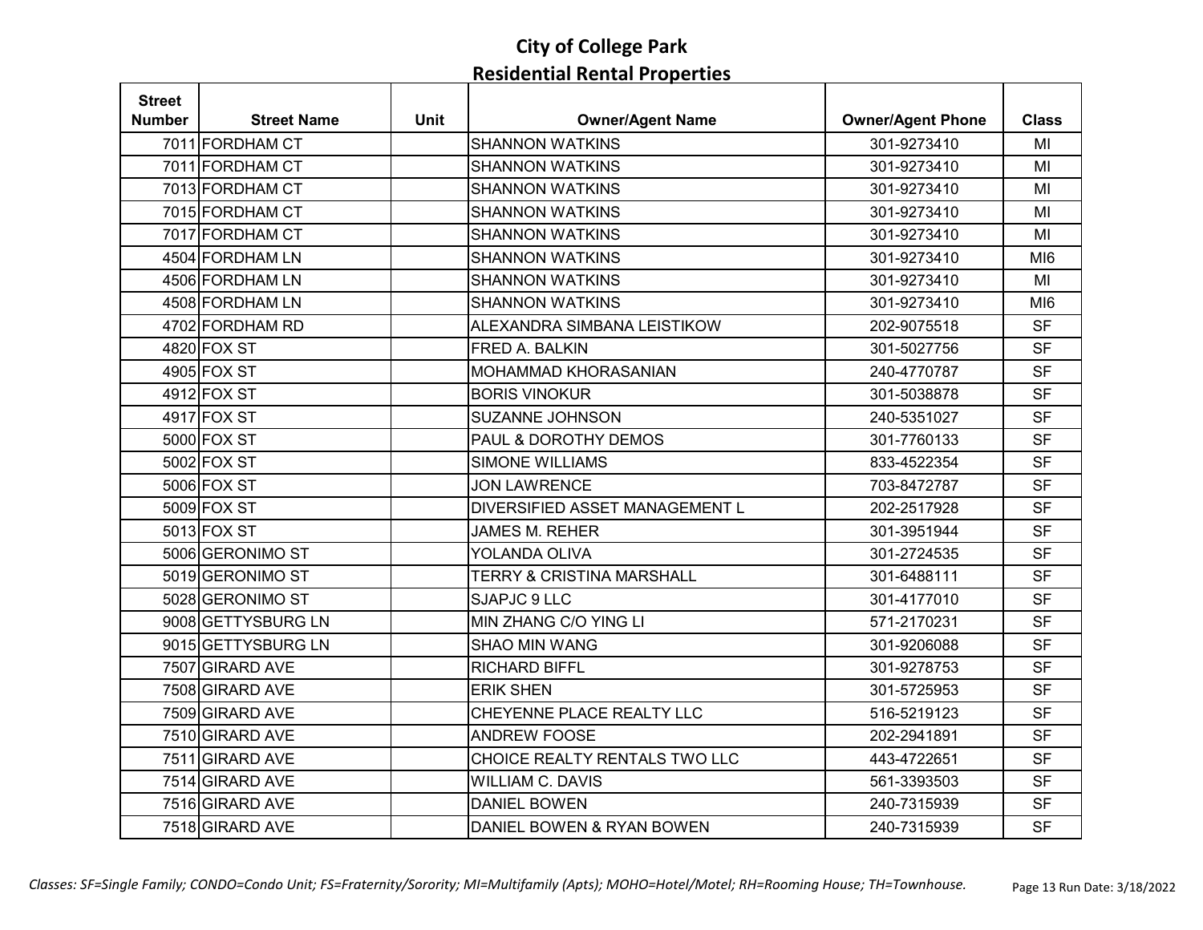# City of College Park
## Residential Rental Properties

| Street Number | Street Name | Unit | Owner/Agent Name | Owner/Agent Phone | Class |
|---|---|---|---|---|---|
| 7011 | FORDHAM CT | | SHANNON WATKINS | 301-9273410 | MI |
| 7011 | FORDHAM CT | | SHANNON WATKINS | 301-9273410 | MI |
| 7013 | FORDHAM CT | | SHANNON WATKINS | 301-9273410 | MI |
| 7015 | FORDHAM CT | | SHANNON WATKINS | 301-9273410 | MI |
| 7017 | FORDHAM CT | | SHANNON WATKINS | 301-9273410 | MI |
| 4504 | FORDHAM LN | | SHANNON WATKINS | 301-9273410 | MI6 |
| 4506 | FORDHAM LN | | SHANNON WATKINS | 301-9273410 | MI |
| 4508 | FORDHAM LN | | SHANNON WATKINS | 301-9273410 | MI6 |
| 4702 | FORDHAM RD | | ALEXANDRA SIMBANA LEISTIKOW | 202-9075518 | SF |
| 4820 | FOX ST | | FRED A. BALKIN | 301-5027756 | SF |
| 4905 | FOX ST | | MOHAMMAD KHORASANIAN | 240-4770787 | SF |
| 4912 | FOX ST | | BORIS VINOKUR | 301-5038878 | SF |
| 4917 | FOX ST | | SUZANNE JOHNSON | 240-5351027 | SF |
| 5000 | FOX ST | | PAUL & DOROTHY DEMOS | 301-7760133 | SF |
| 5002 | FOX ST | | SIMONE WILLIAMS | 833-4522354 | SF |
| 5006 | FOX ST | | JON LAWRENCE | 703-8472787 | SF |
| 5009 | FOX ST | | DIVERSIFIED ASSET MANAGEMENT L | 202-2517928 | SF |
| 5013 | FOX ST | | JAMES M. REHER | 301-3951944 | SF |
| 5006 | GERONIMO ST | | YOLANDA OLIVA | 301-2724535 | SF |
| 5019 | GERONIMO ST | | TERRY & CRISTINA MARSHALL | 301-6488111 | SF |
| 5028 | GERONIMO ST | | SJAPJC 9 LLC | 301-4177010 | SF |
| 9008 | GETTYSBURG LN | | MIN ZHANG C/O YING LI | 571-2170231 | SF |
| 9015 | GETTYSBURG LN | | SHAO MIN WANG | 301-9206088 | SF |
| 7507 | GIRARD AVE | | RICHARD BIFFL | 301-9278753 | SF |
| 7508 | GIRARD AVE | | ERIK SHEN | 301-5725953 | SF |
| 7509 | GIRARD AVE | | CHEYENNE PLACE REALTY LLC | 516-5219123 | SF |
| 7510 | GIRARD AVE | | ANDREW FOOSE | 202-2941891 | SF |
| 7511 | GIRARD AVE | | CHOICE REALTY RENTALS TWO LLC | 443-4722651 | SF |
| 7514 | GIRARD AVE | | WILLIAM C. DAVIS | 561-3393503 | SF |
| 7516 | GIRARD AVE | | DANIEL BOWEN | 240-7315939 | SF |
| 7518 | GIRARD AVE | | DANIEL BOWEN & RYAN BOWEN | 240-7315939 | SF |

*Classes: SF=Single Family; CONDO=Condo Unit; FS=Fraternity/Sorority; MI=Multifamily (Apts); MOHO=Hotel/Motel; RH=Rooming House; TH=Townhouse.*

Run Date: 3/18/2022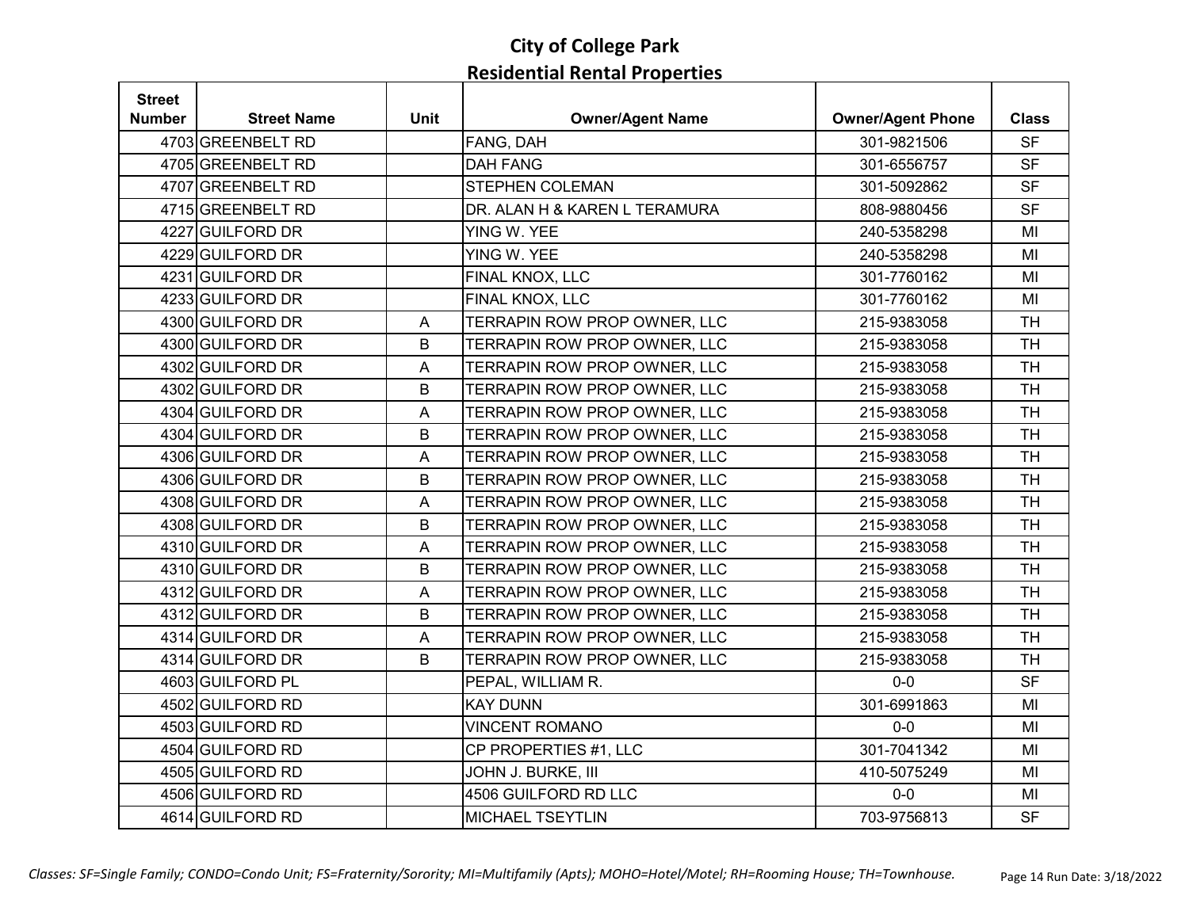# City of College Park
## Residential Rental Properties

| Street Number | Street Name | Unit | Owner/Agent Name | Owner/Agent Phone | Class |
|---|---|---|---|---|---|
| 4703 | GREENBELT RD | | FANG, DAH | 301-9821506 | SF |
| 4705 | GREENBELT RD | | DAH FANG | 301-6556757 | SF |
| 4707 | GREENBELT RD | | STEPHEN COLEMAN | 301-5092862 | SF |
| 4715 | GREENBELT RD | | DR. ALAN H & KAREN L TERAMURA | 808-9880456 | SF |
| 4227 | GUILFORD DR | | YING W. YEE | 240-5358298 | MI |
| 4229 | GUILFORD DR | | YING W. YEE | 240-5358298 | MI |
| 4231 | GUILFORD DR | | FINAL KNOX, LLC | 301-7760162 | MI |
| 4233 | GUILFORD DR | | FINAL KNOX, LLC | 301-7760162 | MI |
| 4300 | GUILFORD DR | A | TERRAPIN ROW PROP OWNER, LLC | 215-9383058 | TH |
| 4300 | GUILFORD DR | B | TERRAPIN ROW PROP OWNER, LLC | 215-9383058 | TH |
| 4302 | GUILFORD DR | A | TERRAPIN ROW PROP OWNER, LLC | 215-9383058 | TH |
| 4302 | GUILFORD DR | B | TERRAPIN ROW PROP OWNER, LLC | 215-9383058 | TH |
| 4304 | GUILFORD DR | A | TERRAPIN ROW PROP OWNER, LLC | 215-9383058 | TH |
| 4304 | GUILFORD DR | B | TERRAPIN ROW PROP OWNER, LLC | 215-9383058 | TH |
| 4306 | GUILFORD DR | A | TERRAPIN ROW PROP OWNER, LLC | 215-9383058 | TH |
| 4306 | GUILFORD DR | B | TERRAPIN ROW PROP OWNER, LLC | 215-9383058 | TH |
| 4308 | GUILFORD DR | A | TERRAPIN ROW PROP OWNER, LLC | 215-9383058 | TH |
| 4308 | GUILFORD DR | B | TERRAPIN ROW PROP OWNER, LLC | 215-9383058 | TH |
| 4310 | GUILFORD DR | A | TERRAPIN ROW PROP OWNER, LLC | 215-9383058 | TH |
| 4310 | GUILFORD DR | B | TERRAPIN ROW PROP OWNER, LLC | 215-9383058 | TH |
| 4312 | GUILFORD DR | A | TERRAPIN ROW PROP OWNER, LLC | 215-9383058 | TH |
| 4312 | GUILFORD DR | B | TERRAPIN ROW PROP OWNER, LLC | 215-9383058 | TH |
| 4314 | GUILFORD DR | A | TERRAPIN ROW PROP OWNER, LLC | 215-9383058 | TH |
| 4314 | GUILFORD DR | B | TERRAPIN ROW PROP OWNER, LLC | 215-9383058 | TH |
| 4603 | GUILFORD PL | | PEPAL, WILLIAM R. | 0-0 | SF |
| 4502 | GUILFORD RD | | KAY DUNN | 301-6991863 | MI |
| 4503 | GUILFORD RD | | VINCENT ROMANO | 0-0 | MI |
| 4504 | GUILFORD RD | | CP PROPERTIES #1, LLC | 301-7041342 | MI |
| 4505 | GUILFORD RD | | JOHN J. BURKE, III | 410-5075249 | MI |
| 4506 | GUILFORD RD | | 4506 GUILFORD RD LLC | 0-0 | MI |
| 4614 | GUILFORD RD | | MICHAEL TSEYTLIN | 703-9756813 | SF |

*Classes: SF=Single Family; CONDO=Condo Unit; FS=Fraternity/Sorority; MI=Multifamily (Apts); MOHO=Hotel/Motel; RH=Rooming House; TH=Townhouse.*

Run Date: 3/18/2022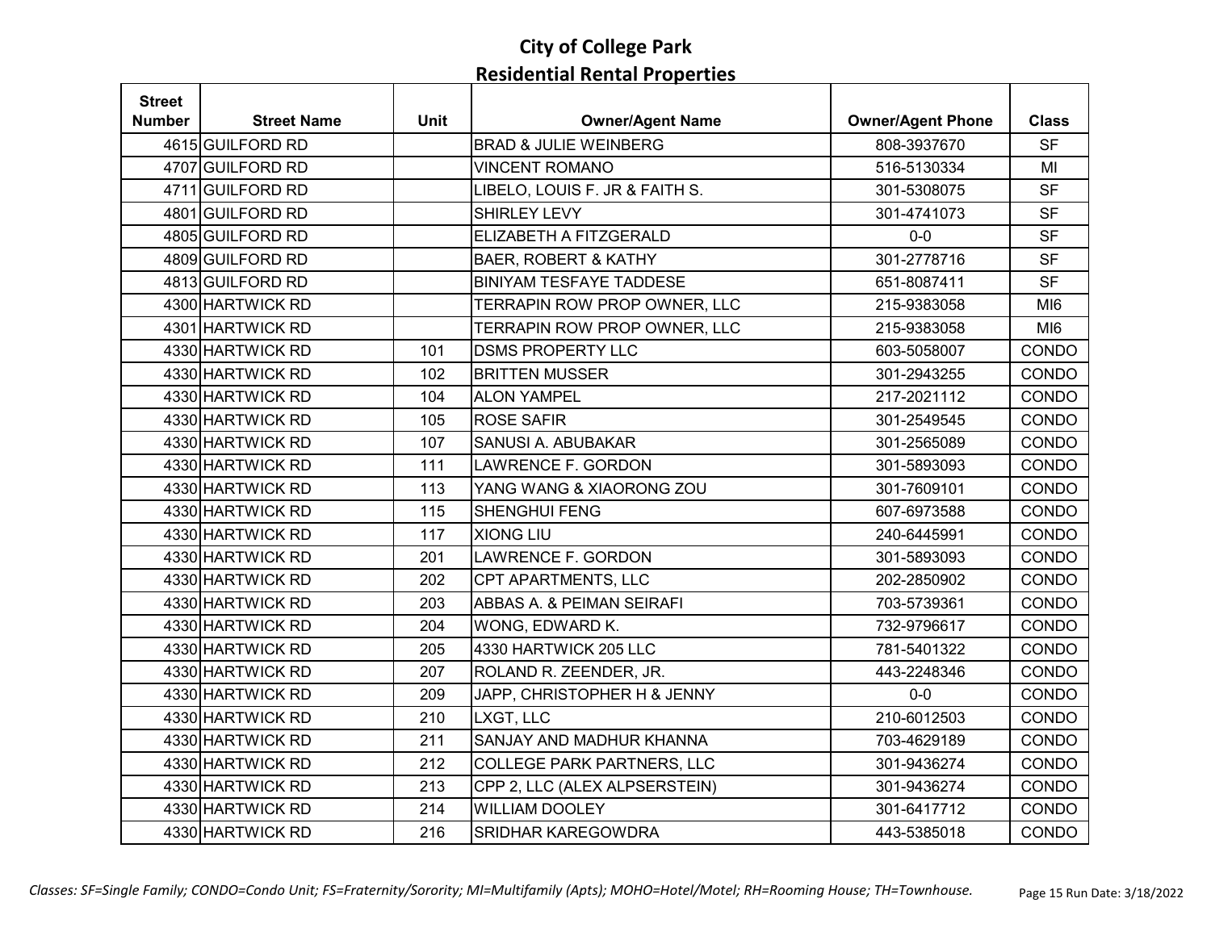# City of College Park
## Residential Rental Properties

| Street Number | Street Name | Unit | Owner/Agent Name | Owner/Agent Phone | Class |
|---|---|---|---|---|---|
| 4615 | GUILFORD RD | | BRAD & JULIE WEINBERG | 808-3937670 | SF |
| 4707 | GUILFORD RD | | VINCENT ROMANO | 516-5130334 | MI |
| 4711 | GUILFORD RD | | LIBELO, LOUIS F. JR & FAITH S. | 301-5308075 | SF |
| 4801 | GUILFORD RD | | SHIRLEY LEVY | 301-4741073 | SF |
| 4805 | GUILFORD RD | | ELIZABETH A FITZGERALD | 0-0 | SF |
| 4809 | GUILFORD RD | | BAER, ROBERT & KATHY | 301-2778716 | SF |
| 4813 | GUILFORD RD | | BINIYAM TESFAYE TADDESE | 651-8087411 | SF |
| 4300 | HARTWICK RD | | TERRAPIN ROW PROP OWNER, LLC | 215-9383058 | MI6 |
| 4301 | HARTWICK RD | | TERRAPIN ROW PROP OWNER, LLC | 215-9383058 | MI6 |
| 4330 | HARTWICK RD | 101 | DSMS PROPERTY LLC | 603-5058007 | CONDO |
| 4330 | HARTWICK RD | 102 | BRITTEN MUSSER | 301-2943255 | CONDO |
| 4330 | HARTWICK RD | 104 | ALON YAMPEL | 217-2021112 | CONDO |
| 4330 | HARTWICK RD | 105 | ROSE SAFIR | 301-2549545 | CONDO |
| 4330 | HARTWICK RD | 107 | SANUSI A. ABUBAKAR | 301-2565089 | CONDO |
| 4330 | HARTWICK RD | 111 | LAWRENCE F. GORDON | 301-5893093 | CONDO |
| 4330 | HARTWICK RD | 113 | YANG WANG & XIAORONG ZOU | 301-7609101 | CONDO |
| 4330 | HARTWICK RD | 115 | SHENGHUI FENG | 607-6973588 | CONDO |
| 4330 | HARTWICK RD | 117 | XIONG LIU | 240-6445991 | CONDO |
| 4330 | HARTWICK RD | 201 | LAWRENCE F. GORDON | 301-5893093 | CONDO |
| 4330 | HARTWICK RD | 202 | CPT APARTMENTS, LLC | 202-2850902 | CONDO |
| 4330 | HARTWICK RD | 203 | ABBAS A. & PEIMAN SEIRAFI | 703-5739361 | CONDO |
| 4330 | HARTWICK RD | 204 | WONG, EDWARD K. | 732-9796617 | CONDO |
| 4330 | HARTWICK RD | 205 | 4330 HARTWICK 205 LLC | 781-5401322 | CONDO |
| 4330 | HARTWICK RD | 207 | ROLAND R. ZEENDER, JR. | 443-2248346 | CONDO |
| 4330 | HARTWICK RD | 209 | JAPP, CHRISTOPHER H & JENNY | 0-0 | CONDO |
| 4330 | HARTWICK RD | 210 | LXGT, LLC | 210-6012503 | CONDO |
| 4330 | HARTWICK RD | 211 | SANJAY AND MADHUR KHANNA | 703-4629189 | CONDO |
| 4330 | HARTWICK RD | 212 | COLLEGE PARK PARTNERS, LLC | 301-9436274 | CONDO |
| 4330 | HARTWICK RD | 213 | CPP 2, LLC (ALEX ALPSERSTEIN) | 301-9436274 | CONDO |
| 4330 | HARTWICK RD | 214 | WILLIAM DOOLEY | 301-6417712 | CONDO |
| 4330 | HARTWICK RD | 216 | SRIDHAR KAREGOWDRA | 443-5385018 | CONDO |

*Classes: SF=Single Family; CONDO=Condo Unit; FS=Fraternity/Sorority; MI=Multifamily (Apts); MOHO=Hotel/Motel; RH=Rooming House; TH=Townhouse.*

Run Date: 3/18/2022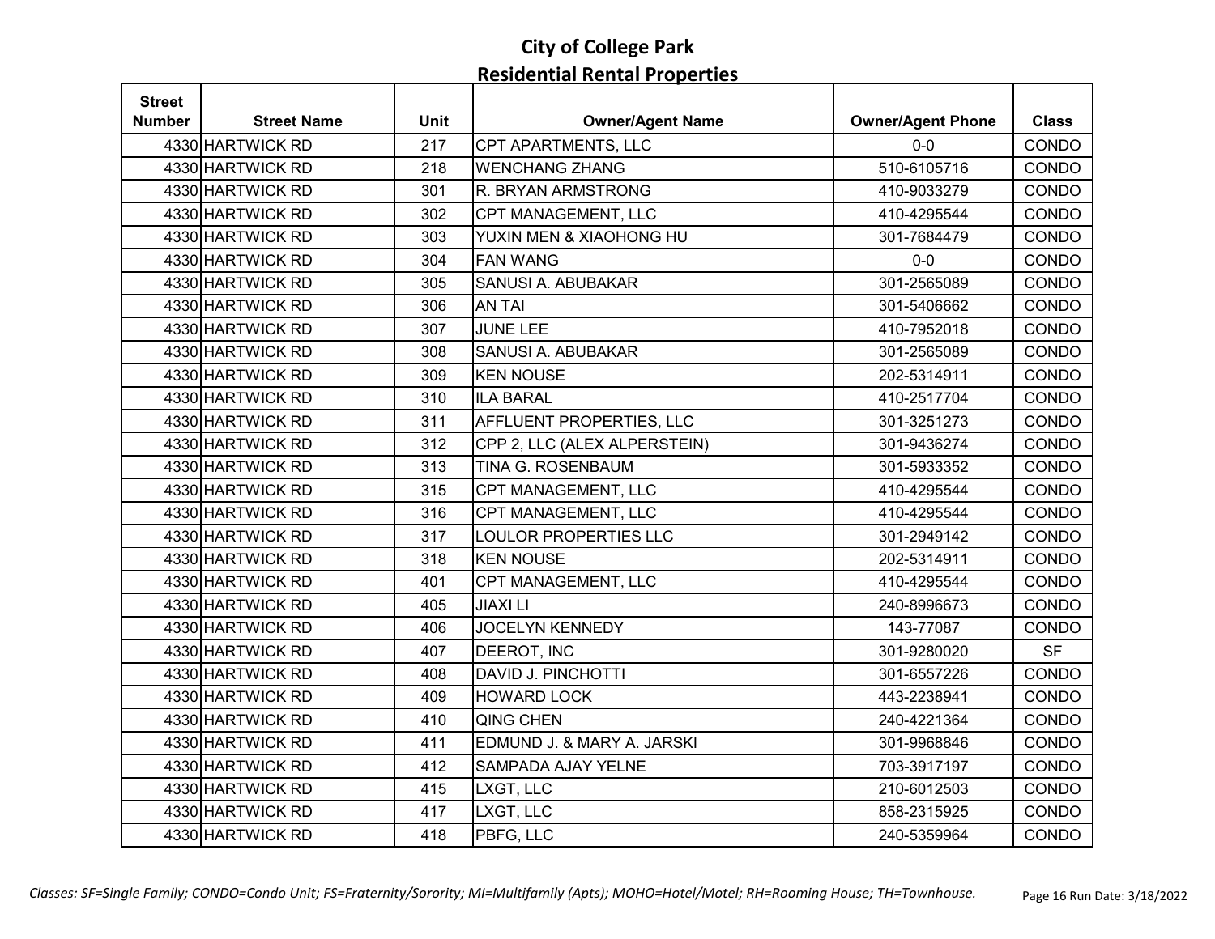# City of College Park
## Residential Rental Properties

| Street Number | Street Name | Unit | Owner/Agent Name | Owner/Agent Phone | Class |
|---|---|---|---|---|---|
| 4330 | HARTWICK RD | 217 | CPT APARTMENTS, LLC | 0-0 | CONDO |
| 4330 | HARTWICK RD | 218 | WENCHANG ZHANG | 510-6105716 | CONDO |
| 4330 | HARTWICK RD | 301 | R. BRYAN ARMSTRONG | 410-9033279 | CONDO |
| 4330 | HARTWICK RD | 302 | CPT MANAGEMENT, LLC | 410-4295544 | CONDO |
| 4330 | HARTWICK RD | 303 | YUXIN MEN & XIAOHONG HU | 301-7684479 | CONDO |
| 4330 | HARTWICK RD | 304 | FAN WANG | 0-0 | CONDO |
| 4330 | HARTWICK RD | 305 | SANUSI A. ABUBAKAR | 301-2565089 | CONDO |
| 4330 | HARTWICK RD | 306 | AN TAI | 301-5406662 | CONDO |
| 4330 | HARTWICK RD | 307 | JUNE LEE | 410-7952018 | CONDO |
| 4330 | HARTWICK RD | 308 | SANUSI A. ABUBAKAR | 301-2565089 | CONDO |
| 4330 | HARTWICK RD | 309 | KEN NOUSE | 202-5314911 | CONDO |
| 4330 | HARTWICK RD | 310 | ILA BARAL | 410-2517704 | CONDO |
| 4330 | HARTWICK RD | 311 | AFFLUENT PROPERTIES, LLC | 301-3251273 | CONDO |
| 4330 | HARTWICK RD | 312 | CPP 2, LLC (ALEX ALPERSTEIN) | 301-9436274 | CONDO |
| 4330 | HARTWICK RD | 313 | TINA G. ROSENBAUM | 301-5933352 | CONDO |
| 4330 | HARTWICK RD | 315 | CPT MANAGEMENT, LLC | 410-4295544 | CONDO |
| 4330 | HARTWICK RD | 316 | CPT MANAGEMENT, LLC | 410-4295544 | CONDO |
| 4330 | HARTWICK RD | 317 | LOULOR PROPERTIES LLC | 301-2949142 | CONDO |
| 4330 | HARTWICK RD | 318 | KEN NOUSE | 202-5314911 | CONDO |
| 4330 | HARTWICK RD | 401 | CPT MANAGEMENT, LLC | 410-4295544 | CONDO |
| 4330 | HARTWICK RD | 405 | JIAXI LI | 240-8996673 | CONDO |
| 4330 | HARTWICK RD | 406 | JOCELYN KENNEDY | 143-77087 | CONDO |
| 4330 | HARTWICK RD | 407 | DEEROT, INC | 301-9280020 | SF |
| 4330 | HARTWICK RD | 408 | DAVID J. PINCHOTTI | 301-6557226 | CONDO |
| 4330 | HARTWICK RD | 409 | HOWARD LOCK | 443-2238941 | CONDO |
| 4330 | HARTWICK RD | 410 | QING CHEN | 240-4221364 | CONDO |
| 4330 | HARTWICK RD | 411 | EDMUND J. & MARY A. JARSKI | 301-9968846 | CONDO |
| 4330 | HARTWICK RD | 412 | SAMPADA AJAY YELNE | 703-3917197 | CONDO |
| 4330 | HARTWICK RD | 415 | LXGT, LLC | 210-6012503 | CONDO |
| 4330 | HARTWICK RD | 417 | LXGT, LLC | 858-2315925 | CONDO |
| 4330 | HARTWICK RD | 418 | PBFG, LLC | 240-5359964 | CONDO |

*Classes: SF=Single Family; CONDO=Condo Unit; FS=Fraternity/Sorority; MI=Multifamily (Apts); MOHO=Hotel/Motel; RH=Rooming House; TH=Townhouse.*

Run Date: 3/18/2022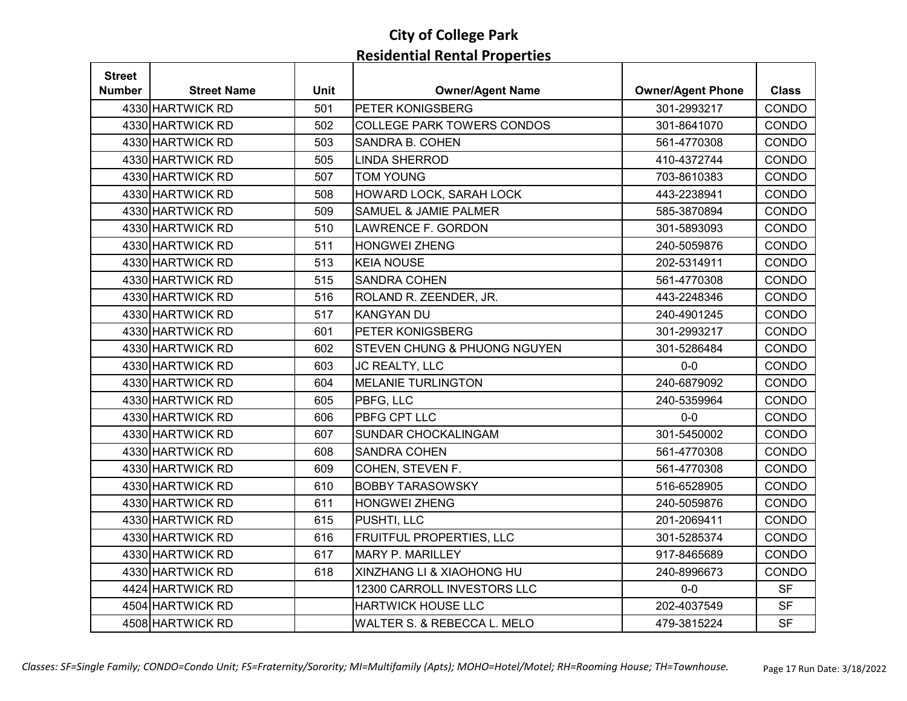# City of College Park
## Residential Rental Properties

| Street Number | Street Name | Unit | Owner/Agent Name | Owner/Agent Phone | Class |
|---|---|---|---|---|---|
| 4330 | HARTWICK RD | 501 | PETER KONIGSBERG | 301-2993217 | CONDO |
| 4330 | HARTWICK RD | 502 | COLLEGE PARK TOWERS CONDOS | 301-8641070 | CONDO |
| 4330 | HARTWICK RD | 503 | SANDRA B. COHEN | 561-4770308 | CONDO |
| 4330 | HARTWICK RD | 505 | LINDA SHERROD | 410-4372744 | CONDO |
| 4330 | HARTWICK RD | 507 | TOM YOUNG | 703-8610383 | CONDO |
| 4330 | HARTWICK RD | 508 | HOWARD LOCK, SARAH LOCK | 443-2238941 | CONDO |
| 4330 | HARTWICK RD | 509 | SAMUEL & JAMIE PALMER | 585-3870894 | CONDO |
| 4330 | HARTWICK RD | 510 | LAWRENCE F. GORDON | 301-5893093 | CONDO |
| 4330 | HARTWICK RD | 511 | HONGWEI ZHENG | 240-5059876 | CONDO |
| 4330 | HARTWICK RD | 513 | KEIA NOUSE | 202-5314911 | CONDO |
| 4330 | HARTWICK RD | 515 | SANDRA COHEN | 561-4770308 | CONDO |
| 4330 | HARTWICK RD | 516 | ROLAND R. ZEENDER, JR. | 443-2248346 | CONDO |
| 4330 | HARTWICK RD | 517 | KANGYAN DU | 240-4901245 | CONDO |
| 4330 | HARTWICK RD | 601 | PETER KONIGSBERG | 301-2993217 | CONDO |
| 4330 | HARTWICK RD | 602 | STEVEN CHUNG & PHUONG NGUYEN | 301-5286484 | CONDO |
| 4330 | HARTWICK RD | 603 | JC REALTY, LLC | 0-0 | CONDO |
| 4330 | HARTWICK RD | 604 | MELANIE TURLINGTON | 240-6879092 | CONDO |
| 4330 | HARTWICK RD | 605 | PBFG, LLC | 240-5359964 | CONDO |
| 4330 | HARTWICK RD | 606 | PBFG CPT LLC | 0-0 | CONDO |
| 4330 | HARTWICK RD | 607 | SUNDAR CHOCKALINGAM | 301-5450002 | CONDO |
| 4330 | HARTWICK RD | 608 | SANDRA COHEN | 561-4770308 | CONDO |
| 4330 | HARTWICK RD | 609 | COHEN, STEVEN F. | 561-4770308 | CONDO |
| 4330 | HARTWICK RD | 610 | BOBBY TARASOWSKY | 516-6528905 | CONDO |
| 4330 | HARTWICK RD | 611 | HONGWEI ZHENG | 240-5059876 | CONDO |
| 4330 | HARTWICK RD | 615 | PUSHTI, LLC | 201-2069411 | CONDO |
| 4330 | HARTWICK RD | 616 | FRUITFUL PROPERTIES, LLC | 301-5285374 | CONDO |
| 4330 | HARTWICK RD | 617 | MARY P. MARILLEY | 917-8465689 | CONDO |
| 4330 | HARTWICK RD | 618 | XINZHANG LI & XIAOHONG HU | 240-8996673 | CONDO |
| 4424 | HARTWICK RD | | 12300 CARROLL INVESTORS LLC | 0-0 | SF |
| 4504 | HARTWICK RD | | HARTWICK HOUSE LLC | 202-4037549 | SF |
| 4508 | HARTWICK RD | | WALTER S. & REBECCA L. MELO | 479-3815224 | SF |

*Classes: SF=Single Family; CONDO=Condo Unit; FS=Fraternity/Sorority; MI=Multifamily (Apts); MOHO=Hotel/Motel; RH=Rooming House; TH=Townhouse.*

Run Date: 3/18/2022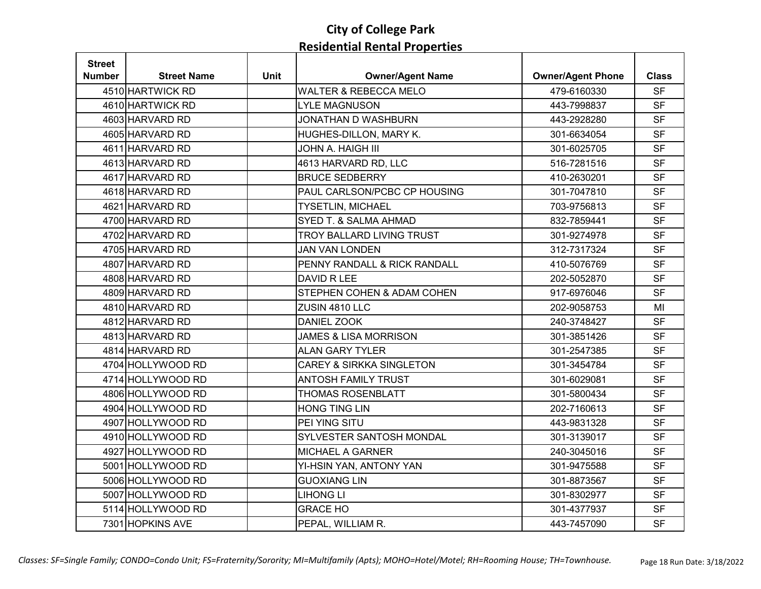# City of College Park
## Residential Rental Properties

| Street Number | Street Name | Unit | Owner/Agent Name | Owner/Agent Phone | Class |
|---|---|---|---|---|---|
| 4510 | HARTWICK RD | | WALTER & REBECCA MELO | 479-6160330 | SF |
| 4610 | HARTWICK RD | | LYLE MAGNUSON | 443-7998837 | SF |
| 4603 | HARVARD RD | | JONATHAN D WASHBURN | 443-2928280 | SF |
| 4605 | HARVARD RD | | HUGHES-DILLON, MARY K. | 301-6634054 | SF |
| 4611 | HARVARD RD | | JOHN A. HAIGH III | 301-6025705 | SF |
| 4613 | HARVARD RD | | 4613 HARVARD RD, LLC | 516-7281516 | SF |
| 4617 | HARVARD RD | | BRUCE SEDBERRY | 410-2630201 | SF |
| 4618 | HARVARD RD | | PAUL CARLSON/PCBC CP HOUSING | 301-7047810 | SF |
| 4621 | HARVARD RD | | TYSETLIN, MICHAEL | 703-9756813 | SF |
| 4700 | HARVARD RD | | SYED T. & SALMA AHMAD | 832-7859441 | SF |
| 4702 | HARVARD RD | | TROY BALLARD LIVING TRUST | 301-9274978 | SF |
| 4705 | HARVARD RD | | JAN VAN LONDEN | 312-7317324 | SF |
| 4807 | HARVARD RD | | PENNY RANDALL & RICK RANDALL | 410-5076769 | SF |
| 4808 | HARVARD RD | | DAVID R LEE | 202-5052870 | SF |
| 4809 | HARVARD RD | | STEPHEN COHEN & ADAM COHEN | 917-6976046 | SF |
| 4810 | HARVARD RD | | ZUSIN 4810 LLC | 202-9058753 | MI |
| 4812 | HARVARD RD | | DANIEL ZOOK | 240-3748427 | SF |
| 4813 | HARVARD RD | | JAMES & LISA MORRISON | 301-3851426 | SF |
| 4814 | HARVARD RD | | ALAN GARY TYLER | 301-2547385 | SF |
| 4704 | HOLLYWOOD RD | | CAREY & SIRKKA SINGLETON | 301-3454784 | SF |
| 4714 | HOLLYWOOD RD | | ANTOSH FAMILY TRUST | 301-6029081 | SF |
| 4806 | HOLLYWOOD RD | | THOMAS ROSENBLATT | 301-5800434 | SF |
| 4904 | HOLLYWOOD RD | | HONG TING LIN | 202-7160613 | SF |
| 4907 | HOLLYWOOD RD | | PEI YING SITU | 443-9831328 | SF |
| 4910 | HOLLYWOOD RD | | SYLVESTER SANTOSH MONDAL | 301-3139017 | SF |
| 4927 | HOLLYWOOD RD | | MICHAEL A GARNER | 240-3045016 | SF |
| 5001 | HOLLYWOOD RD | | YI-HSIN YAN, ANTONY YAN | 301-9475588 | SF |
| 5006 | HOLLYWOOD RD | | GUOXIANG LIN | 301-8873567 | SF |
| 5007 | HOLLYWOOD RD | | LIHONG LI | 301-8302977 | SF |
| 5114 | HOLLYWOOD RD | | GRACE HO | 301-4377937 | SF |
| 7301 | HOPKINS AVE | | PEPAL, WILLIAM R. | 443-7457090 | SF |

*Classes: SF=Single Family; CONDO=Condo Unit; FS=Fraternity/Sorority; MI=Multifamily (Apts); MOHO=Hotel/Motel; RH=Rooming House; TH=Townhouse.*

Run Date: 3/18/2022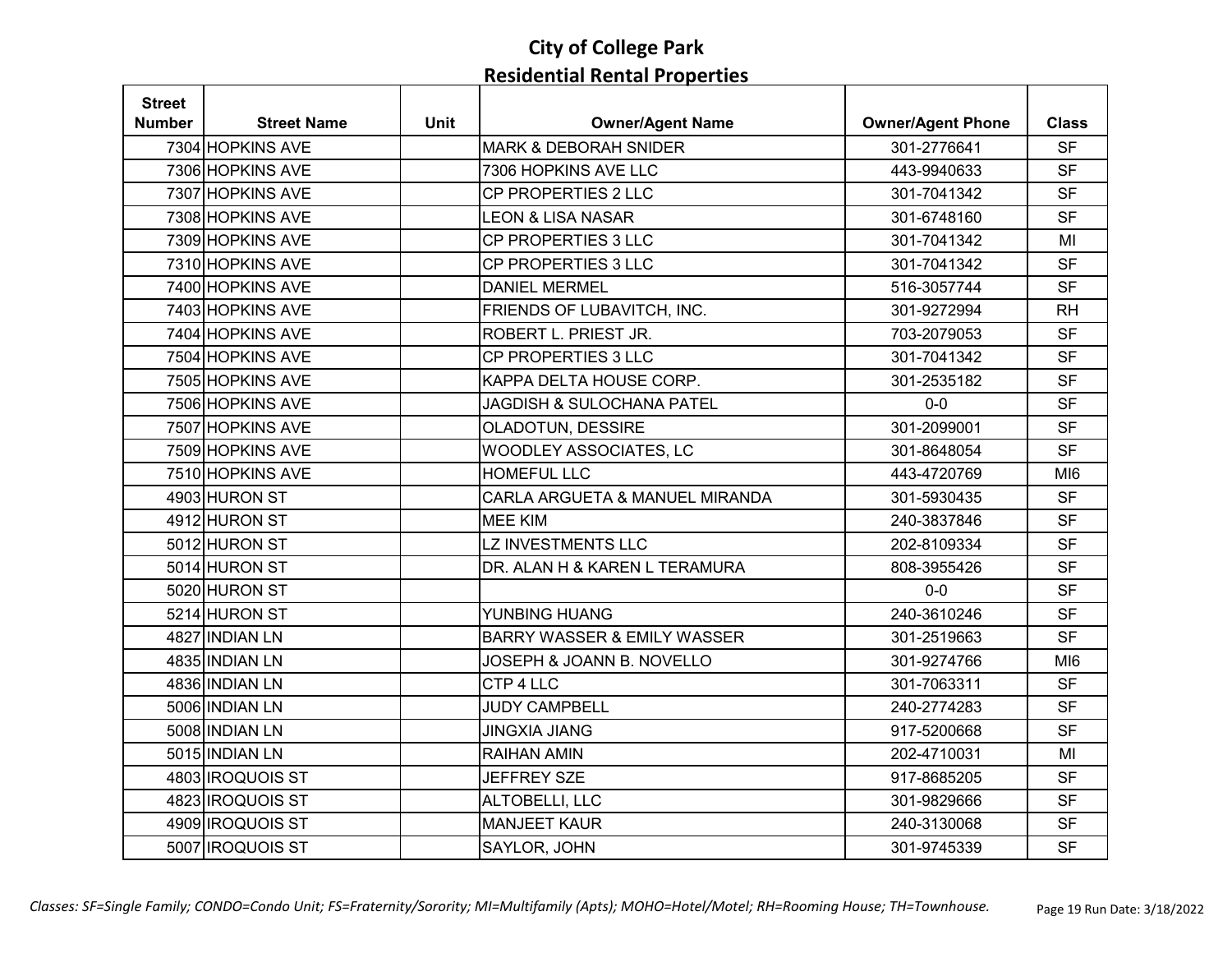# City of College Park
## Residential Rental Properties

| Street Number | Street Name | Unit | Owner/Agent Name | Owner/Agent Phone | Class |
|---|---|---|---|---|---|
| 7304 | HOPKINS AVE | | MARK & DEBORAH SNIDER | 301-2776641 | SF |
| 7306 | HOPKINS AVE | | 7306 HOPKINS AVE LLC | 443-9940633 | SF |
| 7307 | HOPKINS AVE | | CP PROPERTIES 2 LLC | 301-7041342 | SF |
| 7308 | HOPKINS AVE | | LEON & LISA NASAR | 301-6748160 | SF |
| 7309 | HOPKINS AVE | | CP PROPERTIES 3 LLC | 301-7041342 | MI |
| 7310 | HOPKINS AVE | | CP PROPERTIES 3 LLC | 301-7041342 | SF |
| 7400 | HOPKINS AVE | | DANIEL MERMEL | 516-3057744 | SF |
| 7403 | HOPKINS AVE | | FRIENDS OF LUBAVITCH, INC. | 301-9272994 | RH |
| 7404 | HOPKINS AVE | | ROBERT L. PRIEST JR. | 703-2079053 | SF |
| 7504 | HOPKINS AVE | | CP PROPERTIES 3 LLC | 301-7041342 | SF |
| 7505 | HOPKINS AVE | | KAPPA DELTA HOUSE CORP. | 301-2535182 | SF |
| 7506 | HOPKINS AVE | | JAGDISH & SULOCHANA PATEL | 0-0 | SF |
| 7507 | HOPKINS AVE | | OLADOTUN, DESSIRE | 301-2099001 | SF |
| 7509 | HOPKINS AVE | | WOODLEY ASSOCIATES, LC | 301-8648054 | SF |
| 7510 | HOPKINS AVE | | HOMEFUL LLC | 443-4720769 | MI6 |
| 4903 | HURON ST | | CARLA ARGUETA & MANUEL MIRANDA | 301-5930435 | SF |
| 4912 | HURON ST | | MEE KIM | 240-3837846 | SF |
| 5012 | HURON ST | | LZ INVESTMENTS LLC | 202-8109334 | SF |
| 5014 | HURON ST | | DR. ALAN H & KAREN L TERAMURA | 808-3955426 | SF |
| 5020 | HURON ST | | | 0-0 | SF |
| 5214 | HURON ST | | YUNBING HUANG | 240-3610246 | SF |
| 4827 | INDIAN LN | | BARRY WASSER & EMILY WASSER | 301-2519663 | SF |
| 4835 | INDIAN LN | | JOSEPH & JOANN B. NOVELLO | 301-9274766 | MI6 |
| 4836 | INDIAN LN | | CTP 4 LLC | 301-7063311 | SF |
| 5006 | INDIAN LN | | JUDY CAMPBELL | 240-2774283 | SF |
| 5008 | INDIAN LN | | JINGXIA JIANG | 917-5200668 | SF |
| 5015 | INDIAN LN | | RAIHAN AMIN | 202-4710031 | MI |
| 4803 | IROQUOIS ST | | JEFFREY SZE | 917-8685205 | SF |
| 4823 | IROQUOIS ST | | ALTOBELLI, LLC | 301-9829666 | SF |
| 4909 | IROQUOIS ST | | MANJEET KAUR | 240-3130068 | SF |
| 5007 | IROQUOIS ST | | SAYLOR, JOHN | 301-9745339 | SF |

*Classes: SF=Single Family; CONDO=Condo Unit; FS=Fraternity/Sorority; MI=Multifamily (Apts); MOHO=Hotel/Motel; RH=Rooming House; TH=Townhouse.*

Run Date: 3/18/2022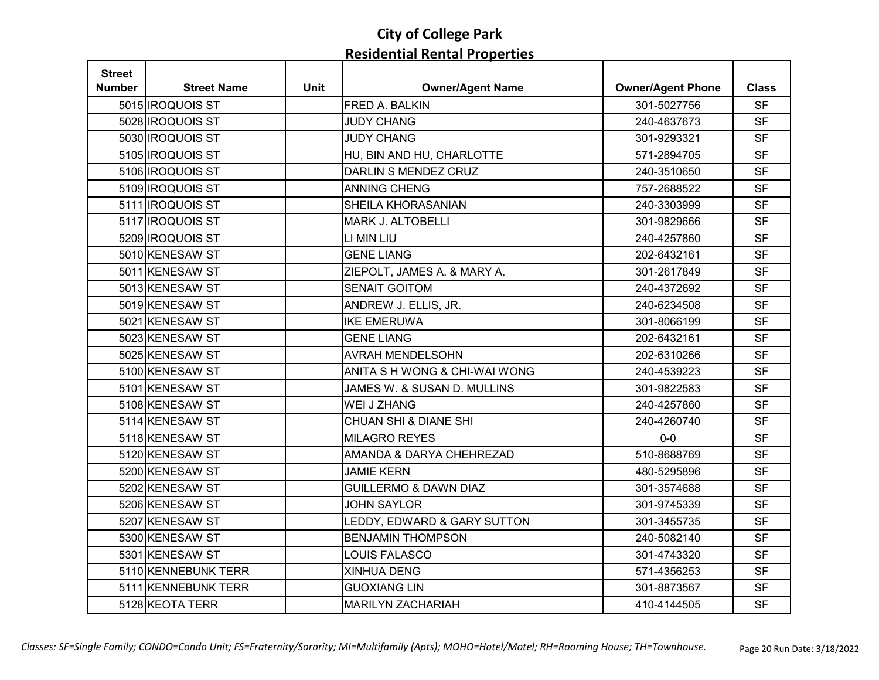# City of College Park
## Residential Rental Properties

| Street Number | Street Name | Unit | Owner/Agent Name | Owner/Agent Phone | Class |
|---|---|---|---|---|---|
| 5015 | IROQUOIS ST | | FRED A. BALKIN | 301-5027756 | SF |
| 5028 | IROQUOIS ST | | JUDY CHANG | 240-4637673 | SF |
| 5030 | IROQUOIS ST | | JUDY CHANG | 301-9293321 | SF |
| 5105 | IROQUOIS ST | | HU, BIN AND HU, CHARLOTTE | 571-2894705 | SF |
| 5106 | IROQUOIS ST | | DARLIN S MENDEZ CRUZ | 240-3510650 | SF |
| 5109 | IROQUOIS ST | | ANNING CHENG | 757-2688522 | SF |
| 5111 | IROQUOIS ST | | SHEILA KHORASANIAN | 240-3303999 | SF |
| 5117 | IROQUOIS ST | | MARK J. ALTOBELLI | 301-9829666 | SF |
| 5209 | IROQUOIS ST | | LI MIN LIU | 240-4257860 | SF |
| 5010 | KENESAW ST | | GENE LIANG | 202-6432161 | SF |
| 5011 | KENESAW ST | | ZIEPOLT, JAMES A. & MARY A. | 301-2617849 | SF |
| 5013 | KENESAW ST | | SENAIT GOITOM | 240-4372692 | SF |
| 5019 | KENESAW ST | | ANDREW J. ELLIS, JR. | 240-6234508 | SF |
| 5021 | KENESAW ST | | IKE EMERUWA | 301-8066199 | SF |
| 5023 | KENESAW ST | | GENE LIANG | 202-6432161 | SF |
| 5025 | KENESAW ST | | AVRAH MENDELSOHN | 202-6310266 | SF |
| 5100 | KENESAW ST | | ANITA S H WONG & CHI-WAI WONG | 240-4539223 | SF |
| 5101 | KENESAW ST | | JAMES W. & SUSAN D. MULLINS | 301-9822583 | SF |
| 5108 | KENESAW ST | | WEI J ZHANG | 240-4257860 | SF |
| 5114 | KENESAW ST | | CHUAN SHI & DIANE SHI | 240-4260740 | SF |
| 5118 | KENESAW ST | | MILAGRO REYES | 0-0 | SF |
| 5120 | KENESAW ST | | AMANDA & DARYA CHEHREZAD | 510-8688769 | SF |
| 5200 | KENESAW ST | | JAMIE KERN | 480-5295896 | SF |
| 5202 | KENESAW ST | | GUILLERMO & DAWN DIAZ | 301-3574688 | SF |
| 5206 | KENESAW ST | | JOHN SAYLOR | 301-9745339 | SF |
| 5207 | KENESAW ST | | LEDDY, EDWARD & GARY SUTTON | 301-3455735 | SF |
| 5300 | KENESAW ST | | BENJAMIN THOMPSON | 240-5082140 | SF |
| 5301 | KENESAW ST | | LOUIS FALASCO | 301-4743320 | SF |
| 5110 | KENNEBUNK TERR | | XINHUA DENG | 571-4356253 | SF |
| 5111 | KENNEBUNK TERR | | GUOXIANG LIN | 301-8873567 | SF |
| 5128 | KEOTA TERR | | MARILYN ZACHARIAH | 410-4144505 | SF |

*Classes: SF=Single Family; CONDO=Condo Unit; FS=Fraternity/Sorority; MI=Multifamily (Apts); MOHO=Hotel/Motel; RH=Rooming House; TH=Townhouse.*

Run Date: 3/18/2022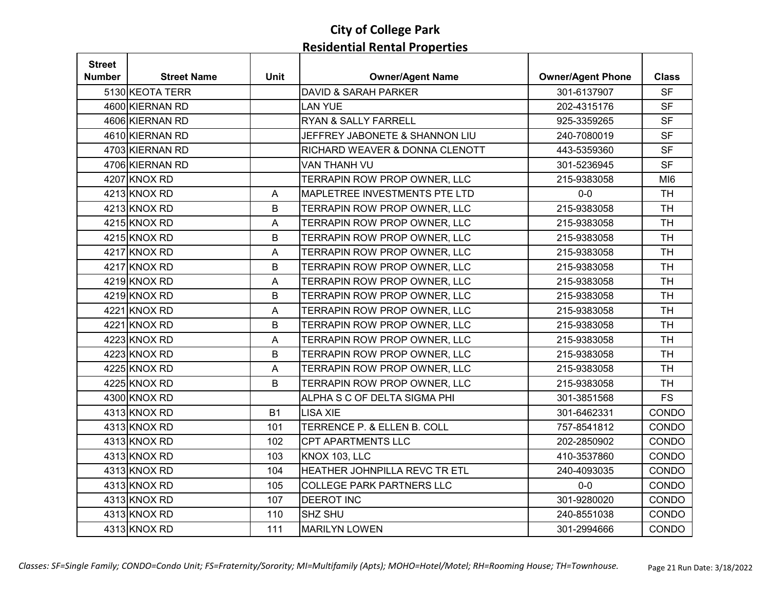# City of College Park
## Residential Rental Properties

| Street Number | Street Name | Unit | Owner/Agent Name | Owner/Agent Phone | Class |
|---|---|---|---|---|---|
| 5130 | KEOTA TERR | | DAVID & SARAH PARKER | 301-6137907 | SF |
| 4600 | KIERNAN RD | | LAN YUE | 202-4315176 | SF |
| 4606 | KIERNAN RD | | RYAN & SALLY FARRELL | 925-3359265 | SF |
| 4610 | KIERNAN RD | | JEFFREY JABONETE & SHANNON LIU | 240-7080019 | SF |
| 4703 | KIERNAN RD | | RICHARD WEAVER & DONNA CLENOTT | 443-5359360 | SF |
| 4706 | KIERNAN RD | | VAN THANH VU | 301-5236945 | SF |
| 4207 | KNOX RD | | TERRAPIN ROW PROP OWNER, LLC | 215-9383058 | MI6 |
| 4213 | KNOX RD | A | MAPLETREE INVESTMENTS PTE LTD | 0-0 | TH |
| 4213 | KNOX RD | B | TERRAPIN ROW PROP OWNER, LLC | 215-9383058 | TH |
| 4215 | KNOX RD | A | TERRAPIN ROW PROP OWNER, LLC | 215-9383058 | TH |
| 4215 | KNOX RD | B | TERRAPIN ROW PROP OWNER, LLC | 215-9383058 | TH |
| 4217 | KNOX RD | A | TERRAPIN ROW PROP OWNER, LLC | 215-9383058 | TH |
| 4217 | KNOX RD | B | TERRAPIN ROW PROP OWNER, LLC | 215-9383058 | TH |
| 4219 | KNOX RD | A | TERRAPIN ROW PROP OWNER, LLC | 215-9383058 | TH |
| 4219 | KNOX RD | B | TERRAPIN ROW PROP OWNER, LLC | 215-9383058 | TH |
| 4221 | KNOX RD | A | TERRAPIN ROW PROP OWNER, LLC | 215-9383058 | TH |
| 4221 | KNOX RD | B | TERRAPIN ROW PROP OWNER, LLC | 215-9383058 | TH |
| 4223 | KNOX RD | A | TERRAPIN ROW PROP OWNER, LLC | 215-9383058 | TH |
| 4223 | KNOX RD | B | TERRAPIN ROW PROP OWNER, LLC | 215-9383058 | TH |
| 4225 | KNOX RD | A | TERRAPIN ROW PROP OWNER, LLC | 215-9383058 | TH |
| 4225 | KNOX RD | B | TERRAPIN ROW PROP OWNER, LLC | 215-9383058 | TH |
| 4300 | KNOX RD | | ALPHA S C OF DELTA SIGMA PHI | 301-3851568 | FS |
| 4313 | KNOX RD | B1 | LISA XIE | 301-6462331 | CONDO |
| 4313 | KNOX RD | 101 | TERRENCE P. & ELLEN B. COLL | 757-8541812 | CONDO |
| 4313 | KNOX RD | 102 | CPT APARTMENTS LLC | 202-2850902 | CONDO |
| 4313 | KNOX RD | 103 | KNOX 103, LLC | 410-3537860 | CONDO |
| 4313 | KNOX RD | 104 | HEATHER JOHNPILLA REVC TR ETL | 240-4093035 | CONDO |
| 4313 | KNOX RD | 105 | COLLEGE PARK PARTNERS LLC | 0-0 | CONDO |
| 4313 | KNOX RD | 107 | DEEROT INC | 301-9280020 | CONDO |
| 4313 | KNOX RD | 110 | SHZ SHU | 240-8551038 | CONDO |
| 4313 | KNOX RD | 111 | MARILYN LOWEN | 301-2994666 | CONDO |

*Classes: SF=Single Family; CONDO=Condo Unit; FS=Fraternity/Sorority; MI=Multifamily (Apts); MOHO=Hotel/Motel; RH=Rooming House; TH=Townhouse.*

Run Date: 3/18/2022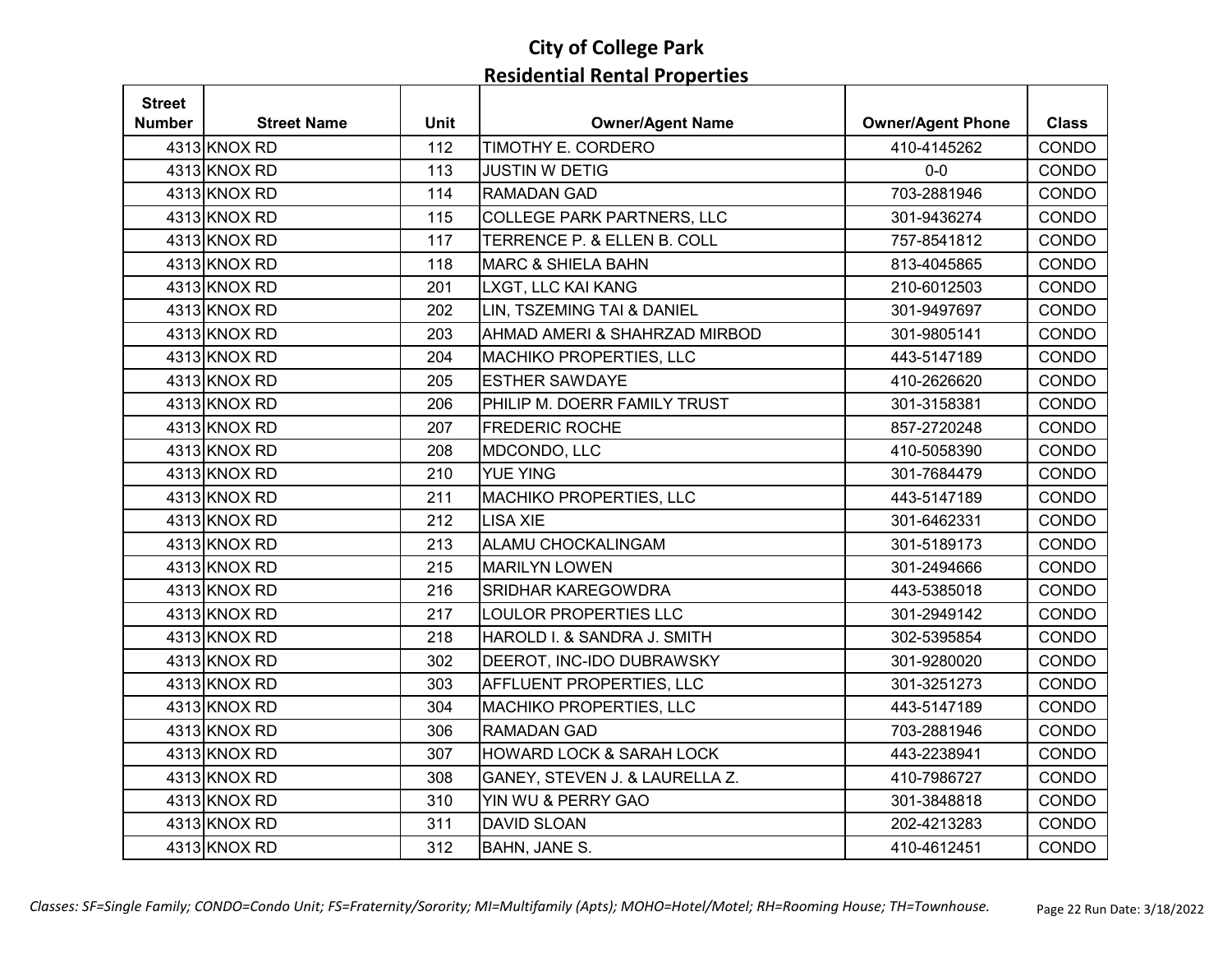## City of College Park
## Residential Rental Properties

| Street Number | Street Name | Unit | Owner/Agent Name | Owner/Agent Phone | Class |
|---|---|---|---|---|---|
| 4313 | KNOX RD | 112 | TIMOTHY E. CORDERO | 410-4145262 | CONDO |
| 4313 | KNOX RD | 113 | JUSTIN W DETIG | 0-0 | CONDO |
| 4313 | KNOX RD | 114 | RAMADAN GAD | 703-2881946 | CONDO |
| 4313 | KNOX RD | 115 | COLLEGE PARK PARTNERS, LLC | 301-9436274 | CONDO |
| 4313 | KNOX RD | 117 | TERRENCE P. & ELLEN B. COLL | 757-8541812 | CONDO |
| 4313 | KNOX RD | 118 | MARC & SHIELA BAHN | 813-4045865 | CONDO |
| 4313 | KNOX RD | 201 | LXGT, LLC KAI KANG | 210-6012503 | CONDO |
| 4313 | KNOX RD | 202 | LIN, TSZEMING TAI & DANIEL | 301-9497697 | CONDO |
| 4313 | KNOX RD | 203 | AHMAD AMERI & SHAHRZAD MIRBOD | 301-9805141 | CONDO |
| 4313 | KNOX RD | 204 | MACHIKO PROPERTIES, LLC | 443-5147189 | CONDO |
| 4313 | KNOX RD | 205 | ESTHER SAWDAYE | 410-2626620 | CONDO |
| 4313 | KNOX RD | 206 | PHILIP M. DOERR FAMILY TRUST | 301-3158381 | CONDO |
| 4313 | KNOX RD | 207 | FREDERIC ROCHE | 857-2720248 | CONDO |
| 4313 | KNOX RD | 208 | MDCONDO, LLC | 410-5058390 | CONDO |
| 4313 | KNOX RD | 210 | YUE YING | 301-7684479 | CONDO |
| 4313 | KNOX RD | 211 | MACHIKO PROPERTIES, LLC | 443-5147189 | CONDO |
| 4313 | KNOX RD | 212 | LISA XIE | 301-6462331 | CONDO |
| 4313 | KNOX RD | 213 | ALAMU CHOCKALINGAM | 301-5189173 | CONDO |
| 4313 | KNOX RD | 215 | MARILYN LOWEN | 301-2494666 | CONDO |
| 4313 | KNOX RD | 216 | SRIDHAR KAREGOWDRA | 443-5385018 | CONDO |
| 4313 | KNOX RD | 217 | LOULOR PROPERTIES LLC | 301-2949142 | CONDO |
| 4313 | KNOX RD | 218 | HAROLD I. & SANDRA J. SMITH | 302-5395854 | CONDO |
| 4313 | KNOX RD | 302 | DEEROT, INC-IDO DUBRAWSKY | 301-9280020 | CONDO |
| 4313 | KNOX RD | 303 | AFFLUENT PROPERTIES, LLC | 301-3251273 | CONDO |
| 4313 | KNOX RD | 304 | MACHIKO PROPERTIES, LLC | 443-5147189 | CONDO |
| 4313 | KNOX RD | 306 | RAMADAN GAD | 703-2881946 | CONDO |
| 4313 | KNOX RD | 307 | HOWARD LOCK & SARAH LOCK | 443-2238941 | CONDO |
| 4313 | KNOX RD | 308 | GANEY, STEVEN J. & LAURELLA Z. | 410-7986727 | CONDO |
| 4313 | KNOX RD | 310 | YIN WU & PERRY GAO | 301-3848818 | CONDO |
| 4313 | KNOX RD | 311 | DAVID SLOAN | 202-4213283 | CONDO |
| 4313 | KNOX RD | 312 | BAHN, JANE S. | 410-4612451 | CONDO |

*Classes: SF=Single Family; CONDO=Condo Unit; FS=Fraternity/Sorority; MI=Multifamily (Apts); MOHO=Hotel/Motel; RH=Rooming House; TH=Townhouse.*

Run Date: 3/18/2022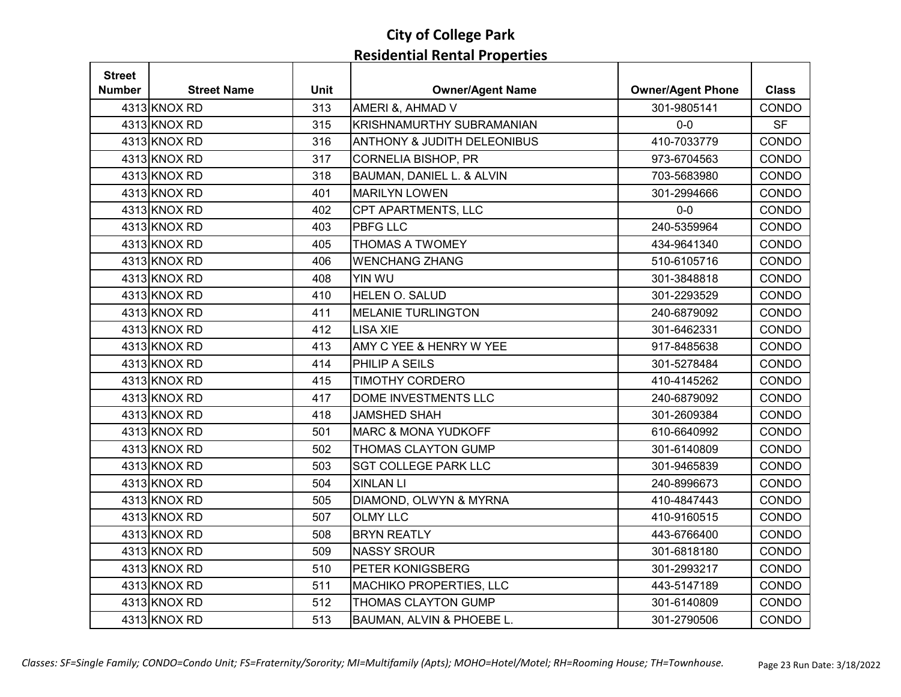# City of College Park
## Residential Rental Properties

| Street Number | Street Name | Unit | Owner/Agent Name | Owner/Agent Phone | Class |
|---|---|---|---|---|---|
| 4313 | KNOX RD | 313 | AMERI &, AHMAD V | 301-9805141 | CONDO |
| 4313 | KNOX RD | 315 | KRISHNAMURTHY SUBRAMANIAN | 0-0 | SF |
| 4313 | KNOX RD | 316 | ANTHONY & JUDITH DELEONIBUS | 410-7033779 | CONDO |
| 4313 | KNOX RD | 317 | CORNELIA BISHOP, PR | 973-6704563 | CONDO |
| 4313 | KNOX RD | 318 | BAUMAN, DANIEL L. & ALVIN | 703-5683980 | CONDO |
| 4313 | KNOX RD | 401 | MARILYN LOWEN | 301-2994666 | CONDO |
| 4313 | KNOX RD | 402 | CPT APARTMENTS, LLC | 0-0 | CONDO |
| 4313 | KNOX RD | 403 | PBFG LLC | 240-5359964 | CONDO |
| 4313 | KNOX RD | 405 | THOMAS A TWOMEY | 434-9641340 | CONDO |
| 4313 | KNOX RD | 406 | WENCHANG ZHANG | 510-6105716 | CONDO |
| 4313 | KNOX RD | 408 | YIN WU | 301-3848818 | CONDO |
| 4313 | KNOX RD | 410 | HELEN O. SALUD | 301-2293529 | CONDO |
| 4313 | KNOX RD | 411 | MELANIE TURLINGTON | 240-6879092 | CONDO |
| 4313 | KNOX RD | 412 | LISA XIE | 301-6462331 | CONDO |
| 4313 | KNOX RD | 413 | AMY C YEE & HENRY W YEE | 917-8485638 | CONDO |
| 4313 | KNOX RD | 414 | PHILIP A SEILS | 301-5278484 | CONDO |
| 4313 | KNOX RD | 415 | TIMOTHY CORDERO | 410-4145262 | CONDO |
| 4313 | KNOX RD | 417 | DOME INVESTMENTS LLC | 240-6879092 | CONDO |
| 4313 | KNOX RD | 418 | JAMSHED SHAH | 301-2609384 | CONDO |
| 4313 | KNOX RD | 501 | MARC & MONA YUDKOFF | 610-6640992 | CONDO |
| 4313 | KNOX RD | 502 | THOMAS CLAYTON GUMP | 301-6140809 | CONDO |
| 4313 | KNOX RD | 503 | SGT COLLEGE PARK LLC | 301-9465839 | CONDO |
| 4313 | KNOX RD | 504 | XINLAN LI | 240-8996673 | CONDO |
| 4313 | KNOX RD | 505 | DIAMOND, OLWYN & MYRNA | 410-4847443 | CONDO |
| 4313 | KNOX RD | 507 | OLMY LLC | 410-9160515 | CONDO |
| 4313 | KNOX RD | 508 | BRYN REATLY | 443-6766400 | CONDO |
| 4313 | KNOX RD | 509 | NASSY SROUR | 301-6818180 | CONDO |
| 4313 | KNOX RD | 510 | PETER KONIGSBERG | 301-2993217 | CONDO |
| 4313 | KNOX RD | 511 | MACHIKO PROPERTIES, LLC | 443-5147189 | CONDO |
| 4313 | KNOX RD | 512 | THOMAS CLAYTON GUMP | 301-6140809 | CONDO |
| 4313 | KNOX RD | 513 | BAUMAN, ALVIN & PHOEBE L. | 301-2790506 | CONDO |

*Classes: SF=Single Family; CONDO=Condo Unit; FS=Fraternity/Sorority; MI=Multifamily (Apts); MOHO=Hotel/Motel; RH=Rooming House; TH=Townhouse.*

Run Date: 3/18/2022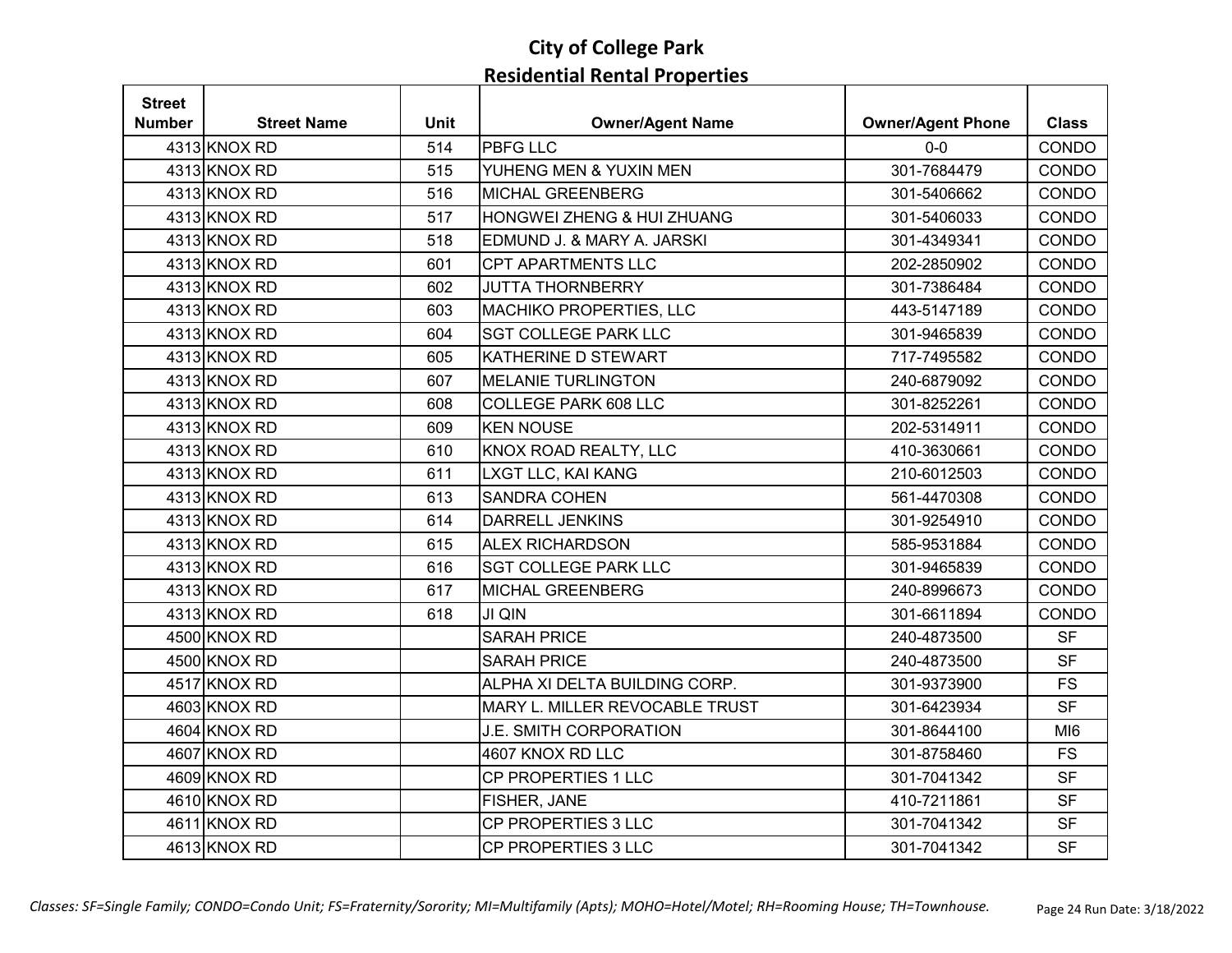# City of College Park
## Residential Rental Properties

| Street Number | Street Name | Unit | Owner/Agent Name | Owner/Agent Phone | Class |
|---|---|---|---|---|---|
| 4313 | KNOX RD | 514 | PBFG LLC | 0-0 | CONDO |
| 4313 | KNOX RD | 515 | YUHENG MEN & YUXIN MEN | 301-7684479 | CONDO |
| 4313 | KNOX RD | 516 | MICHAL GREENBERG | 301-5406662 | CONDO |
| 4313 | KNOX RD | 517 | HONGWEI ZHENG & HUI ZHUANG | 301-5406033 | CONDO |
| 4313 | KNOX RD | 518 | EDMUND J. & MARY A. JARSKI | 301-4349341 | CONDO |
| 4313 | KNOX RD | 601 | CPT APARTMENTS LLC | 202-2850902 | CONDO |
| 4313 | KNOX RD | 602 | JUTTA THORNBERRY | 301-7386484 | CONDO |
| 4313 | KNOX RD | 603 | MACHIKO PROPERTIES, LLC | 443-5147189 | CONDO |
| 4313 | KNOX RD | 604 | SGT COLLEGE PARK LLC | 301-9465839 | CONDO |
| 4313 | KNOX RD | 605 | KATHERINE D STEWART | 717-7495582 | CONDO |
| 4313 | KNOX RD | 607 | MELANIE TURLINGTON | 240-6879092 | CONDO |
| 4313 | KNOX RD | 608 | COLLEGE PARK 608 LLC | 301-8252261 | CONDO |
| 4313 | KNOX RD | 609 | KEN NOUSE | 202-5314911 | CONDO |
| 4313 | KNOX RD | 610 | KNOX ROAD REALTY, LLC | 410-3630661 | CONDO |
| 4313 | KNOX RD | 611 | LXGT LLC, KAI KANG | 210-6012503 | CONDO |
| 4313 | KNOX RD | 613 | SANDRA COHEN | 561-4470308 | CONDO |
| 4313 | KNOX RD | 614 | DARRELL JENKINS | 301-9254910 | CONDO |
| 4313 | KNOX RD | 615 | ALEX RICHARDSON | 585-9531884 | CONDO |
| 4313 | KNOX RD | 616 | SGT COLLEGE PARK LLC | 301-9465839 | CONDO |
| 4313 | KNOX RD | 617 | MICHAL GREENBERG | 240-8996673 | CONDO |
| 4313 | KNOX RD | 618 | JI QIN | 301-6611894 | CONDO |
| 4500 | KNOX RD | | SARAH PRICE | 240-4873500 | SF |
| 4500 | KNOX RD | | SARAH PRICE | 240-4873500 | SF |
| 4517 | KNOX RD | | ALPHA XI DELTA BUILDING CORP. | 301-9373900 | FS |
| 4603 | KNOX RD | | MARY L. MILLER REVOCABLE TRUST | 301-6423934 | SF |
| 4604 | KNOX RD | | J.E. SMITH CORPORATION | 301-8644100 | MI6 |
| 4607 | KNOX RD | | 4607 KNOX RD LLC | 301-8758460 | FS |
| 4609 | KNOX RD | | CP PROPERTIES 1 LLC | 301-7041342 | SF |
| 4610 | KNOX RD | | FISHER, JANE | 410-7211861 | SF |
| 4611 | KNOX RD | | CP PROPERTIES 3 LLC | 301-7041342 | SF |
| 4613 | KNOX RD | | CP PROPERTIES 3 LLC | 301-7041342 | SF |

*Classes: SF=Single Family; CONDO=Condo Unit; FS=Fraternity/Sorority; MI=Multifamily (Apts); MOHO=Hotel/Motel; RH=Rooming House; TH=Townhouse.*

Run Date: 3/18/2022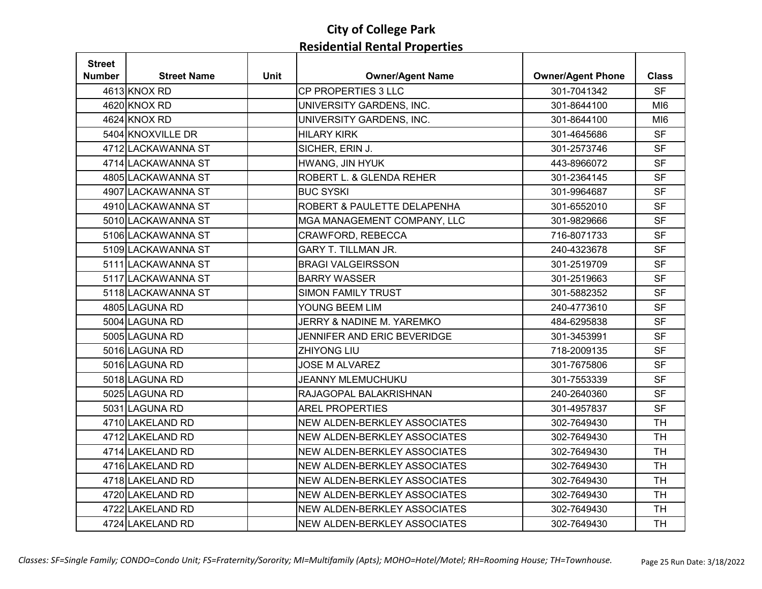# City of College Park
## Residential Rental Properties

| Street Number | Street Name | Unit | Owner/Agent Name | Owner/Agent Phone | Class |
|---|---|---|---|---|---|
| 4613 | KNOX RD | | CP PROPERTIES 3 LLC | 301-7041342 | SF |
| 4620 | KNOX RD | | UNIVERSITY GARDENS, INC. | 301-8644100 | MI6 |
| 4624 | KNOX RD | | UNIVERSITY GARDENS, INC. | 301-8644100 | MI6 |
| 5404 | KNOXVILLE DR | | HILARY KIRK | 301-4645686 | SF |
| 4712 | LACKAWANNA ST | | SICHER, ERIN J. | 301-2573746 | SF |
| 4714 | LACKAWANNA ST | | HWANG, JIN HYUK | 443-8966072 | SF |
| 4805 | LACKAWANNA ST | | ROBERT L. & GLENDA REHER | 301-2364145 | SF |
| 4907 | LACKAWANNA ST | | BUC SYSKI | 301-9964687 | SF |
| 4910 | LACKAWANNA ST | | ROBERT & PAULETTE DELAPENHA | 301-6552010 | SF |
| 5010 | LACKAWANNA ST | | MGA MANAGEMENT COMPANY, LLC | 301-9829666 | SF |
| 5106 | LACKAWANNA ST | | CRAWFORD, REBECCA | 716-8071733 | SF |
| 5109 | LACKAWANNA ST | | GARY T. TILLMAN JR. | 240-4323678 | SF |
| 5111 | LACKAWANNA ST | | BRAGI VALGEIRSSON | 301-2519709 | SF |
| 5117 | LACKAWANNA ST | | BARRY WASSER | 301-2519663 | SF |
| 5118 | LACKAWANNA ST | | SIMON FAMILY TRUST | 301-5882352 | SF |
| 4805 | LAGUNA RD | | YOUNG BEEM LIM | 240-4773610 | SF |
| 5004 | LAGUNA RD | | JERRY & NADINE M. YAREMKO | 484-6295838 | SF |
| 5005 | LAGUNA RD | | JENNIFER AND ERIC BEVERIDGE | 301-3453991 | SF |
| 5016 | LAGUNA RD | | ZHIYONG LIU | 718-2009135 | SF |
| 5016 | LAGUNA RD | | JOSE M ALVAREZ | 301-7675806 | SF |
| 5018 | LAGUNA RD | | JEANNY MLEMUCHUKU | 301-7553339 | SF |
| 5025 | LAGUNA RD | | RAJAGOPAL BALAKRISHNAN | 240-2640360 | SF |
| 5031 | LAGUNA RD | | AREL PROPERTIES | 301-4957837 | SF |
| 4710 | LAKELAND RD | | NEW ALDEN-BERKLEY ASSOCIATES | 302-7649430 | TH |
| 4712 | LAKELAND RD | | NEW ALDEN-BERKLEY ASSOCIATES | 302-7649430 | TH |
| 4714 | LAKELAND RD | | NEW ALDEN-BERKLEY ASSOCIATES | 302-7649430 | TH |
| 4716 | LAKELAND RD | | NEW ALDEN-BERKLEY ASSOCIATES | 302-7649430 | TH |
| 4718 | LAKELAND RD | | NEW ALDEN-BERKLEY ASSOCIATES | 302-7649430 | TH |
| 4720 | LAKELAND RD | | NEW ALDEN-BERKLEY ASSOCIATES | 302-7649430 | TH |
| 4722 | LAKELAND RD | | NEW ALDEN-BERKLEY ASSOCIATES | 302-7649430 | TH |
| 4724 | LAKELAND RD | | NEW ALDEN-BERKLEY ASSOCIATES | 302-7649430 | TH |

*Classes: SF=Single Family; CONDO=Condo Unit; FS=Fraternity/Sorority; MI=Multifamily (Apts); MOHO=Hotel/Motel; RH=Rooming House; TH=Townhouse.*

Run Date: 3/18/2022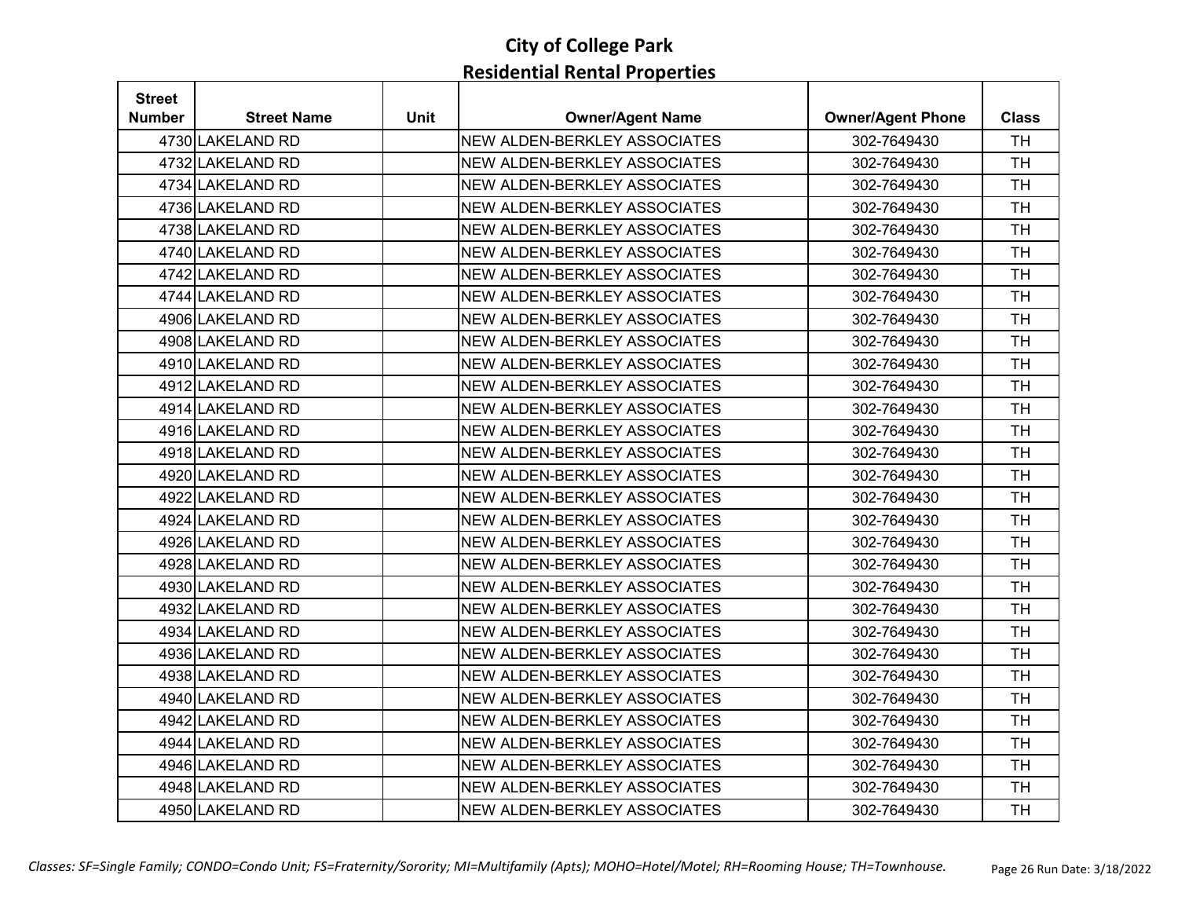# City of College Park

## Residential Rental Properties

| Street Number | Street Name | Unit | Owner/Agent Name | Owner/Agent Phone | Class |
|---|---|---|---|---|---|
| 4730 | LAKELAND RD | | NEW ALDEN-BERKLEY ASSOCIATES | 302-7649430 | TH |
| 4732 | LAKELAND RD | | NEW ALDEN-BERKLEY ASSOCIATES | 302-7649430 | TH |
| 4734 | LAKELAND RD | | NEW ALDEN-BERKLEY ASSOCIATES | 302-7649430 | TH |
| 4736 | LAKELAND RD | | NEW ALDEN-BERKLEY ASSOCIATES | 302-7649430 | TH |
| 4738 | LAKELAND RD | | NEW ALDEN-BERKLEY ASSOCIATES | 302-7649430 | TH |
| 4740 | LAKELAND RD | | NEW ALDEN-BERKLEY ASSOCIATES | 302-7649430 | TH |
| 4742 | LAKELAND RD | | NEW ALDEN-BERKLEY ASSOCIATES | 302-7649430 | TH |
| 4744 | LAKELAND RD | | NEW ALDEN-BERKLEY ASSOCIATES | 302-7649430 | TH |
| 4906 | LAKELAND RD | | NEW ALDEN-BERKLEY ASSOCIATES | 302-7649430 | TH |
| 4908 | LAKELAND RD | | NEW ALDEN-BERKLEY ASSOCIATES | 302-7649430 | TH |
| 4910 | LAKELAND RD | | NEW ALDEN-BERKLEY ASSOCIATES | 302-7649430 | TH |
| 4912 | LAKELAND RD | | NEW ALDEN-BERKLEY ASSOCIATES | 302-7649430 | TH |
| 4914 | LAKELAND RD | | NEW ALDEN-BERKLEY ASSOCIATES | 302-7649430 | TH |
| 4916 | LAKELAND RD | | NEW ALDEN-BERKLEY ASSOCIATES | 302-7649430 | TH |
| 4918 | LAKELAND RD | | NEW ALDEN-BERKLEY ASSOCIATES | 302-7649430 | TH |
| 4920 | LAKELAND RD | | NEW ALDEN-BERKLEY ASSOCIATES | 302-7649430 | TH |
| 4922 | LAKELAND RD | | NEW ALDEN-BERKLEY ASSOCIATES | 302-7649430 | TH |
| 4924 | LAKELAND RD | | NEW ALDEN-BERKLEY ASSOCIATES | 302-7649430 | TH |
| 4926 | LAKELAND RD | | NEW ALDEN-BERKLEY ASSOCIATES | 302-7649430 | TH |
| 4928 | LAKELAND RD | | NEW ALDEN-BERKLEY ASSOCIATES | 302-7649430 | TH |
| 4930 | LAKELAND RD | | NEW ALDEN-BERKLEY ASSOCIATES | 302-7649430 | TH |
| 4932 | LAKELAND RD | | NEW ALDEN-BERKLEY ASSOCIATES | 302-7649430 | TH |
| 4934 | LAKELAND RD | | NEW ALDEN-BERKLEY ASSOCIATES | 302-7649430 | TH |
| 4936 | LAKELAND RD | | NEW ALDEN-BERKLEY ASSOCIATES | 302-7649430 | TH |
| 4938 | LAKELAND RD | | NEW ALDEN-BERKLEY ASSOCIATES | 302-7649430 | TH |
| 4940 | LAKELAND RD | | NEW ALDEN-BERKLEY ASSOCIATES | 302-7649430 | TH |
| 4942 | LAKELAND RD | | NEW ALDEN-BERKLEY ASSOCIATES | 302-7649430 | TH |
| 4944 | LAKELAND RD | | NEW ALDEN-BERKLEY ASSOCIATES | 302-7649430 | TH |
| 4946 | LAKELAND RD | | NEW ALDEN-BERKLEY ASSOCIATES | 302-7649430 | TH |
| 4948 | LAKELAND RD | | NEW ALDEN-BERKLEY ASSOCIATES | 302-7649430 | TH |
| 4950 | LAKELAND RD | | NEW ALDEN-BERKLEY ASSOCIATES | 302-7649430 | TH |

*Classes: SF=Single Family; CONDO=Condo Unit; FS=Fraternity/Sorority; MI=Multifamily (Apts); MOHO=Hotel/Motel; RH=Rooming House; TH=Townhouse.*

Run Date: 3/18/2022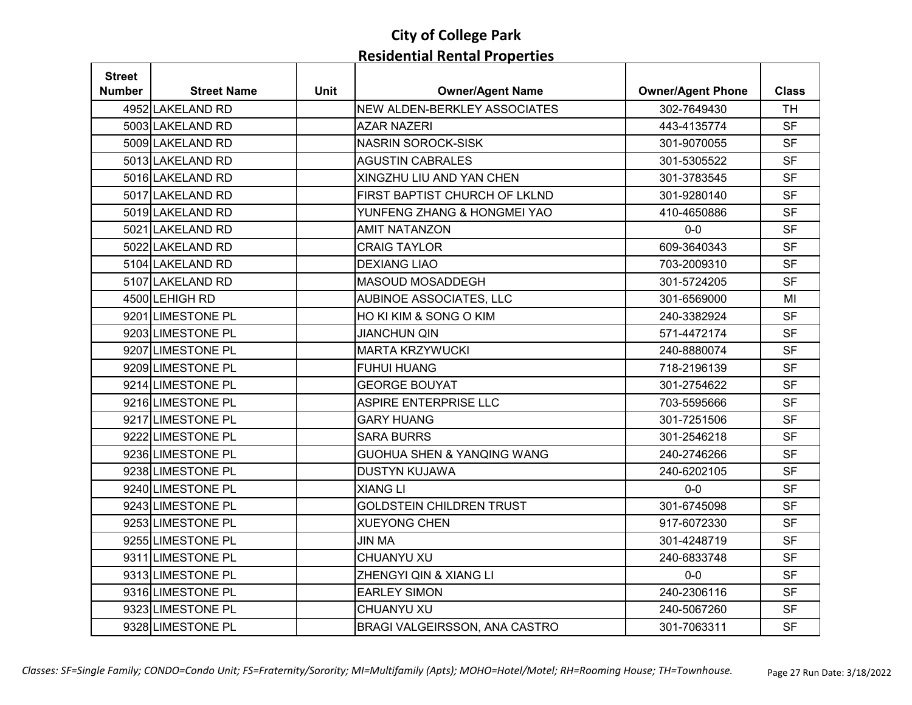# City of College Park
## Residential Rental Properties

| Street Number | Street Name | Unit | Owner/Agent Name | Owner/Agent Phone | Class |
|---|---|---|---|---|---|
| 4952 | LAKELAND RD | | NEW ALDEN-BERKLEY ASSOCIATES | 302-7649430 | TH |
| 5003 | LAKELAND RD | | AZAR NAZERI | 443-4135774 | SF |
| 5009 | LAKELAND RD | | NASRIN SOROCK-SISK | 301-9070055 | SF |
| 5013 | LAKELAND RD | | AGUSTIN CABRALES | 301-5305522 | SF |
| 5016 | LAKELAND RD | | XINGZHU LIU AND YAN CHEN | 301-3783545 | SF |
| 5017 | LAKELAND RD | | FIRST BAPTIST CHURCH OF LKLND | 301-9280140 | SF |
| 5019 | LAKELAND RD | | YUNFENG ZHANG & HONGMEI YAO | 410-4650886 | SF |
| 5021 | LAKELAND RD | | AMIT NATANZON | 0-0 | SF |
| 5022 | LAKELAND RD | | CRAIG TAYLOR | 609-3640343 | SF |
| 5104 | LAKELAND RD | | DEXIANG LIAO | 703-2009310 | SF |
| 5107 | LAKELAND RD | | MASOUD MOSADDEGH | 301-5724205 | SF |
| 4500 | LEHIGH RD | | AUBINOE ASSOCIATES, LLC | 301-6569000 | MI |
| 9201 | LIMESTONE PL | | HO KI KIM & SONG O KIM | 240-3382924 | SF |
| 9203 | LIMESTONE PL | | JIANCHUN QIN | 571-4472174 | SF |
| 9207 | LIMESTONE PL | | MARTA KRZYWUCKI | 240-8880074 | SF |
| 9209 | LIMESTONE PL | | FUHUI HUANG | 718-2196139 | SF |
| 9214 | LIMESTONE PL | | GEORGE BOUYAT | 301-2754622 | SF |
| 9216 | LIMESTONE PL | | ASPIRE ENTERPRISE LLC | 703-5595666 | SF |
| 9217 | LIMESTONE PL | | GARY HUANG | 301-7251506 | SF |
| 9222 | LIMESTONE PL | | SARA BURRS | 301-2546218 | SF |
| 9236 | LIMESTONE PL | | GUOHUA SHEN & YANQING WANG | 240-2746266 | SF |
| 9238 | LIMESTONE PL | | DUSTYN KUJAWA | 240-6202105 | SF |
| 9240 | LIMESTONE PL | | XIANG LI | 0-0 | SF |
| 9243 | LIMESTONE PL | | GOLDSTEIN CHILDREN TRUST | 301-6745098 | SF |
| 9253 | LIMESTONE PL | | XUEYONG CHEN | 917-6072330 | SF |
| 9255 | LIMESTONE PL | | JIN MA | 301-4248719 | SF |
| 9311 | LIMESTONE PL | | CHUANYU XU | 240-6833748 | SF |
| 9313 | LIMESTONE PL | | ZHENGYI QIN & XIANG LI | 0-0 | SF |
| 9316 | LIMESTONE PL | | EARLEY SIMON | 240-2306116 | SF |
| 9323 | LIMESTONE PL | | CHUANYU XU | 240-5067260 | SF |
| 9328 | LIMESTONE PL | | BRAGI VALGEIRSSON, ANA CASTRO | 301-7063311 | SF |

*Classes: SF=Single Family; CONDO=Condo Unit; FS=Fraternity/Sorority; MI=Multifamily (Apts); MOHO=Hotel/Motel; RH=Rooming House; TH=Townhouse.*

Run Date: 3/18/2022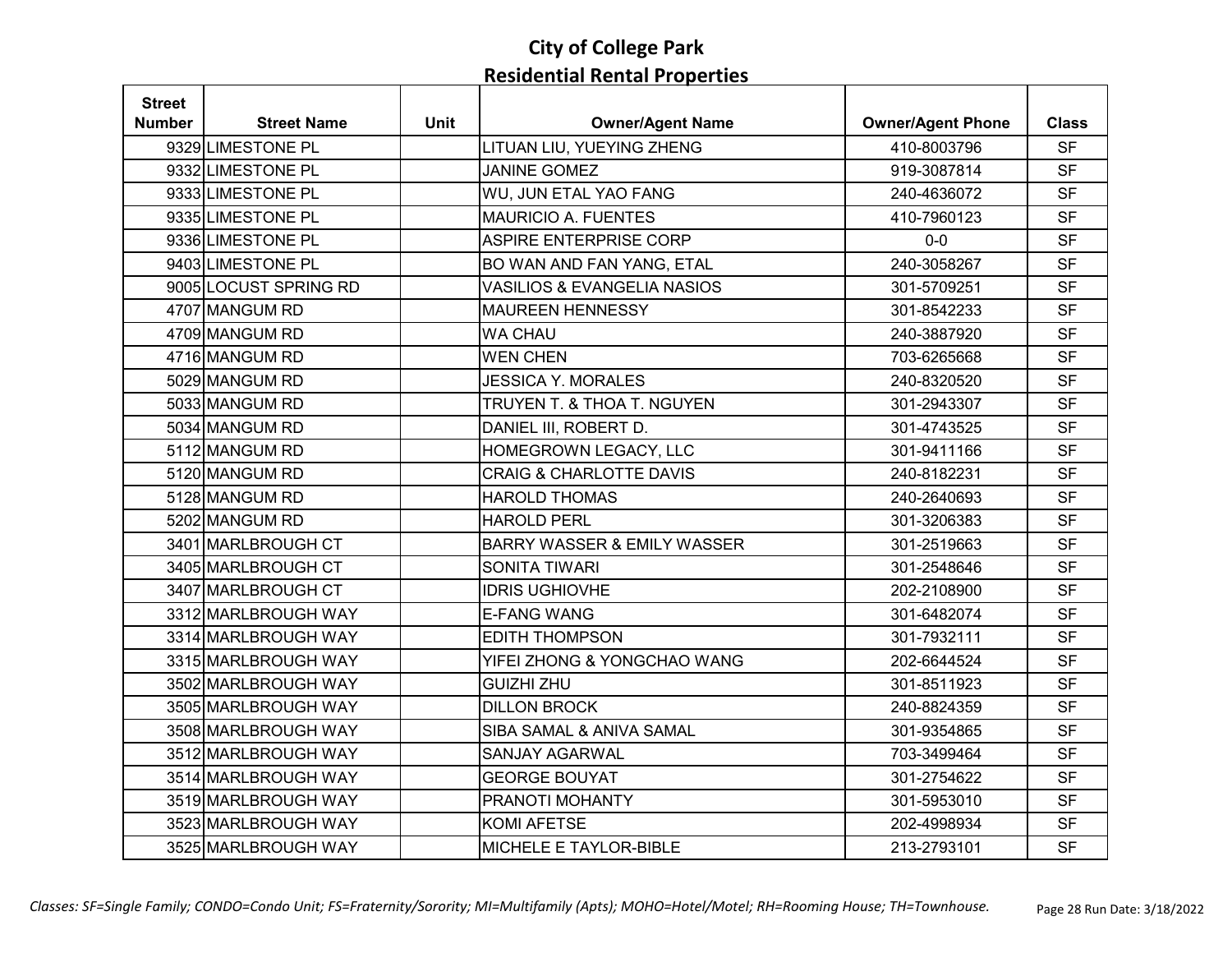# City of College Park
## Residential Rental Properties

| Street Number | Street Name | Unit | Owner/Agent Name | Owner/Agent Phone | Class |
|---|---|---|---|---|---|
| 9329 | LIMESTONE PL | | LITUAN LIU, YUEYING ZHENG | 410-8003796 | SF |
| 9332 | LIMESTONE PL | | JANINE GOMEZ | 919-3087814 | SF |
| 9333 | LIMESTONE PL | | WU, JUN ETAL YAO FANG | 240-4636072 | SF |
| 9335 | LIMESTONE PL | | MAURICIO A. FUENTES | 410-7960123 | SF |
| 9336 | LIMESTONE PL | | ASPIRE ENTERPRISE CORP | 0-0 | SF |
| 9403 | LIMESTONE PL | | BO WAN AND FAN YANG, ETAL | 240-3058267 | SF |
| 9005 | LOCUST SPRING RD | | VASILIOS & EVANGELIA NASIOS | 301-5709251 | SF |
| 4707 | MANGUM RD | | MAUREEN HENNESSY | 301-8542233 | SF |
| 4709 | MANGUM RD | | WA CHAU | 240-3887920 | SF |
| 4716 | MANGUM RD | | WEN CHEN | 703-6265668 | SF |
| 5029 | MANGUM RD | | JESSICA Y. MORALES | 240-8320520 | SF |
| 5033 | MANGUM RD | | TRUYEN T. & THOA T. NGUYEN | 301-2943307 | SF |
| 5034 | MANGUM RD | | DANIEL III, ROBERT D. | 301-4743525 | SF |
| 5112 | MANGUM RD | | HOMEGROWN LEGACY, LLC | 301-9411166 | SF |
| 5120 | MANGUM RD | | CRAIG & CHARLOTTE DAVIS | 240-8182231 | SF |
| 5128 | MANGUM RD | | HAROLD THOMAS | 240-2640693 | SF |
| 5202 | MANGUM RD | | HAROLD PERL | 301-3206383 | SF |
| 3401 | MARLBROUGH CT | | BARRY WASSER & EMILY WASSER | 301-2519663 | SF |
| 3405 | MARLBROUGH CT | | SONITA TIWARI | 301-2548646 | SF |
| 3407 | MARLBROUGH CT | | IDRIS UGHIOVHE | 202-2108900 | SF |
| 3312 | MARLBROUGH WAY | | E-FANG WANG | 301-6482074 | SF |
| 3314 | MARLBROUGH WAY | | EDITH THOMPSON | 301-7932111 | SF |
| 3315 | MARLBROUGH WAY | | YIFEI ZHONG & YONGCHAO WANG | 202-6644524 | SF |
| 3502 | MARLBROUGH WAY | | GUIZHI ZHU | 301-8511923 | SF |
| 3505 | MARLBROUGH WAY | | DILLON BROCK | 240-8824359 | SF |
| 3508 | MARLBROUGH WAY | | SIBA SAMAL & ANIVA SAMAL | 301-9354865 | SF |
| 3512 | MARLBROUGH WAY | | SANJAY AGARWAL | 703-3499464 | SF |
| 3514 | MARLBROUGH WAY | | GEORGE BOUYAT | 301-2754622 | SF |
| 3519 | MARLBROUGH WAY | | PRANOTI MOHANTY | 301-5953010 | SF |
| 3523 | MARLBROUGH WAY | | KOMI AFETSE | 202-4998934 | SF |
| 3525 | MARLBROUGH WAY | | MICHELE E TAYLOR-BIBLE | 213-2793101 | SF |

*Classes: SF=Single Family; CONDO=Condo Unit; FS=Fraternity/Sorority; MI=Multifamily (Apts); MOHO=Hotel/Motel; RH=Rooming House; TH=Townhouse.*

Run Date: 3/18/2022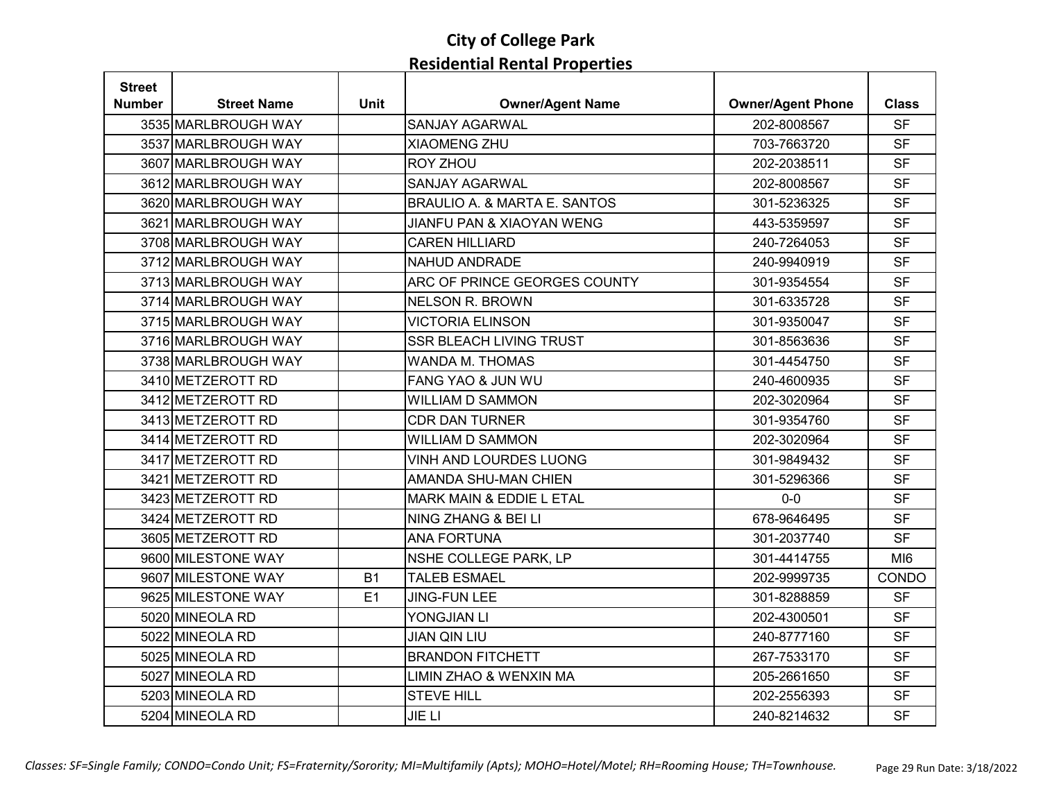# City of College Park
## Residential Rental Properties

| Street Number | Street Name | Unit | Owner/Agent Name | Owner/Agent Phone | Class |
|---|---|---|---|---|---|
| 3535 | MARLBROUGH WAY | | SANJAY AGARWAL | 202-8008567 | SF |
| 3537 | MARLBROUGH WAY | | XIAOMENG ZHU | 703-7663720 | SF |
| 3607 | MARLBROUGH WAY | | ROY ZHOU | 202-2038511 | SF |
| 3612 | MARLBROUGH WAY | | SANJAY AGARWAL | 202-8008567 | SF |
| 3620 | MARLBROUGH WAY | | BRAULIO A. & MARTA E. SANTOS | 301-5236325 | SF |
| 3621 | MARLBROUGH WAY | | JIANFU PAN & XIAOYAN WENG | 443-5359597 | SF |
| 3708 | MARLBROUGH WAY | | CAREN HILLIARD | 240-7264053 | SF |
| 3712 | MARLBROUGH WAY | | NAHUD ANDRADE | 240-9940919 | SF |
| 3713 | MARLBROUGH WAY | | ARC OF PRINCE GEORGES COUNTY | 301-9354554 | SF |
| 3714 | MARLBROUGH WAY | | NELSON R. BROWN | 301-6335728 | SF |
| 3715 | MARLBROUGH WAY | | VICTORIA ELINSON | 301-9350047 | SF |
| 3716 | MARLBROUGH WAY | | SSR BLEACH LIVING TRUST | 301-8563636 | SF |
| 3738 | MARLBROUGH WAY | | WANDA M. THOMAS | 301-4454750 | SF |
| 3410 | METZEROTT RD | | FANG YAO & JUN WU | 240-4600935 | SF |
| 3412 | METZEROTT RD | | WILLIAM D SAMMON | 202-3020964 | SF |
| 3413 | METZEROTT RD | | CDR DAN TURNER | 301-9354760 | SF |
| 3414 | METZEROTT RD | | WILLIAM D SAMMON | 202-3020964 | SF |
| 3417 | METZEROTT RD | | VINH AND LOURDES LUONG | 301-9849432 | SF |
| 3421 | METZEROTT RD | | AMANDA SHU-MAN CHIEN | 301-5296366 | SF |
| 3423 | METZEROTT RD | | MARK MAIN & EDDIE L ETAL | 0-0 | SF |
| 3424 | METZEROTT RD | | NING ZHANG & BEI LI | 678-9646495 | SF |
| 3605 | METZEROTT RD | | ANA FORTUNA | 301-2037740 | SF |
| 9600 | MILESTONE WAY | | NSHE COLLEGE PARK, LP | 301-4414755 | MI6 |
| 9607 | MILESTONE WAY | B1 | TALEB ESMAEL | 202-9999735 | CONDO |
| 9625 | MILESTONE WAY | E1 | JING-FUN LEE | 301-8288859 | SF |
| 5020 | MINEOLA RD | | YONGJIAN LI | 202-4300501 | SF |
| 5022 | MINEOLA RD | | JIAN QIN LIU | 240-8777160 | SF |
| 5025 | MINEOLA RD | | BRANDON FITCHETT | 267-7533170 | SF |
| 5027 | MINEOLA RD | | LIMIN ZHAO & WENXIN MA | 205-2661650 | SF |
| 5203 | MINEOLA RD | | STEVE HILL | 202-2556393 | SF |
| 5204 | MINEOLA RD | | JIE LI | 240-8214632 | SF |

*Classes: SF=Single Family; CONDO=Condo Unit; FS=Fraternity/Sorority; MI=Multifamily (Apts); MOHO=Hotel/Motel; RH=Rooming House; TH=Townhouse.*

Run Date: 3/18/2022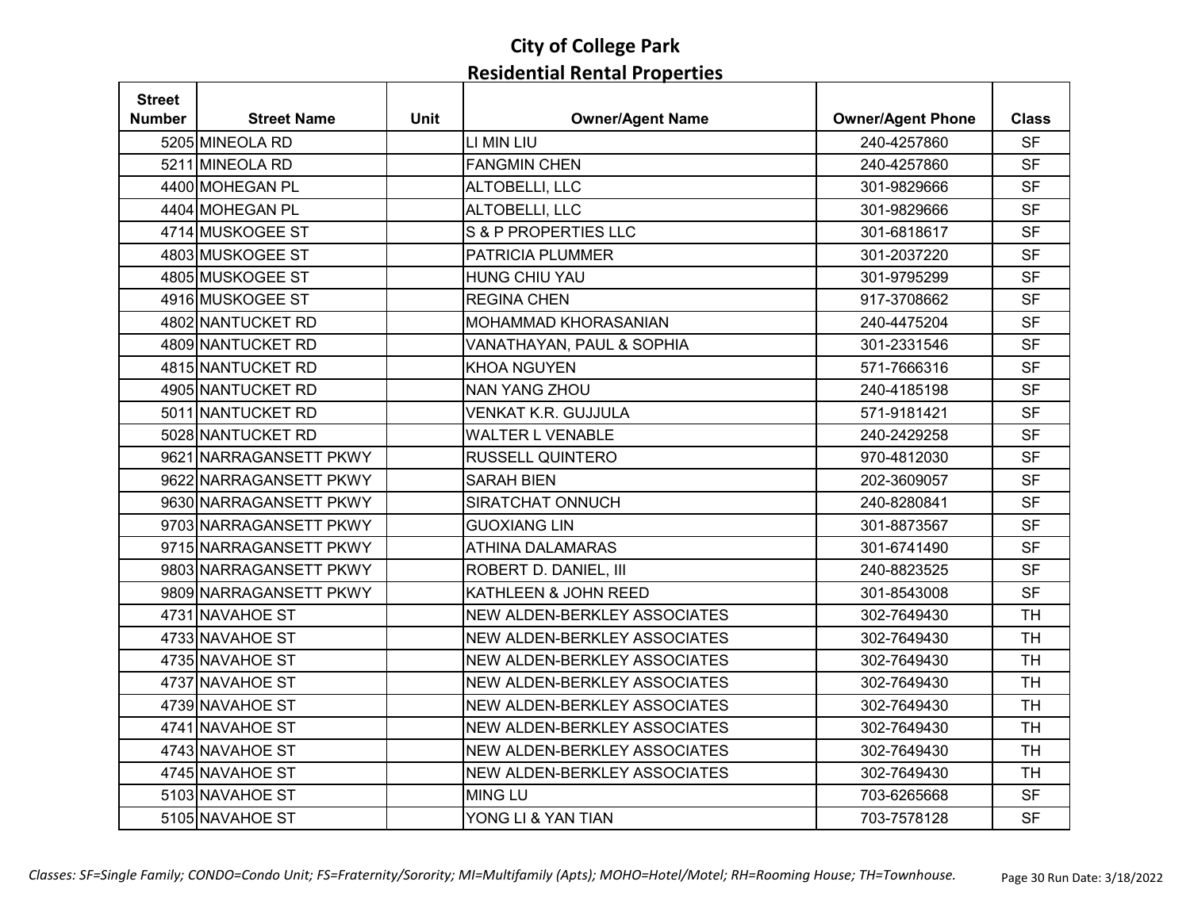# City of College Park

## Residential Rental Properties

| Street Number | Street Name | Unit | Owner/Agent Name | Owner/Agent Phone | Class |
|---|---|---|---|---|---|
| 5205 | MINEOLA RD | | LI MIN LIU | 240-4257860 | SF |
| 5211 | MINEOLA RD | | FANGMIN CHEN | 240-4257860 | SF |
| 4400 | MOHEGAN PL | | ALTOBELLI, LLC | 301-9829666 | SF |
| 4404 | MOHEGAN PL | | ALTOBELLI, LLC | 301-9829666 | SF |
| 4714 | MUSKOGEE ST | | S & P PROPERTIES LLC | 301-6818617 | SF |
| 4803 | MUSKOGEE ST | | PATRICIA PLUMMER | 301-2037220 | SF |
| 4805 | MUSKOGEE ST | | HUNG CHIU YAU | 301-9795299 | SF |
| 4916 | MUSKOGEE ST | | REGINA CHEN | 917-3708662 | SF |
| 4802 | NANTUCKET RD | | MOHAMMAD KHORASANIAN | 240-4475204 | SF |
| 4809 | NANTUCKET RD | | VANATHAYAN, PAUL & SOPHIA | 301-2331546 | SF |
| 4815 | NANTUCKET RD | | KHOA NGUYEN | 571-7666316 | SF |
| 4905 | NANTUCKET RD | | NAN YANG ZHOU | 240-4185198 | SF |
| 5011 | NANTUCKET RD | | VENKAT K.R. GUJJULA | 571-9181421 | SF |
| 5028 | NANTUCKET RD | | WALTER L VENABLE | 240-2429258 | SF |
| 9621 | NARRAGANSETT PKWY | | RUSSELL QUINTERO | 970-4812030 | SF |
| 9622 | NARRAGANSETT PKWY | | SARAH BIEN | 202-3609057 | SF |
| 9630 | NARRAGANSETT PKWY | | SIRATCHAT ONNUCH | 240-8280841 | SF |
| 9703 | NARRAGANSETT PKWY | | GUOXIANG LIN | 301-8873567 | SF |
| 9715 | NARRAGANSETT PKWY | | ATHINA DALAMARAS | 301-6741490 | SF |
| 9803 | NARRAGANSETT PKWY | | ROBERT D. DANIEL, III | 240-8823525 | SF |
| 9809 | NARRAGANSETT PKWY | | KATHLEEN & JOHN REED | 301-8543008 | SF |
| 4731 | NAVAHOE ST | | NEW ALDEN-BERKLEY ASSOCIATES | 302-7649430 | TH |
| 4733 | NAVAHOE ST | | NEW ALDEN-BERKLEY ASSOCIATES | 302-7649430 | TH |
| 4735 | NAVAHOE ST | | NEW ALDEN-BERKLEY ASSOCIATES | 302-7649430 | TH |
| 4737 | NAVAHOE ST | | NEW ALDEN-BERKLEY ASSOCIATES | 302-7649430 | TH |
| 4739 | NAVAHOE ST | | NEW ALDEN-BERKLEY ASSOCIATES | 302-7649430 | TH |
| 4741 | NAVAHOE ST | | NEW ALDEN-BERKLEY ASSOCIATES | 302-7649430 | TH |
| 4743 | NAVAHOE ST | | NEW ALDEN-BERKLEY ASSOCIATES | 302-7649430 | TH |
| 4745 | NAVAHOE ST | | NEW ALDEN-BERKLEY ASSOCIATES | 302-7649430 | TH |
| 5103 | NAVAHOE ST | | MING LU | 703-6265668 | SF |
| 5105 | NAVAHOE ST | | YONG LI & YAN TIAN | 703-7578128 | SF |

*Classes: SF=Single Family; CONDO=Condo Unit; FS=Fraternity/Sorority; MI=Multifamily (Apts); MOHO=Hotel/Motel; RH=Rooming House; TH=Townhouse.*

Run Date: 3/18/2022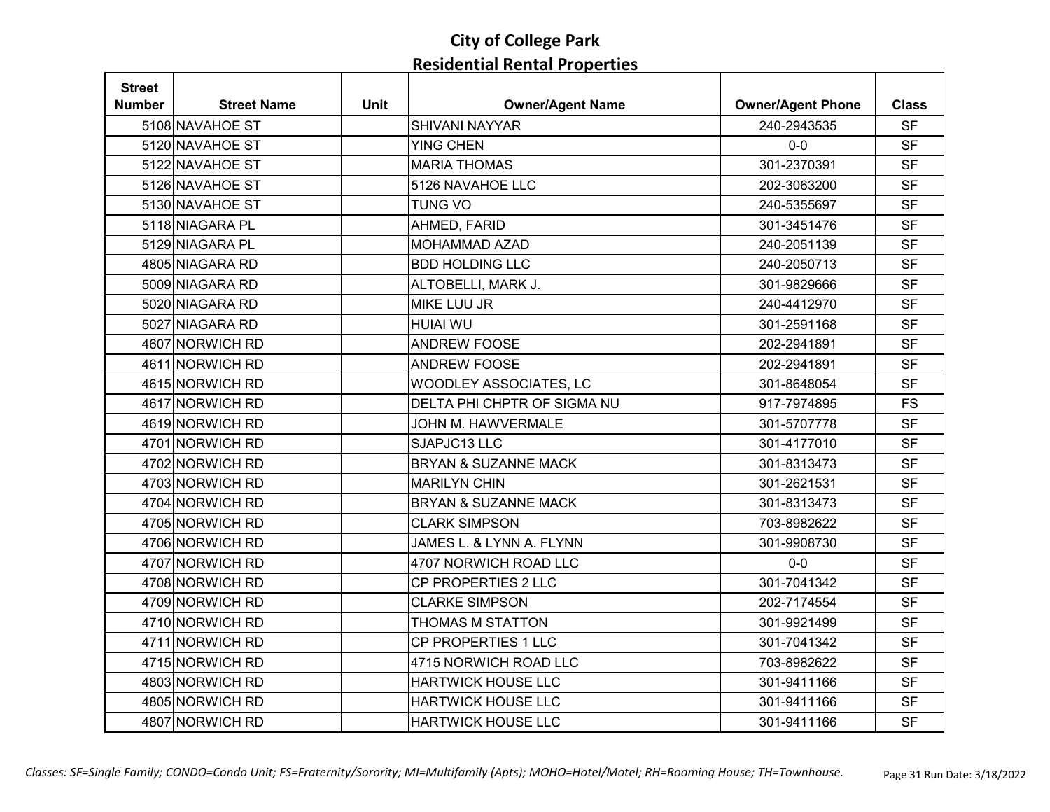# City of College Park
## Residential Rental Properties

| Street Number | Street Name | Unit | Owner/Agent Name | Owner/Agent Phone | Class |
|---|---|---|---|---|---|
| 5108 | NAVAHOE ST | | SHIVANI NAYYAR | 240-2943535 | SF |
| 5120 | NAVAHOE ST | | YING CHEN | 0-0 | SF |
| 5122 | NAVAHOE ST | | MARIA THOMAS | 301-2370391 | SF |
| 5126 | NAVAHOE ST | | 5126 NAVAHOE LLC | 202-3063200 | SF |
| 5130 | NAVAHOE ST | | TUNG VO | 240-5355697 | SF |
| 5118 | NIAGARA PL | | AHMED, FARID | 301-3451476 | SF |
| 5129 | NIAGARA PL | | MOHAMMAD AZAD | 240-2051139 | SF |
| 4805 | NIAGARA RD | | BDD HOLDING LLC | 240-2050713 | SF |
| 5009 | NIAGARA RD | | ALTOBELLI, MARK J. | 301-9829666 | SF |
| 5020 | NIAGARA RD | | MIKE LUU JR | 240-4412970 | SF |
| 5027 | NIAGARA RD | | HUIAI WU | 301-2591168 | SF |
| 4607 | NORWICH RD | | ANDREW FOOSE | 202-2941891 | SF |
| 4611 | NORWICH RD | | ANDREW FOOSE | 202-2941891 | SF |
| 4615 | NORWICH RD | | WOODLEY ASSOCIATES, LC | 301-8648054 | SF |
| 4617 | NORWICH RD | | DELTA PHI CHPTR OF SIGMA NU | 917-7974895 | FS |
| 4619 | NORWICH RD | | JOHN M. HAWVERMALE | 301-5707778 | SF |
| 4701 | NORWICH RD | | SJAPJC13 LLC | 301-4177010 | SF |
| 4702 | NORWICH RD | | BRYAN & SUZANNE MACK | 301-8313473 | SF |
| 4703 | NORWICH RD | | MARILYN CHIN | 301-2621531 | SF |
| 4704 | NORWICH RD | | BRYAN & SUZANNE MACK | 301-8313473 | SF |
| 4705 | NORWICH RD | | CLARK SIMPSON | 703-8982622 | SF |
| 4706 | NORWICH RD | | JAMES L. & LYNN A. FLYNN | 301-9908730 | SF |
| 4707 | NORWICH RD | | 4707 NORWICH ROAD LLC | 0-0 | SF |
| 4708 | NORWICH RD | | CP PROPERTIES 2 LLC | 301-7041342 | SF |
| 4709 | NORWICH RD | | CLARKE SIMPSON | 202-7174554 | SF |
| 4710 | NORWICH RD | | THOMAS M STATTON | 301-9921499 | SF |
| 4711 | NORWICH RD | | CP PROPERTIES 1 LLC | 301-7041342 | SF |
| 4715 | NORWICH RD | | 4715 NORWICH ROAD LLC | 703-8982622 | SF |
| 4803 | NORWICH RD | | HARTWICK HOUSE LLC | 301-9411166 | SF |
| 4805 | NORWICH RD | | HARTWICK HOUSE LLC | 301-9411166 | SF |
| 4807 | NORWICH RD | | HARTWICK HOUSE LLC | 301-9411166 | SF |

*Classes: SF=Single Family; CONDO=Condo Unit; FS=Fraternity/Sorority; MI=Multifamily (Apts); MOHO=Hotel/Motel; RH=Rooming House; TH=Townhouse.*

Run Date: 3/18/2022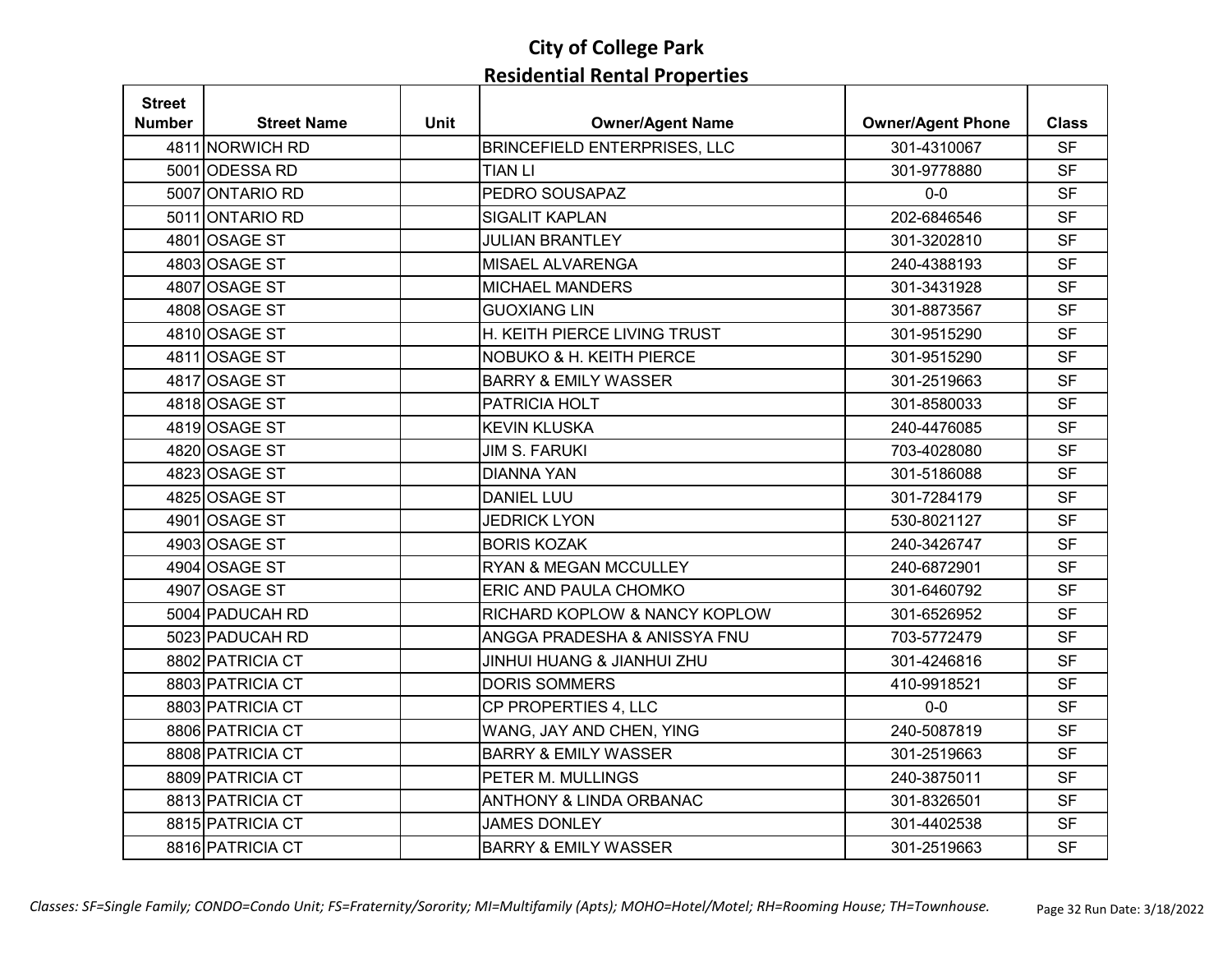# City of College Park
## Residential Rental Properties

| Street Number | Street Name | Unit | Owner/Agent Name | Owner/Agent Phone | Class |
|---|---|---|---|---|---|
| 4811 | NORWICH RD | | BRINCEFIELD ENTERPRISES, LLC | 301-4310067 | SF |
| 5001 | ODESSA RD | | TIAN LI | 301-9778880 | SF |
| 5007 | ONTARIO RD | | PEDRO SOUSAPAZ | 0-0 | SF |
| 5011 | ONTARIO RD | | SIGALIT KAPLAN | 202-6846546 | SF |
| 4801 | OSAGE ST | | JULIAN BRANTLEY | 301-3202810 | SF |
| 4803 | OSAGE ST | | MISAEL ALVARENGA | 240-4388193 | SF |
| 4807 | OSAGE ST | | MICHAEL MANDERS | 301-3431928 | SF |
| 4808 | OSAGE ST | | GUOXIANG LIN | 301-8873567 | SF |
| 4810 | OSAGE ST | | H. KEITH PIERCE LIVING TRUST | 301-9515290 | SF |
| 4811 | OSAGE ST | | NOBUKO & H. KEITH PIERCE | 301-9515290 | SF |
| 4817 | OSAGE ST | | BARRY & EMILY WASSER | 301-2519663 | SF |
| 4818 | OSAGE ST | | PATRICIA HOLT | 301-8580033 | SF |
| 4819 | OSAGE ST | | KEVIN KLUSKA | 240-4476085 | SF |
| 4820 | OSAGE ST | | JIM S. FARUKI | 703-4028080 | SF |
| 4823 | OSAGE ST | | DIANNA YAN | 301-5186088 | SF |
| 4825 | OSAGE ST | | DANIEL LUU | 301-7284179 | SF |
| 4901 | OSAGE ST | | JEDRICK LYON | 530-8021127 | SF |
| 4903 | OSAGE ST | | BORIS KOZAK | 240-3426747 | SF |
| 4904 | OSAGE ST | | RYAN & MEGAN MCCULLEY | 240-6872901 | SF |
| 4907 | OSAGE ST | | ERIC AND PAULA CHOMKO | 301-6460792 | SF |
| 5004 | PADUCAH RD | | RICHARD KOPLOW & NANCY KOPLOW | 301-6526952 | SF |
| 5023 | PADUCAH RD | | ANGGA PRADESHA & ANISSYA FNU | 703-5772479 | SF |
| 8802 | PATRICIA CT | | JINHUI HUANG & JIANHUI ZHU | 301-4246816 | SF |
| 8803 | PATRICIA CT | | DORIS SOMMERS | 410-9918521 | SF |
| 8803 | PATRICIA CT | | CP PROPERTIES 4, LLC | 0-0 | SF |
| 8806 | PATRICIA CT | | WANG, JAY AND CHEN, YING | 240-5087819 | SF |
| 8808 | PATRICIA CT | | BARRY & EMILY WASSER | 301-2519663 | SF |
| 8809 | PATRICIA CT | | PETER M. MULLINGS | 240-3875011 | SF |
| 8813 | PATRICIA CT | | ANTHONY & LINDA ORBANAC | 301-8326501 | SF |
| 8815 | PATRICIA CT | | JAMES DONLEY | 301-4402538 | SF |
| 8816 | PATRICIA CT | | BARRY & EMILY WASSER | 301-2519663 | SF |

*Classes: SF=Single Family; CONDO=Condo Unit; FS=Fraternity/Sorority; MI=Multifamily (Apts); MOHO=Hotel/Motel; RH=Rooming House; TH=Townhouse.*

Run Date: 3/18/2022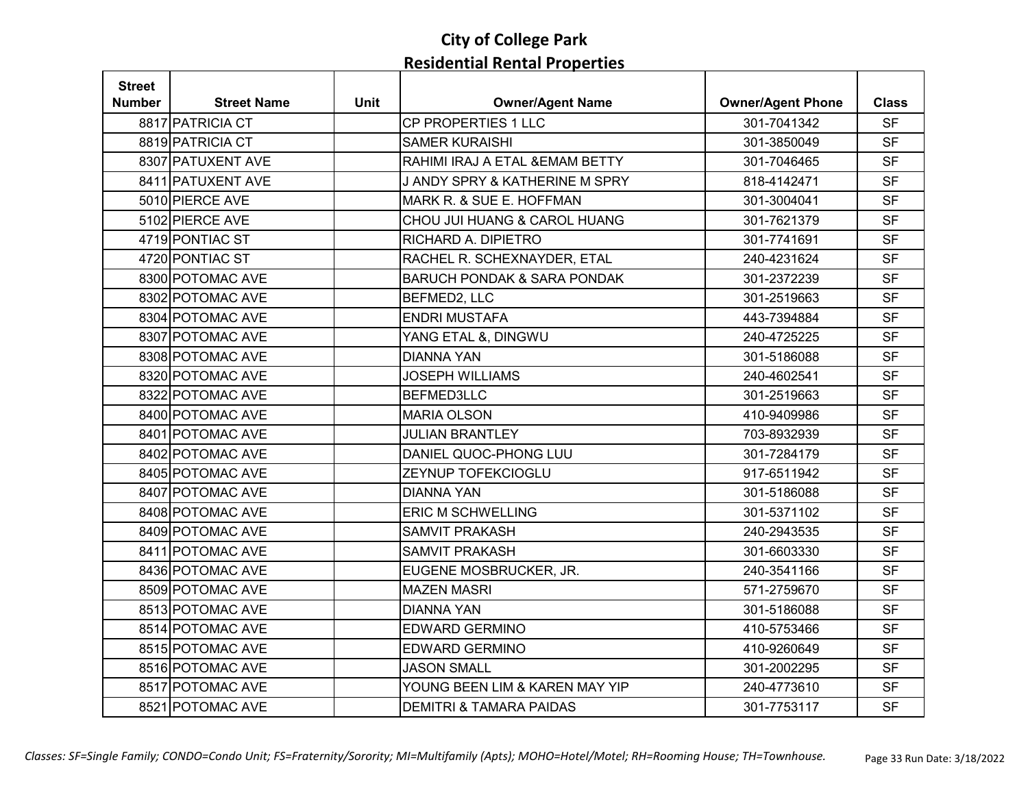# City of College Park
## Residential Rental Properties

| Street Number | Street Name | Unit | Owner/Agent Name | Owner/Agent Phone | Class |
|---|---|---|---|---|---|
| 8817 | PATRICIA CT | | CP PROPERTIES 1 LLC | 301-7041342 | SF |
| 8819 | PATRICIA CT | | SAMER KURAISHI | 301-3850049 | SF |
| 8307 | PATUXENT AVE | | RAHIMI IRAJ A ETAL &EMAM BETTY | 301-7046465 | SF |
| 8411 | PATUXENT AVE | | J ANDY SPRY & KATHERINE M SPRY | 818-4142471 | SF |
| 5010 | PIERCE AVE | | MARK R. & SUE E. HOFFMAN | 301-3004041 | SF |
| 5102 | PIERCE AVE | | CHOU JUI HUANG & CAROL HUANG | 301-7621379 | SF |
| 4719 | PONTIAC ST | | RICHARD A. DIPIETRO | 301-7741691 | SF |
| 4720 | PONTIAC ST | | RACHEL R. SCHEXNAYDER, ETAL | 240-4231624 | SF |
| 8300 | POTOMAC AVE | | BARUCH PONDAK & SARA PONDAK | 301-2372239 | SF |
| 8302 | POTOMAC AVE | | BEFMED2, LLC | 301-2519663 | SF |
| 8304 | POTOMAC AVE | | ENDRI MUSTAFA | 443-7394884 | SF |
| 8307 | POTOMAC AVE | | YANG ETAL &, DINGWU | 240-4725225 | SF |
| 8308 | POTOMAC AVE | | DIANNA YAN | 301-5186088 | SF |
| 8320 | POTOMAC AVE | | JOSEPH WILLIAMS | 240-4602541 | SF |
| 8322 | POTOMAC AVE | | BEFMED3LLC | 301-2519663 | SF |
| 8400 | POTOMAC AVE | | MARIA OLSON | 410-9409986 | SF |
| 8401 | POTOMAC AVE | | JULIAN BRANTLEY | 703-8932939 | SF |
| 8402 | POTOMAC AVE | | DANIEL QUOC-PHONG LUU | 301-7284179 | SF |
| 8405 | POTOMAC AVE | | ZEYNUP TOFEKCIOGLU | 917-6511942 | SF |
| 8407 | POTOMAC AVE | | DIANNA YAN | 301-5186088 | SF |
| 8408 | POTOMAC AVE | | ERIC M SCHWELLING | 301-5371102 | SF |
| 8409 | POTOMAC AVE | | SAMVIT PRAKASH | 240-2943535 | SF |
| 8411 | POTOMAC AVE | | SAMVIT PRAKASH | 301-6603330 | SF |
| 8436 | POTOMAC AVE | | EUGENE MOSBRUCKER, JR. | 240-3541166 | SF |
| 8509 | POTOMAC AVE | | MAZEN MASRI | 571-2759670 | SF |
| 8513 | POTOMAC AVE | | DIANNA YAN | 301-5186088 | SF |
| 8514 | POTOMAC AVE | | EDWARD GERMINO | 410-5753466 | SF |
| 8515 | POTOMAC AVE | | EDWARD GERMINO | 410-9260649 | SF |
| 8516 | POTOMAC AVE | | JASON SMALL | 301-2002295 | SF |
| 8517 | POTOMAC AVE | | YOUNG BEEN LIM & KAREN MAY YIP | 240-4773610 | SF |
| 8521 | POTOMAC AVE | | DEMITRI & TAMARA PAIDAS | 301-7753117 | SF |

*Classes: SF=Single Family; CONDO=Condo Unit; FS=Fraternity/Sorority; MI=Multifamily (Apts); MOHO=Hotel/Motel; RH=Rooming House; TH=Townhouse.*

Run Date: 3/18/2022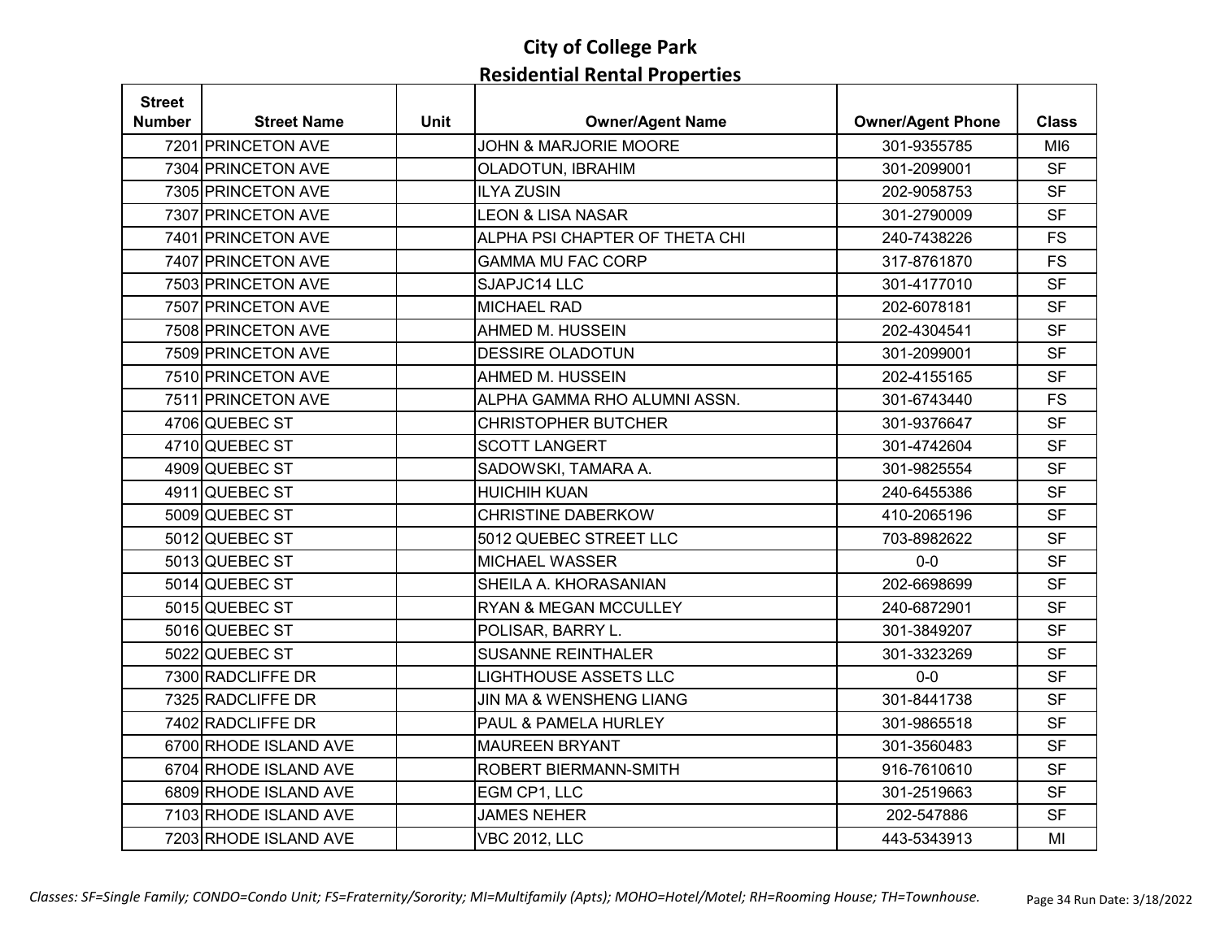# City of College Park
## Residential Rental Properties

| Street Number | Street Name | Unit | Owner/Agent Name | Owner/Agent Phone | Class |
|---|---|---|---|---|---|
| 7201 | PRINCETON AVE | | JOHN & MARJORIE MOORE | 301-9355785 | MI6 |
| 7304 | PRINCETON AVE | | OLADOTUN, IBRAHIM | 301-2099001 | SF |
| 7305 | PRINCETON AVE | | ILYA ZUSIN | 202-9058753 | SF |
| 7307 | PRINCETON AVE | | LEON & LISA NASAR | 301-2790009 | SF |
| 7401 | PRINCETON AVE | | ALPHA PSI CHAPTER OF THETA CHI | 240-7438226 | FS |
| 7407 | PRINCETON AVE | | GAMMA MU FAC CORP | 317-8761870 | FS |
| 7503 | PRINCETON AVE | | SJAPJC14 LLC | 301-4177010 | SF |
| 7507 | PRINCETON AVE | | MICHAEL RAD | 202-6078181 | SF |
| 7508 | PRINCETON AVE | | AHMED M. HUSSEIN | 202-4304541 | SF |
| 7509 | PRINCETON AVE | | DESSIRE OLADOTUN | 301-2099001 | SF |
| 7510 | PRINCETON AVE | | AHMED M. HUSSEIN | 202-4155165 | SF |
| 7511 | PRINCETON AVE | | ALPHA GAMMA RHO ALUMNI ASSN. | 301-6743440 | FS |
| 4706 | QUEBEC ST | | CHRISTOPHER BUTCHER | 301-9376647 | SF |
| 4710 | QUEBEC ST | | SCOTT LANGERT | 301-4742604 | SF |
| 4909 | QUEBEC ST | | SADOWSKI, TAMARA A. | 301-9825554 | SF |
| 4911 | QUEBEC ST | | HUICHIH KUAN | 240-6455386 | SF |
| 5009 | QUEBEC ST | | CHRISTINE DABERKOW | 410-2065196 | SF |
| 5012 | QUEBEC ST | | 5012 QUEBEC STREET LLC | 703-8982622 | SF |
| 5013 | QUEBEC ST | | MICHAEL WASSER | 0-0 | SF |
| 5014 | QUEBEC ST | | SHEILA A. KHORASANIAN | 202-6698699 | SF |
| 5015 | QUEBEC ST | | RYAN & MEGAN MCCULLEY | 240-6872901 | SF |
| 5016 | QUEBEC ST | | POLISAR, BARRY L. | 301-3849207 | SF |
| 5022 | QUEBEC ST | | SUSANNE REINTHALER | 301-3323269 | SF |
| 7300 | RADCLIFFE DR | | LIGHTHOUSE ASSETS LLC | 0-0 | SF |
| 7325 | RADCLIFFE DR | | JIN MA & WENSHENG LIANG | 301-8441738 | SF |
| 7402 | RADCLIFFE DR | | PAUL & PAMELA HURLEY | 301-9865518 | SF |
| 6700 | RHODE ISLAND AVE | | MAUREEN BRYANT | 301-3560483 | SF |
| 6704 | RHODE ISLAND AVE | | ROBERT BIERMANN-SMITH | 916-7610610 | SF |
| 6809 | RHODE ISLAND AVE | | EGM CP1, LLC | 301-2519663 | SF |
| 7103 | RHODE ISLAND AVE | | JAMES NEHER | 202-547886 | SF |
| 7203 | RHODE ISLAND AVE | | VBC 2012, LLC | 443-5343913 | MI |

*Classes: SF=Single Family; CONDO=Condo Unit; FS=Fraternity/Sorority; MI=Multifamily (Apts); MOHO=Hotel/Motel; RH=Rooming House; TH=Townhouse.*

Run Date: 3/18/2022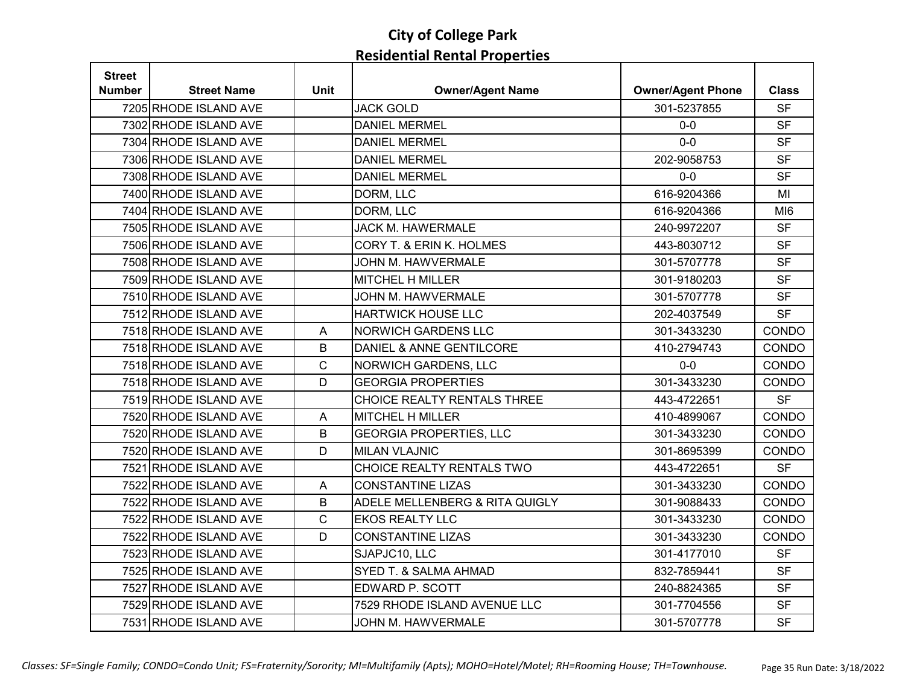# City of College Park
## Residential Rental Properties

| Street Number | Street Name | Unit | Owner/Agent Name | Owner/Agent Phone | Class |
|---|---|---|---|---|---|
| 7205 | RHODE ISLAND AVE | | JACK GOLD | 301-5237855 | SF |
| 7302 | RHODE ISLAND AVE | | DANIEL MERMEL | 0-0 | SF |
| 7304 | RHODE ISLAND AVE | | DANIEL MERMEL | 0-0 | SF |
| 7306 | RHODE ISLAND AVE | | DANIEL MERMEL | 202-9058753 | SF |
| 7308 | RHODE ISLAND AVE | | DANIEL MERMEL | 0-0 | SF |
| 7400 | RHODE ISLAND AVE | | DORM, LLC | 616-9204366 | MI |
| 7404 | RHODE ISLAND AVE | | DORM, LLC | 616-9204366 | MI6 |
| 7505 | RHODE ISLAND AVE | | JACK M. HAWERMALE | 240-9972207 | SF |
| 7506 | RHODE ISLAND AVE | | CORY T. & ERIN K. HOLMES | 443-8030712 | SF |
| 7508 | RHODE ISLAND AVE | | JOHN M. HAWVERMALE | 301-5707778 | SF |
| 7509 | RHODE ISLAND AVE | | MITCHEL H MILLER | 301-9180203 | SF |
| 7510 | RHODE ISLAND AVE | | JOHN M. HAWVERMALE | 301-5707778 | SF |
| 7512 | RHODE ISLAND AVE | | HARTWICK HOUSE LLC | 202-4037549 | SF |
| 7518 | RHODE ISLAND AVE | A | NORWICH GARDENS LLC | 301-3433230 | CONDO |
| 7518 | RHODE ISLAND AVE | B | DANIEL & ANNE GENTILCORE | 410-2794743 | CONDO |
| 7518 | RHODE ISLAND AVE | C | NORWICH GARDENS, LLC | 0-0 | CONDO |
| 7518 | RHODE ISLAND AVE | D | GEORGIA PROPERTIES | 301-3433230 | CONDO |
| 7519 | RHODE ISLAND AVE | | CHOICE REALTY RENTALS THREE | 443-4722651 | SF |
| 7520 | RHODE ISLAND AVE | A | MITCHEL H MILLER | 410-4899067 | CONDO |
| 7520 | RHODE ISLAND AVE | B | GEORGIA PROPERTIES, LLC | 301-3433230 | CONDO |
| 7520 | RHODE ISLAND AVE | D | MILAN VLAJNIC | 301-8695399 | CONDO |
| 7521 | RHODE ISLAND AVE | | CHOICE REALTY RENTALS TWO | 443-4722651 | SF |
| 7522 | RHODE ISLAND AVE | A | CONSTANTINE LIZAS | 301-3433230 | CONDO |
| 7522 | RHODE ISLAND AVE | B | ADELE MELLENBERG & RITA QUIGLY | 301-9088433 | CONDO |
| 7522 | RHODE ISLAND AVE | C | EKOS REALTY LLC | 301-3433230 | CONDO |
| 7522 | RHODE ISLAND AVE | D | CONSTANTINE LIZAS | 301-3433230 | CONDO |
| 7523 | RHODE ISLAND AVE | | SJAPJC10, LLC | 301-4177010 | SF |
| 7525 | RHODE ISLAND AVE | | SYED T. & SALMA AHMAD | 832-7859441 | SF |
| 7527 | RHODE ISLAND AVE | | EDWARD P. SCOTT | 240-8824365 | SF |
| 7529 | RHODE ISLAND AVE | | 7529 RHODE ISLAND AVENUE LLC | 301-7704556 | SF |
| 7531 | RHODE ISLAND AVE | | JOHN M. HAWVERMALE | 301-5707778 | SF |

*Classes: SF=Single Family; CONDO=Condo Unit; FS=Fraternity/Sorority; MI=Multifamily (Apts); MOHO=Hotel/Motel; RH=Rooming House; TH=Townhouse.*

Run Date: 3/18/2022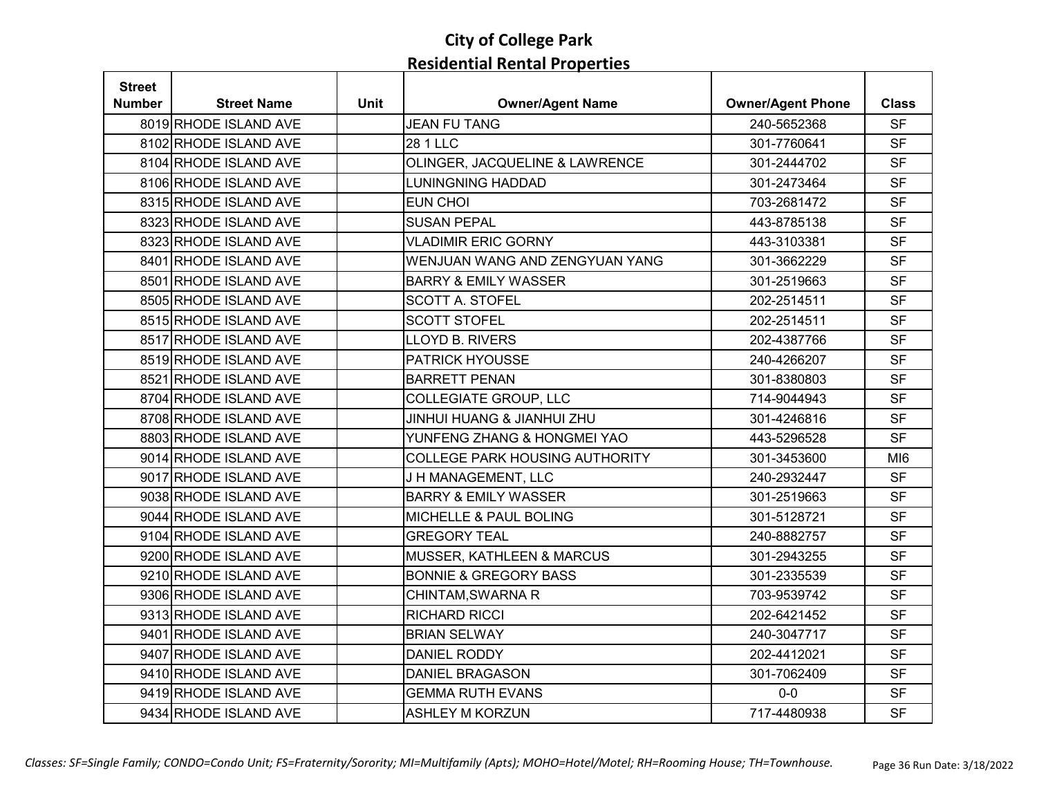# City of College Park

## Residential Rental Properties

| Street Number | Street Name | Unit | Owner/Agent Name | Owner/Agent Phone | Class |
|---|---|---|---|---|---|
| 8019 | RHODE ISLAND AVE | | JEAN FU TANG | 240-5652368 | SF |
| 8102 | RHODE ISLAND AVE | | 28 1 LLC | 301-7760641 | SF |
| 8104 | RHODE ISLAND AVE | | OLINGER, JACQUELINE & LAWRENCE | 301-2444702 | SF |
| 8106 | RHODE ISLAND AVE | | LUNINGNING HADDAD | 301-2473464 | SF |
| 8315 | RHODE ISLAND AVE | | EUN CHOI | 703-2681472 | SF |
| 8323 | RHODE ISLAND AVE | | SUSAN PEPAL | 443-8785138 | SF |
| 8323 | RHODE ISLAND AVE | | VLADIMIR ERIC GORNY | 443-3103381 | SF |
| 8401 | RHODE ISLAND AVE | | WENJUAN WANG AND ZENGYUAN YANG | 301-3662229 | SF |
| 8501 | RHODE ISLAND AVE | | BARRY & EMILY WASSER | 301-2519663 | SF |
| 8505 | RHODE ISLAND AVE | | SCOTT A. STOFEL | 202-2514511 | SF |
| 8515 | RHODE ISLAND AVE | | SCOTT STOFEL | 202-2514511 | SF |
| 8517 | RHODE ISLAND AVE | | LLOYD B. RIVERS | 202-4387766 | SF |
| 8519 | RHODE ISLAND AVE | | PATRICK HYOUSSE | 240-4266207 | SF |
| 8521 | RHODE ISLAND AVE | | BARRETT PENAN | 301-8380803 | SF |
| 8704 | RHODE ISLAND AVE | | COLLEGIATE GROUP, LLC | 714-9044943 | SF |
| 8708 | RHODE ISLAND AVE | | JINHUI HUANG & JIANHUI ZHU | 301-4246816 | SF |
| 8803 | RHODE ISLAND AVE | | YUNFENG ZHANG & HONGMEI YAO | 443-5296528 | SF |
| 9014 | RHODE ISLAND AVE | | COLLEGE PARK HOUSING AUTHORITY | 301-3453600 | MI6 |
| 9017 | RHODE ISLAND AVE | | J H MANAGEMENT, LLC | 240-2932447 | SF |
| 9038 | RHODE ISLAND AVE | | BARRY & EMILY WASSER | 301-2519663 | SF |
| 9044 | RHODE ISLAND AVE | | MICHELLE & PAUL BOLING | 301-5128721 | SF |
| 9104 | RHODE ISLAND AVE | | GREGORY TEAL | 240-8882757 | SF |
| 9200 | RHODE ISLAND AVE | | MUSSER, KATHLEEN & MARCUS | 301-2943255 | SF |
| 9210 | RHODE ISLAND AVE | | BONNIE & GREGORY BASS | 301-2335539 | SF |
| 9306 | RHODE ISLAND AVE | | CHINTAM,SWARNA R | 703-9539742 | SF |
| 9313 | RHODE ISLAND AVE | | RICHARD RICCI | 202-6421452 | SF |
| 9401 | RHODE ISLAND AVE | | BRIAN SELWAY | 240-3047717 | SF |
| 9407 | RHODE ISLAND AVE | | DANIEL RODDY | 202-4412021 | SF |
| 9410 | RHODE ISLAND AVE | | DANIEL BRAGASON | 301-7062409 | SF |
| 9419 | RHODE ISLAND AVE | | GEMMA RUTH EVANS | 0-0 | SF |
| 9434 | RHODE ISLAND AVE | | ASHLEY M KORZUN | 717-4480938 | SF |

*Classes: SF=Single Family; CONDO=Condo Unit; FS=Fraternity/Sorority; MI=Multifamily (Apts); MOHO=Hotel/Motel; RH=Rooming House; TH=Townhouse.*

Run Date: 3/18/2022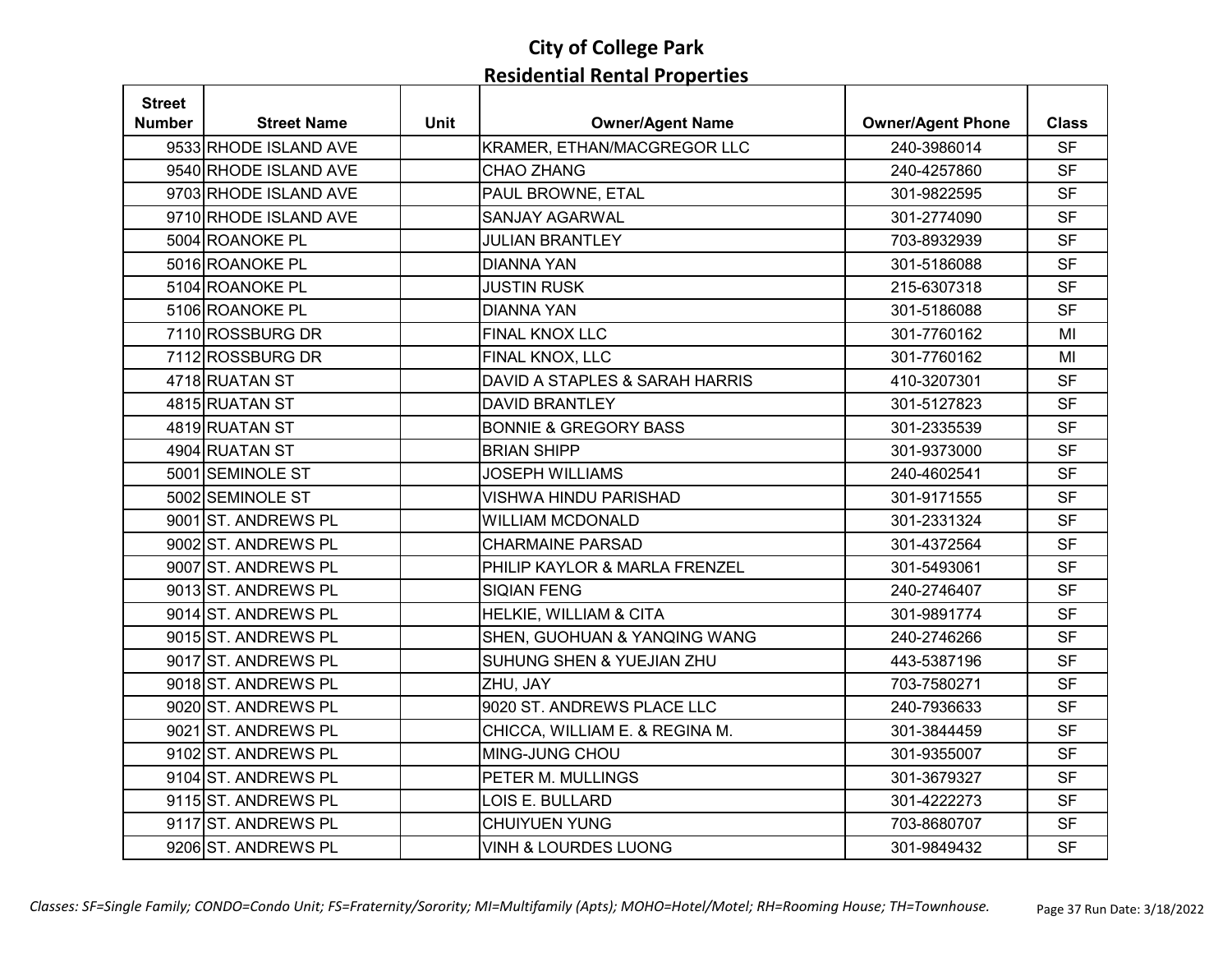# City of College Park
## Residential Rental Properties

| Street Number | Street Name | Unit | Owner/Agent Name | Owner/Agent Phone | Class |
|---|---|---|---|---|---|
| 9533 | RHODE ISLAND AVE | | KRAMER, ETHAN/MACGREGOR LLC | 240-3986014 | SF |
| 9540 | RHODE ISLAND AVE | | CHAO ZHANG | 240-4257860 | SF |
| 9703 | RHODE ISLAND AVE | | PAUL BROWNE, ETAL | 301-9822595 | SF |
| 9710 | RHODE ISLAND AVE | | SANJAY AGARWAL | 301-2774090 | SF |
| 5004 | ROANOKE PL | | JULIAN BRANTLEY | 703-8932939 | SF |
| 5016 | ROANOKE PL | | DIANNA YAN | 301-5186088 | SF |
| 5104 | ROANOKE PL | | JUSTIN RUSK | 215-6307318 | SF |
| 5106 | ROANOKE PL | | DIANNA YAN | 301-5186088 | SF |
| 7110 | ROSSBURG DR | | FINAL KNOX LLC | 301-7760162 | MI |
| 7112 | ROSSBURG DR | | FINAL KNOX, LLC | 301-7760162 | MI |
| 4718 | RUATAN ST | | DAVID A STAPLES & SARAH HARRIS | 410-3207301 | SF |
| 4815 | RUATAN ST | | DAVID BRANTLEY | 301-5127823 | SF |
| 4819 | RUATAN ST | | BONNIE & GREGORY BASS | 301-2335539 | SF |
| 4904 | RUATAN ST | | BRIAN SHIPP | 301-9373000 | SF |
| 5001 | SEMINOLE ST | | JOSEPH WILLIAMS | 240-4602541 | SF |
| 5002 | SEMINOLE ST | | VISHWA HINDU PARISHAD | 301-9171555 | SF |
| 9001 | ST. ANDREWS PL | | WILLIAM MCDONALD | 301-2331324 | SF |
| 9002 | ST. ANDREWS PL | | CHARMAINE PARSAD | 301-4372564 | SF |
| 9007 | ST. ANDREWS PL | | PHILIP KAYLOR & MARLA FRENZEL | 301-5493061 | SF |
| 9013 | ST. ANDREWS PL | | SIQIAN FENG | 240-2746407 | SF |
| 9014 | ST. ANDREWS PL | | HELKIE, WILLIAM & CITA | 301-9891774 | SF |
| 9015 | ST. ANDREWS PL | | SHEN, GUOHUAN & YANQING WANG | 240-2746266 | SF |
| 9017 | ST. ANDREWS PL | | SUHUNG SHEN & YUEJIAN ZHU | 443-5387196 | SF |
| 9018 | ST. ANDREWS PL | | ZHU, JAY | 703-7580271 | SF |
| 9020 | ST. ANDREWS PL | | 9020 ST. ANDREWS PLACE LLC | 240-7936633 | SF |
| 9021 | ST. ANDREWS PL | | CHICCA, WILLIAM E. & REGINA M. | 301-3844459 | SF |
| 9102 | ST. ANDREWS PL | | MING-JUNG CHOU | 301-9355007 | SF |
| 9104 | ST. ANDREWS PL | | PETER M. MULLINGS | 301-3679327 | SF |
| 9115 | ST. ANDREWS PL | | LOIS E. BULLARD | 301-4222273 | SF |
| 9117 | ST. ANDREWS PL | | CHUIYUEN YUNG | 703-8680707 | SF |
| 9206 | ST. ANDREWS PL | | VINH & LOURDES LUONG | 301-9849432 | SF |

*Classes: SF=Single Family; CONDO=Condo Unit; FS=Fraternity/Sorority; MI=Multifamily (Apts); MOHO=Hotel/Motel; RH=Rooming House; TH=Townhouse.*

Run Date: 3/18/2022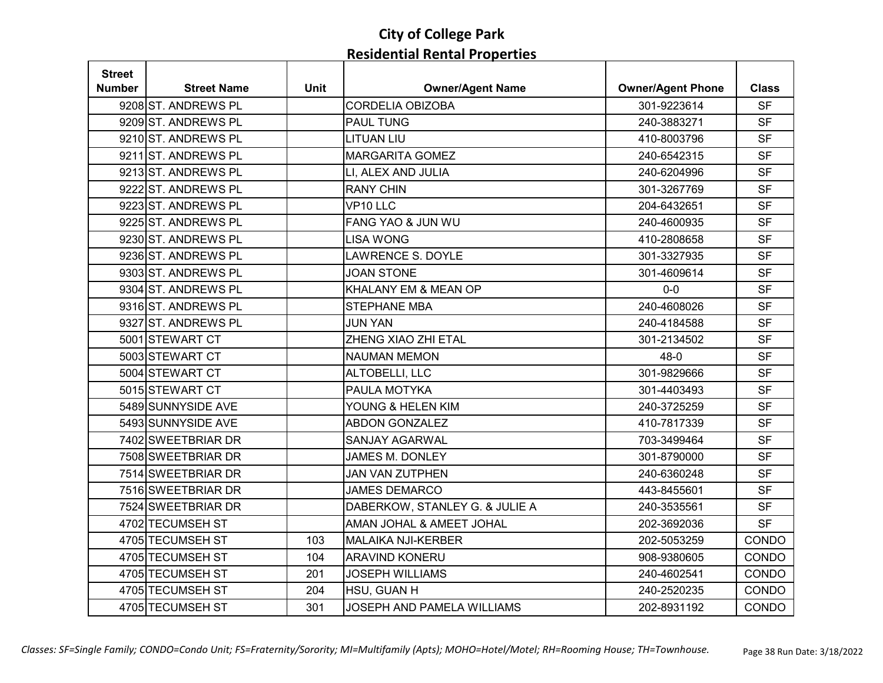# City of College Park
## Residential Rental Properties

| Street Number | Street Name | Unit | Owner/Agent Name | Owner/Agent Phone | Class |
|---|---|---|---|---|---|
| 9208 | ST. ANDREWS PL | | CORDELIA OBIZOBA | 301-9223614 | SF |
| 9209 | ST. ANDREWS PL | | PAUL TUNG | 240-3883271 | SF |
| 9210 | ST. ANDREWS PL | | LITUAN LIU | 410-8003796 | SF |
| 9211 | ST. ANDREWS PL | | MARGARITA GOMEZ | 240-6542315 | SF |
| 9213 | ST. ANDREWS PL | | LI, ALEX AND JULIA | 240-6204996 | SF |
| 9222 | ST. ANDREWS PL | | RANY CHIN | 301-3267769 | SF |
| 9223 | ST. ANDREWS PL | | VP10 LLC | 204-6432651 | SF |
| 9225 | ST. ANDREWS PL | | FANG YAO & JUN WU | 240-4600935 | SF |
| 9230 | ST. ANDREWS PL | | LISA WONG | 410-2808658 | SF |
| 9236 | ST. ANDREWS PL | | LAWRENCE S. DOYLE | 301-3327935 | SF |
| 9303 | ST. ANDREWS PL | | JOAN STONE | 301-4609614 | SF |
| 9304 | ST. ANDREWS PL | | KHALANY EM & MEAN OP | 0-0 | SF |
| 9316 | ST. ANDREWS PL | | STEPHANE MBA | 240-4608026 | SF |
| 9327 | ST. ANDREWS PL | | JUN YAN | 240-4184588 | SF |
| 5001 | STEWART CT | | ZHENG XIAO ZHI ETAL | 301-2134502 | SF |
| 5003 | STEWART CT | | NAUMAN MEMON | 48-0 | SF |
| 5004 | STEWART CT | | ALTOBELLI, LLC | 301-9829666 | SF |
| 5015 | STEWART CT | | PAULA MOTYKA | 301-4403493 | SF |
| 5489 | SUNNYSIDE AVE | | YOUNG & HELEN KIM | 240-3725259 | SF |
| 5493 | SUNNYSIDE AVE | | ABDON GONZALEZ | 410-7817339 | SF |
| 7402 | SWEETBRIAR DR | | SANJAY AGARWAL | 703-3499464 | SF |
| 7508 | SWEETBRIAR DR | | JAMES M. DONLEY | 301-8790000 | SF |
| 7514 | SWEETBRIAR DR | | JAN VAN ZUTPHEN | 240-6360248 | SF |
| 7516 | SWEETBRIAR DR | | JAMES DEMARCO | 443-8455601 | SF |
| 7524 | SWEETBRIAR DR | | DABERKOW, STANLEY G. & JULIE A | 240-3535561 | SF |
| 4702 | TECUMSEH ST | | AMAN JOHAL & AMEET JOHAL | 202-3692036 | SF |
| 4705 | TECUMSEH ST | 103 | MALAIKA NJI-KERBER | 202-5053259 | CONDO |
| 4705 | TECUMSEH ST | 104 | ARAVIND KONERU | 908-9380605 | CONDO |
| 4705 | TECUMSEH ST | 201 | JOSEPH WILLIAMS | 240-4602541 | CONDO |
| 4705 | TECUMSEH ST | 204 | HSU, GUAN H | 240-2520235 | CONDO |
| 4705 | TECUMSEH ST | 301 | JOSEPH AND PAMELA WILLIAMS | 202-8931192 | CONDO |

*Classes: SF=Single Family; CONDO=Condo Unit; FS=Fraternity/Sorority; MI=Multifamily (Apts); MOHO=Hotel/Motel; RH=Rooming House; TH=Townhouse.*

Run Date: 3/18/2022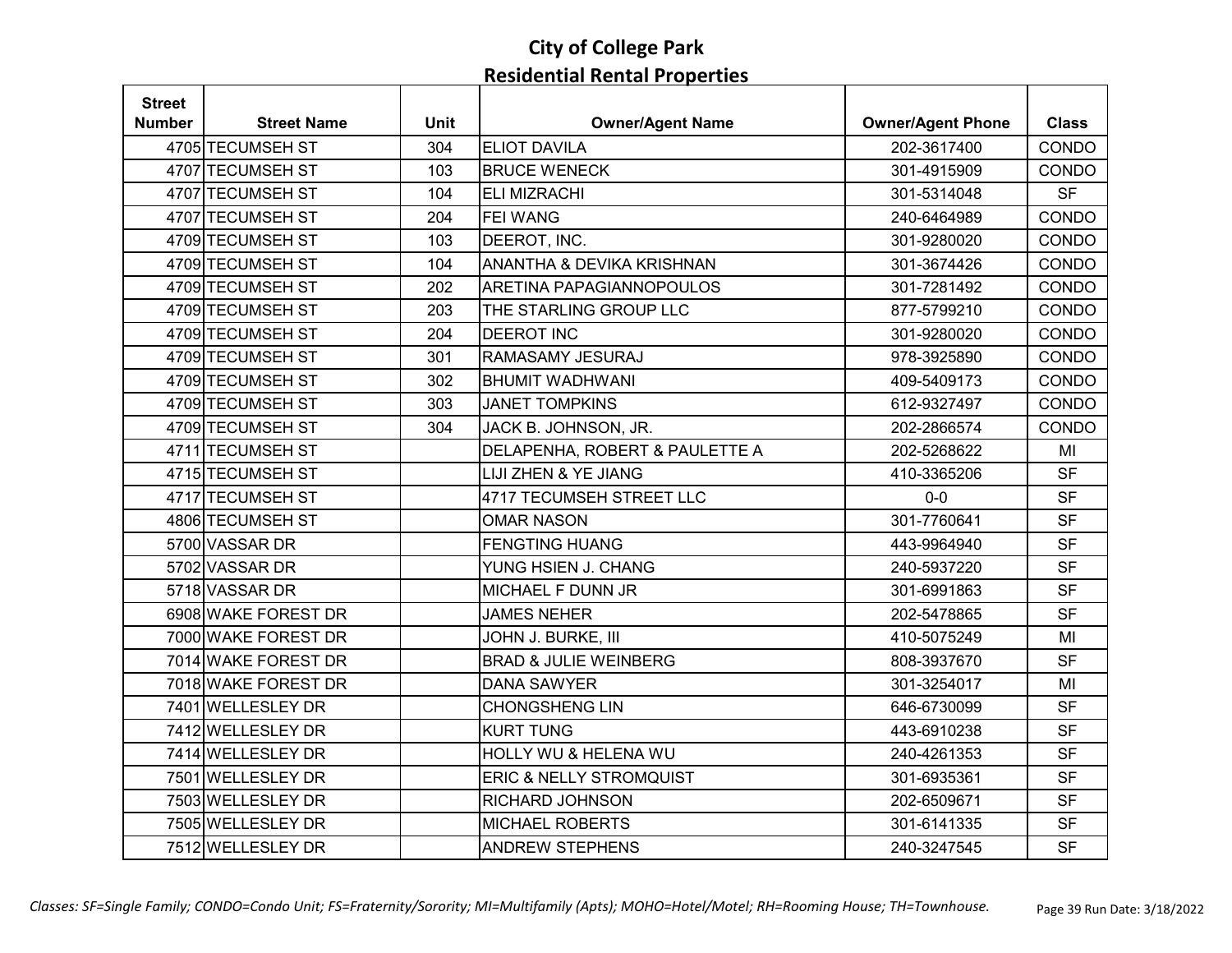# City of College Park

## Residential Rental Properties

| Street Number | Street Name | Unit | Owner/Agent Name | Owner/Agent Phone | Class |
|---|---|---|---|---|---|
| 4705 | TECUMSEH ST | 304 | ELIOT DAVILA | 202-3617400 | CONDO |
| 4707 | TECUMSEH ST | 103 | BRUCE WENECK | 301-4915909 | CONDO |
| 4707 | TECUMSEH ST | 104 | ELI MIZRACHI | 301-5314048 | SF |
| 4707 | TECUMSEH ST | 204 | FEI WANG | 240-6464989 | CONDO |
| 4709 | TECUMSEH ST | 103 | DEEROT, INC. | 301-9280020 | CONDO |
| 4709 | TECUMSEH ST | 104 | ANANTHA & DEVIKA KRISHNAN | 301-3674426 | CONDO |
| 4709 | TECUMSEH ST | 202 | ARETINA PAPAGIANNOPOULOS | 301-7281492 | CONDO |
| 4709 | TECUMSEH ST | 203 | THE STARLING GROUP LLC | 877-5799210 | CONDO |
| 4709 | TECUMSEH ST | 204 | DEEROT INC | 301-9280020 | CONDO |
| 4709 | TECUMSEH ST | 301 | RAMASAMY JESURAJ | 978-3925890 | CONDO |
| 4709 | TECUMSEH ST | 302 | BHUMIT WADHWANI | 409-5409173 | CONDO |
| 4709 | TECUMSEH ST | 303 | JANET TOMPKINS | 612-9327497 | CONDO |
| 4709 | TECUMSEH ST | 304 | JACK B. JOHNSON, JR. | 202-2866574 | CONDO |
| 4711 | TECUMSEH ST | | DELAPENHA, ROBERT & PAULETTE A | 202-5268622 | MI |
| 4715 | TECUMSEH ST | | LIJI ZHEN & YE JIANG | 410-3365206 | SF |
| 4717 | TECUMSEH ST | | 4717 TECUMSEH STREET LLC | 0-0 | SF |
| 4806 | TECUMSEH ST | | OMAR NASON | 301-7760641 | SF |
| 5700 | VASSAR DR | | FENGTING HUANG | 443-9964940 | SF |
| 5702 | VASSAR DR | | YUNG HSIEN J. CHANG | 240-5937220 | SF |
| 5718 | VASSAR DR | | MICHAEL F DUNN JR | 301-6991863 | SF |
| 6908 | WAKE FOREST DR | | JAMES NEHER | 202-5478865 | SF |
| 7000 | WAKE FOREST DR | | JOHN J. BURKE, III | 410-5075249 | MI |
| 7014 | WAKE FOREST DR | | BRAD & JULIE WEINBERG | 808-3937670 | SF |
| 7018 | WAKE FOREST DR | | DANA SAWYER | 301-3254017 | MI |
| 7401 | WELLESLEY DR | | CHONGSHENG LIN | 646-6730099 | SF |
| 7412 | WELLESLEY DR | | KURT TUNG | 443-6910238 | SF |
| 7414 | WELLESLEY DR | | HOLLY WU & HELENA WU | 240-4261353 | SF |
| 7501 | WELLESLEY DR | | ERIC & NELLY STROMQUIST | 301-6935361 | SF |
| 7503 | WELLESLEY DR | | RICHARD JOHNSON | 202-6509671 | SF |
| 7505 | WELLESLEY DR | | MICHAEL ROBERTS | 301-6141335 | SF |
| 7512 | WELLESLEY DR | | ANDREW STEPHENS | 240-3247545 | SF |

*Classes: SF=Single Family; CONDO=Condo Unit; FS=Fraternity/Sorority; MI=Multifamily (Apts); MOHO=Hotel/Motel; RH=Rooming House; TH=Townhouse.*

Run Date: 3/18/2022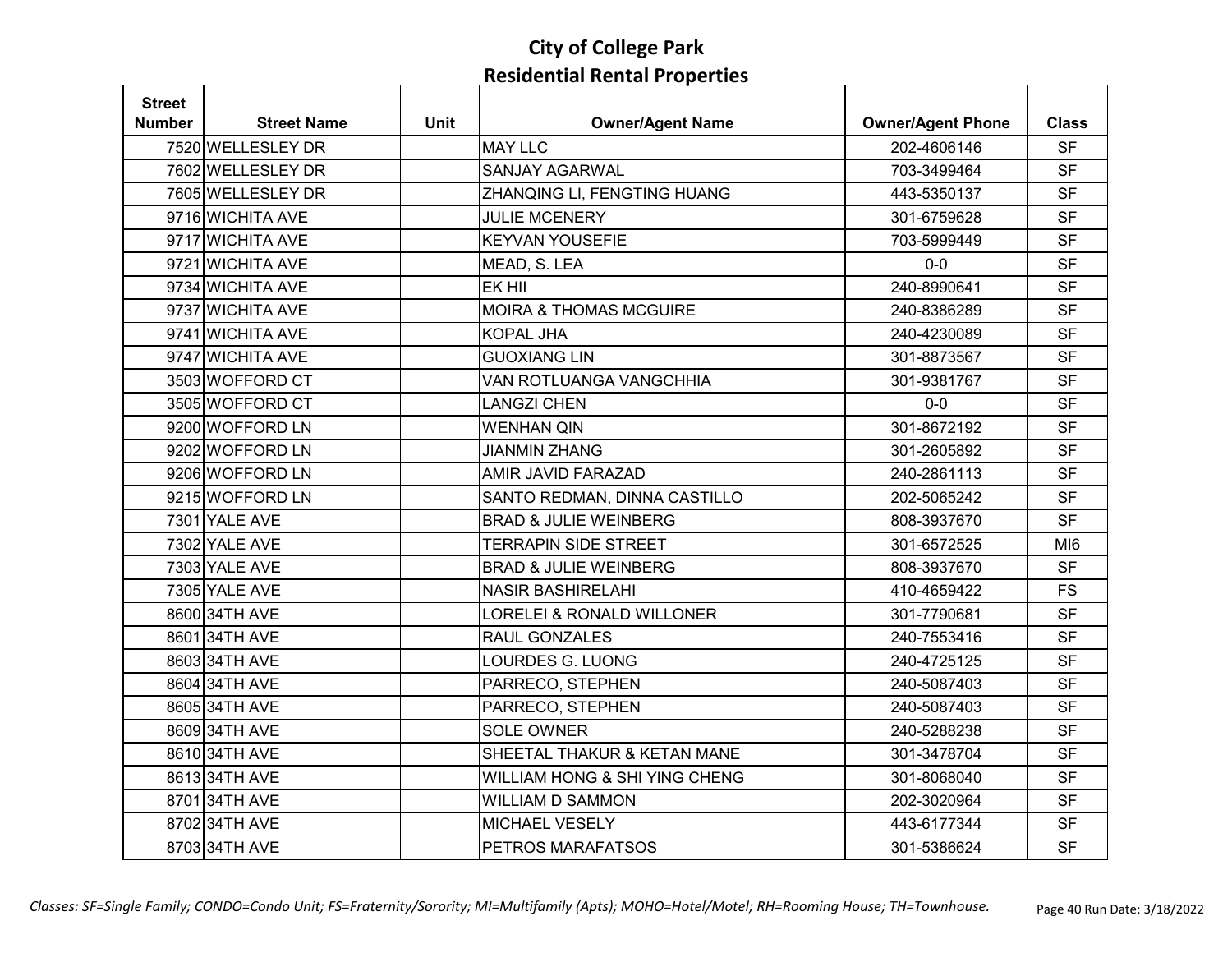# City of College Park
## Residential Rental Properties

| Street Number | Street Name | Unit | Owner/Agent Name | Owner/Agent Phone | Class |
|---|---|---|---|---|---|
| 7520 | WELLESLEY DR | | MAY LLC | 202-4606146 | SF |
| 7602 | WELLESLEY DR | | SANJAY AGARWAL | 703-3499464 | SF |
| 7605 | WELLESLEY DR | | ZHANQING LI, FENGTING HUANG | 443-5350137 | SF |
| 9716 | WICHITA AVE | | JULIE MCENERY | 301-6759628 | SF |
| 9717 | WICHITA AVE | | KEYVAN YOUSEFIE | 703-5999449 | SF |
| 9721 | WICHITA AVE | | MEAD, S. LEA | 0-0 | SF |
| 9734 | WICHITA AVE | | EK HII | 240-8990641 | SF |
| 9737 | WICHITA AVE | | MOIRA & THOMAS MCGUIRE | 240-8386289 | SF |
| 9741 | WICHITA AVE | | KOPAL JHA | 240-4230089 | SF |
| 9747 | WICHITA AVE | | GUOXIANG LIN | 301-8873567 | SF |
| 3503 | WOFFORD CT | | VAN ROTLUANGA VANGCHHIA | 301-9381767 | SF |
| 3505 | WOFFORD CT | | LANGZI CHEN | 0-0 | SF |
| 9200 | WOFFORD LN | | WENHAN QIN | 301-8672192 | SF |
| 9202 | WOFFORD LN | | JIANMIN ZHANG | 301-2605892 | SF |
| 9206 | WOFFORD LN | | AMIR JAVID FARAZAD | 240-2861113 | SF |
| 9215 | WOFFORD LN | | SANTO REDMAN, DINNA CASTILLO | 202-5065242 | SF |
| 7301 | YALE AVE | | BRAD & JULIE WEINBERG | 808-3937670 | SF |
| 7302 | YALE AVE | | TERRAPIN SIDE STREET | 301-6572525 | MI6 |
| 7303 | YALE AVE | | BRAD & JULIE WEINBERG | 808-3937670 | SF |
| 7305 | YALE AVE | | NASIR BASHIRELAHI | 410-4659422 | FS |
| 8600 | 34TH AVE | | LORELEI & RONALD WILLONER | 301-7790681 | SF |
| 8601 | 34TH AVE | | RAUL GONZALES | 240-7553416 | SF |
| 8603 | 34TH AVE | | LOURDES G. LUONG | 240-4725125 | SF |
| 8604 | 34TH AVE | | PARRECO, STEPHEN | 240-5087403 | SF |
| 8605 | 34TH AVE | | PARRECO, STEPHEN | 240-5087403 | SF |
| 8609 | 34TH AVE | | SOLE OWNER | 240-5288238 | SF |
| 8610 | 34TH AVE | | SHEETAL THAKUR & KETAN MANE | 301-3478704 | SF |
| 8613 | 34TH AVE | | WILLIAM HONG & SHI YING CHENG | 301-8068040 | SF |
| 8701 | 34TH AVE | | WILLIAM D SAMMON | 202-3020964 | SF |
| 8702 | 34TH AVE | | MICHAEL VESELY | 443-6177344 | SF |
| 8703 | 34TH AVE | | PETROS MARAFATSOS | 301-5386624 | SF |

*Classes: SF=Single Family; CONDO=Condo Unit; FS=Fraternity/Sorority; MI=Multifamily (Apts); MOHO=Hotel/Motel; RH=Rooming House; TH=Townhouse.*

Run Date: 3/18/2022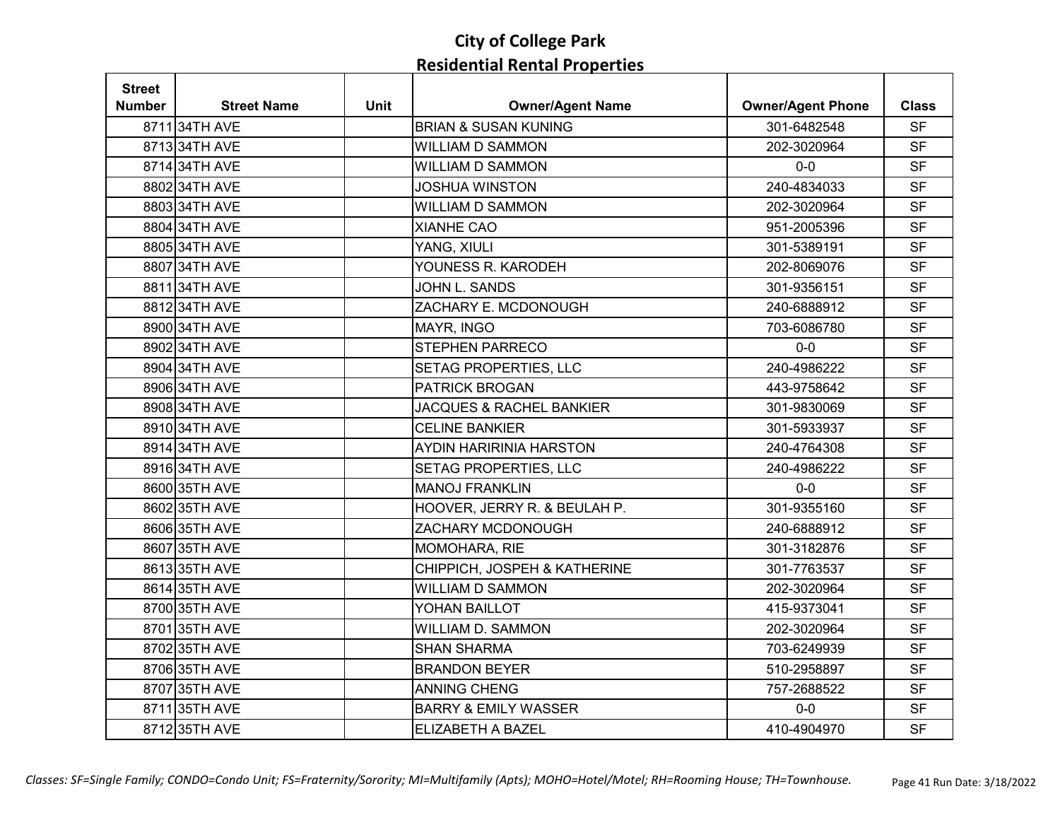# City of College Park
## Residential Rental Properties

| Street Number | Street Name | Unit | Owner/Agent Name | Owner/Agent Phone | Class |
|---|---|---|---|---|---|
| 8711 | 34TH AVE | | BRIAN & SUSAN KUNING | 301-6482548 | SF |
| 8713 | 34TH AVE | | WILLIAM D SAMMON | 202-3020964 | SF |
| 8714 | 34TH AVE | | WILLIAM D SAMMON | 0-0 | SF |
| 8802 | 34TH AVE | | JOSHUA WINSTON | 240-4834033 | SF |
| 8803 | 34TH AVE | | WILLIAM D SAMMON | 202-3020964 | SF |
| 8804 | 34TH AVE | | XIANHE CAO | 951-2005396 | SF |
| 8805 | 34TH AVE | | YANG, XIULI | 301-5389191 | SF |
| 8807 | 34TH AVE | | YOUNESS R. KARODEH | 202-8069076 | SF |
| 8811 | 34TH AVE | | JOHN L. SANDS | 301-9356151 | SF |
| 8812 | 34TH AVE | | ZACHARY E. MCDONOUGH | 240-6888912 | SF |
| 8900 | 34TH AVE | | MAYR, INGO | 703-6086780 | SF |
| 8902 | 34TH AVE | | STEPHEN PARRECO | 0-0 | SF |
| 8904 | 34TH AVE | | SETAG PROPERTIES, LLC | 240-4986222 | SF |
| 8906 | 34TH AVE | | PATRICK BROGAN | 443-9758642 | SF |
| 8908 | 34TH AVE | | JACQUES & RACHEL BANKIER | 301-9830069 | SF |
| 8910 | 34TH AVE | | CELINE BANKIER | 301-5933937 | SF |
| 8914 | 34TH AVE | | AYDIN HARIRINIA HARSTON | 240-4764308 | SF |
| 8916 | 34TH AVE | | SETAG PROPERTIES, LLC | 240-4986222 | SF |
| 8600 | 35TH AVE | | MANOJ FRANKLIN | 0-0 | SF |
| 8602 | 35TH AVE | | HOOVER, JERRY R. & BEULAH P. | 301-9355160 | SF |
| 8606 | 35TH AVE | | ZACHARY MCDONOUGH | 240-6888912 | SF |
| 8607 | 35TH AVE | | MOMOHARA, RIE | 301-3182876 | SF |
| 8613 | 35TH AVE | | CHIPPICH, JOSPEH & KATHERINE | 301-7763537 | SF |
| 8614 | 35TH AVE | | WILLIAM D SAMMON | 202-3020964 | SF |
| 8700 | 35TH AVE | | YOHAN BAILLOT | 415-9373041 | SF |
| 8701 | 35TH AVE | | WILLIAM D. SAMMON | 202-3020964 | SF |
| 8702 | 35TH AVE | | SHAN SHARMA | 703-6249939 | SF |
| 8706 | 35TH AVE | | BRANDON BEYER | 510-2958897 | SF |
| 8707 | 35TH AVE | | ANNING CHENG | 757-2688522 | SF |
| 8711 | 35TH AVE | | BARRY & EMILY WASSER | 0-0 | SF |
| 8712 | 35TH AVE | | ELIZABETH A BAZEL | 410-4904970 | SF |

*Classes: SF=Single Family; CONDO=Condo Unit; FS=Fraternity/Sorority; MI=Multifamily (Apts); MOHO=Hotel/Motel; RH=Rooming House; TH=Townhouse.*

Run Date: 3/18/2022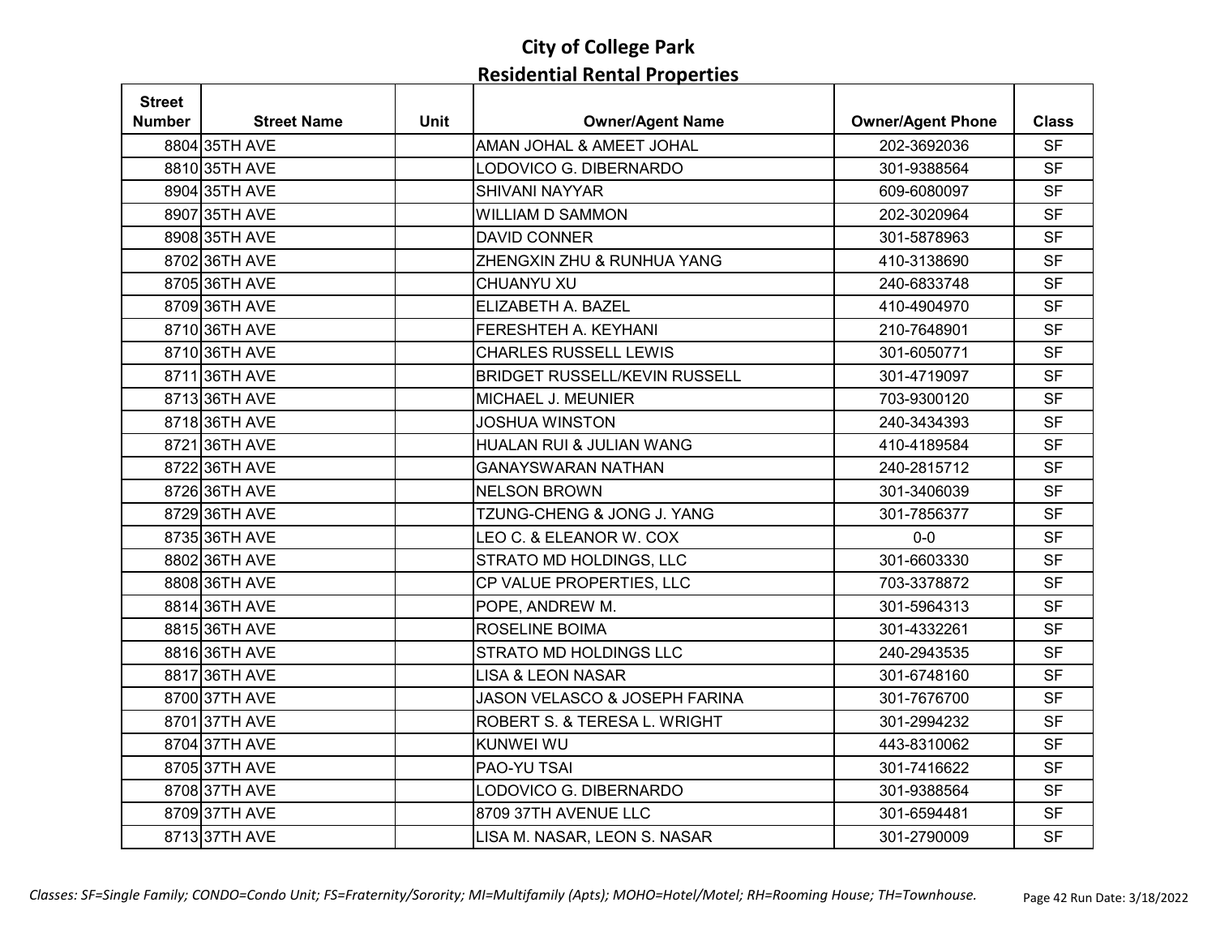# City of College Park
## Residential Rental Properties

| Street Number | Street Name | Unit | Owner/Agent Name | Owner/Agent Phone | Class |
|---|---|---|---|---|---|
| 8804 | 35TH AVE | | AMAN JOHAL & AMEET JOHAL | 202-3692036 | SF |
| 8810 | 35TH AVE | | LODOVICO G. DIBERNARDO | 301-9388564 | SF |
| 8904 | 35TH AVE | | SHIVANI NAYYAR | 609-6080097 | SF |
| 8907 | 35TH AVE | | WILLIAM D SAMMON | 202-3020964 | SF |
| 8908 | 35TH AVE | | DAVID CONNER | 301-5878963 | SF |
| 8702 | 36TH AVE | | ZHENGXIN ZHU & RUNHUA YANG | 410-3138690 | SF |
| 8705 | 36TH AVE | | CHUANYU XU | 240-6833748 | SF |
| 8709 | 36TH AVE | | ELIZABETH A. BAZEL | 410-4904970 | SF |
| 8710 | 36TH AVE | | FERESHTEH A. KEYHANI | 210-7648901 | SF |
| 8710 | 36TH AVE | | CHARLES RUSSELL LEWIS | 301-6050771 | SF |
| 8711 | 36TH AVE | | BRIDGET RUSSELL/KEVIN RUSSELL | 301-4719097 | SF |
| 8713 | 36TH AVE | | MICHAEL J. MEUNIER | 703-9300120 | SF |
| 8718 | 36TH AVE | | JOSHUA WINSTON | 240-3434393 | SF |
| 8721 | 36TH AVE | | HUALAN RUI & JULIAN WANG | 410-4189584 | SF |
| 8722 | 36TH AVE | | GANAYSWARAN NATHAN | 240-2815712 | SF |
| 8726 | 36TH AVE | | NELSON BROWN | 301-3406039 | SF |
| 8729 | 36TH AVE | | TZUNG-CHENG & JONG J. YANG | 301-7856377 | SF |
| 8735 | 36TH AVE | | LEO C. & ELEANOR W. COX | 0-0 | SF |
| 8802 | 36TH AVE | | STRATO MD HOLDINGS, LLC | 301-6603330 | SF |
| 8808 | 36TH AVE | | CP VALUE PROPERTIES, LLC | 703-3378872 | SF |
| 8814 | 36TH AVE | | POPE, ANDREW M. | 301-5964313 | SF |
| 8815 | 36TH AVE | | ROSELINE BOIMA | 301-4332261 | SF |
| 8816 | 36TH AVE | | STRATO MD HOLDINGS LLC | 240-2943535 | SF |
| 8817 | 36TH AVE | | LISA & LEON NASAR | 301-6748160 | SF |
| 8700 | 37TH AVE | | JASON VELASCO & JOSEPH FARINA | 301-7676700 | SF |
| 8701 | 37TH AVE | | ROBERT S. & TERESA L. WRIGHT | 301-2994232 | SF |
| 8704 | 37TH AVE | | KUNWEI WU | 443-8310062 | SF |
| 8705 | 37TH AVE | | PAO-YU TSAI | 301-7416622 | SF |
| 8708 | 37TH AVE | | LODOVICO G. DIBERNARDO | 301-9388564 | SF |
| 8709 | 37TH AVE | | 8709 37TH AVENUE LLC | 301-6594481 | SF |
| 8713 | 37TH AVE | | LISA M. NASAR, LEON S. NASAR | 301-2790009 | SF |

*Classes: SF=Single Family; CONDO=Condo Unit; FS=Fraternity/Sorority; MI=Multifamily (Apts); MOHO=Hotel/Motel; RH=Rooming House; TH=Townhouse.*

Run Date: 3/18/2022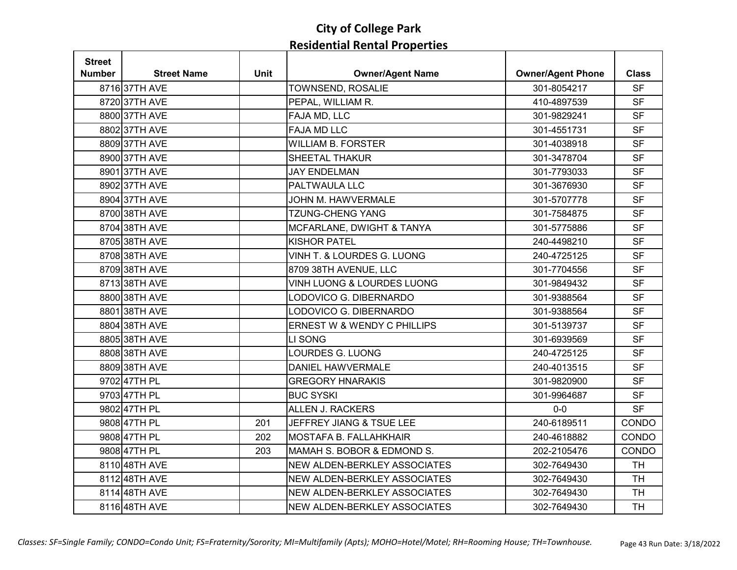# City of College Park
## Residential Rental Properties

| Street Number | Street Name | Unit | Owner/Agent Name | Owner/Agent Phone | Class |
|---|---|---|---|---|---|
| 8716 | 37TH AVE | | TOWNSEND, ROSALIE | 301-8054217 | SF |
| 8720 | 37TH AVE | | PEPAL, WILLIAM R. | 410-4897539 | SF |
| 8800 | 37TH AVE | | FAJA MD, LLC | 301-9829241 | SF |
| 8802 | 37TH AVE | | FAJA MD LLC | 301-4551731 | SF |
| 8809 | 37TH AVE | | WILLIAM B. FORSTER | 301-4038918 | SF |
| 8900 | 37TH AVE | | SHEETAL THAKUR | 301-3478704 | SF |
| 8901 | 37TH AVE | | JAY ENDELMAN | 301-7793033 | SF |
| 8902 | 37TH AVE | | PALTWAULA LLC | 301-3676930 | SF |
| 8904 | 37TH AVE | | JOHN M. HAWVERMALE | 301-5707778 | SF |
| 8700 | 38TH AVE | | TZUNG-CHENG YANG | 301-7584875 | SF |
| 8704 | 38TH AVE | | MCFARLANE, DWIGHT & TANYA | 301-5775886 | SF |
| 8705 | 38TH AVE | | KISHOR PATEL | 240-4498210 | SF |
| 8708 | 38TH AVE | | VINH T. & LOURDES G. LUONG | 240-4725125 | SF |
| 8709 | 38TH AVE | | 8709 38TH AVENUE, LLC | 301-7704556 | SF |
| 8713 | 38TH AVE | | VINH LUONG & LOURDES LUONG | 301-9849432 | SF |
| 8800 | 38TH AVE | | LODOVICO G. DIBERNARDO | 301-9388564 | SF |
| 8801 | 38TH AVE | | LODOVICO G. DIBERNARDO | 301-9388564 | SF |
| 8804 | 38TH AVE | | ERNEST W & WENDY C PHILLIPS | 301-5139737 | SF |
| 8805 | 38TH AVE | | LI SONG | 301-6939569 | SF |
| 8808 | 38TH AVE | | LOURDES G. LUONG | 240-4725125 | SF |
| 8809 | 38TH AVE | | DANIEL HAWVERMALE | 240-4013515 | SF |
| 9702 | 47TH PL | | GREGORY HNARAKIS | 301-9820900 | SF |
| 9703 | 47TH PL | | BUC SYSKI | 301-9964687 | SF |
| 9802 | 47TH PL | | ALLEN J. RACKERS | 0-0 | SF |
| 9808 | 47TH PL | 201 | JEFFREY JIANG & TSUE LEE | 240-6189511 | CONDO |
| 9808 | 47TH PL | 202 | MOSTAFA B. FALLAHKHAIR | 240-4618882 | CONDO |
| 9808 | 47TH PL | 203 | MAMAH S. BOBOR & EDMOND S. | 202-2105476 | CONDO |
| 8110 | 48TH AVE | | NEW ALDEN-BERKLEY ASSOCIATES | 302-7649430 | TH |
| 8112 | 48TH AVE | | NEW ALDEN-BERKLEY ASSOCIATES | 302-7649430 | TH |
| 8114 | 48TH AVE | | NEW ALDEN-BERKLEY ASSOCIATES | 302-7649430 | TH |
| 8116 | 48TH AVE | | NEW ALDEN-BERKLEY ASSOCIATES | 302-7649430 | TH |

*Classes: SF=Single Family; CONDO=Condo Unit; FS=Fraternity/Sorority; MI=Multifamily (Apts); MOHO=Hotel/Motel; RH=Rooming House; TH=Townhouse.*

Run Date: 3/18/2022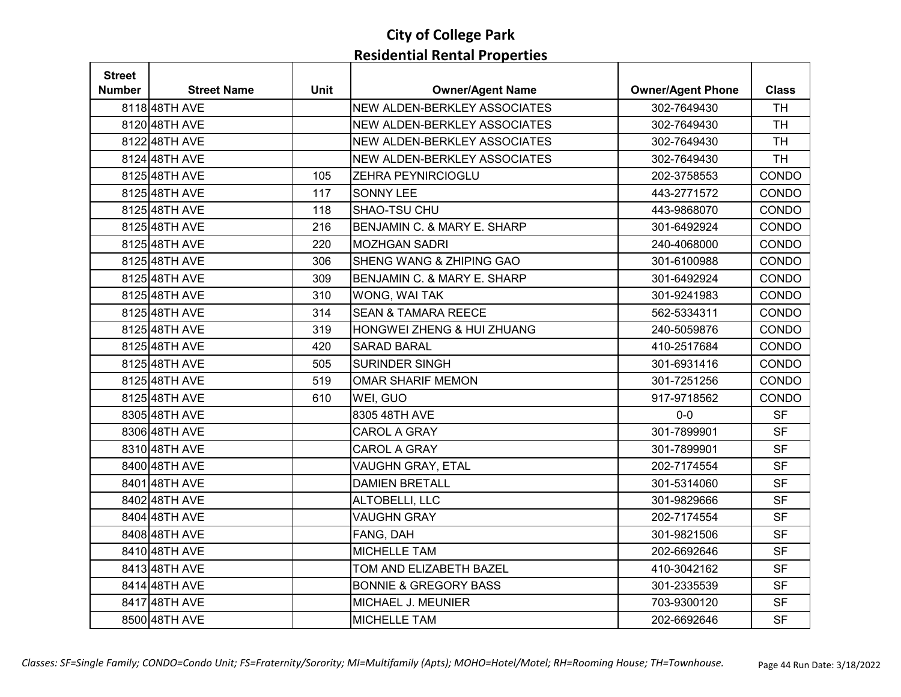# City of College Park
## Residential Rental Properties

| Street Number | Street Name | Unit | Owner/Agent Name | Owner/Agent Phone | Class |
|---|---|---|---|---|---|
| 8118 | 48TH AVE | | NEW ALDEN-BERKLEY ASSOCIATES | 302-7649430 | TH |
| 8120 | 48TH AVE | | NEW ALDEN-BERKLEY ASSOCIATES | 302-7649430 | TH |
| 8122 | 48TH AVE | | NEW ALDEN-BERKLEY ASSOCIATES | 302-7649430 | TH |
| 8124 | 48TH AVE | | NEW ALDEN-BERKLEY ASSOCIATES | 302-7649430 | TH |
| 8125 | 48TH AVE | 105 | ZEHRA PEYNIRCIOGLU | 202-3758553 | CONDO |
| 8125 | 48TH AVE | 117 | SONNY LEE | 443-2771572 | CONDO |
| 8125 | 48TH AVE | 118 | SHAO-TSU CHU | 443-9868070 | CONDO |
| 8125 | 48TH AVE | 216 | BENJAMIN C. & MARY E. SHARP | 301-6492924 | CONDO |
| 8125 | 48TH AVE | 220 | MOZHGAN SADRI | 240-4068000 | CONDO |
| 8125 | 48TH AVE | 306 | SHENG WANG & ZHIPING GAO | 301-6100988 | CONDO |
| 8125 | 48TH AVE | 309 | BENJAMIN C. & MARY E. SHARP | 301-6492924 | CONDO |
| 8125 | 48TH AVE | 310 | WONG, WAI TAK | 301-9241983 | CONDO |
| 8125 | 48TH AVE | 314 | SEAN & TAMARA REECE | 562-5334311 | CONDO |
| 8125 | 48TH AVE | 319 | HONGWEI ZHENG & HUI ZHUANG | 240-5059876 | CONDO |
| 8125 | 48TH AVE | 420 | SARAD BARAL | 410-2517684 | CONDO |
| 8125 | 48TH AVE | 505 | SURINDER SINGH | 301-6931416 | CONDO |
| 8125 | 48TH AVE | 519 | OMAR SHARIF MEMON | 301-7251256 | CONDO |
| 8125 | 48TH AVE | 610 | WEI, GUO | 917-9718562 | CONDO |
| 8305 | 48TH AVE | | 8305 48TH AVE | 0-0 | SF |
| 8306 | 48TH AVE | | CAROL A GRAY | 301-7899901 | SF |
| 8310 | 48TH AVE | | CAROL A GRAY | 301-7899901 | SF |
| 8400 | 48TH AVE | | VAUGHN GRAY, ETAL | 202-7174554 | SF |
| 8401 | 48TH AVE | | DAMIEN BRETALL | 301-5314060 | SF |
| 8402 | 48TH AVE | | ALTOBELLI, LLC | 301-9829666 | SF |
| 8404 | 48TH AVE | | VAUGHN GRAY | 202-7174554 | SF |
| 8408 | 48TH AVE | | FANG, DAH | 301-9821506 | SF |
| 8410 | 48TH AVE | | MICHELLE TAM | 202-6692646 | SF |
| 8413 | 48TH AVE | | TOM AND ELIZABETH BAZEL | 410-3042162 | SF |
| 8414 | 48TH AVE | | BONNIE & GREGORY BASS | 301-2335539 | SF |
| 8417 | 48TH AVE | | MICHAEL J. MEUNIER | 703-9300120 | SF |
| 8500 | 48TH AVE | | MICHELLE TAM | 202-6692646 | SF |

*Classes: SF=Single Family; CONDO=Condo Unit; FS=Fraternity/Sorority; MI=Multifamily (Apts); MOHO=Hotel/Motel; RH=Rooming House; TH=Townhouse.*

Run Date: 3/18/2022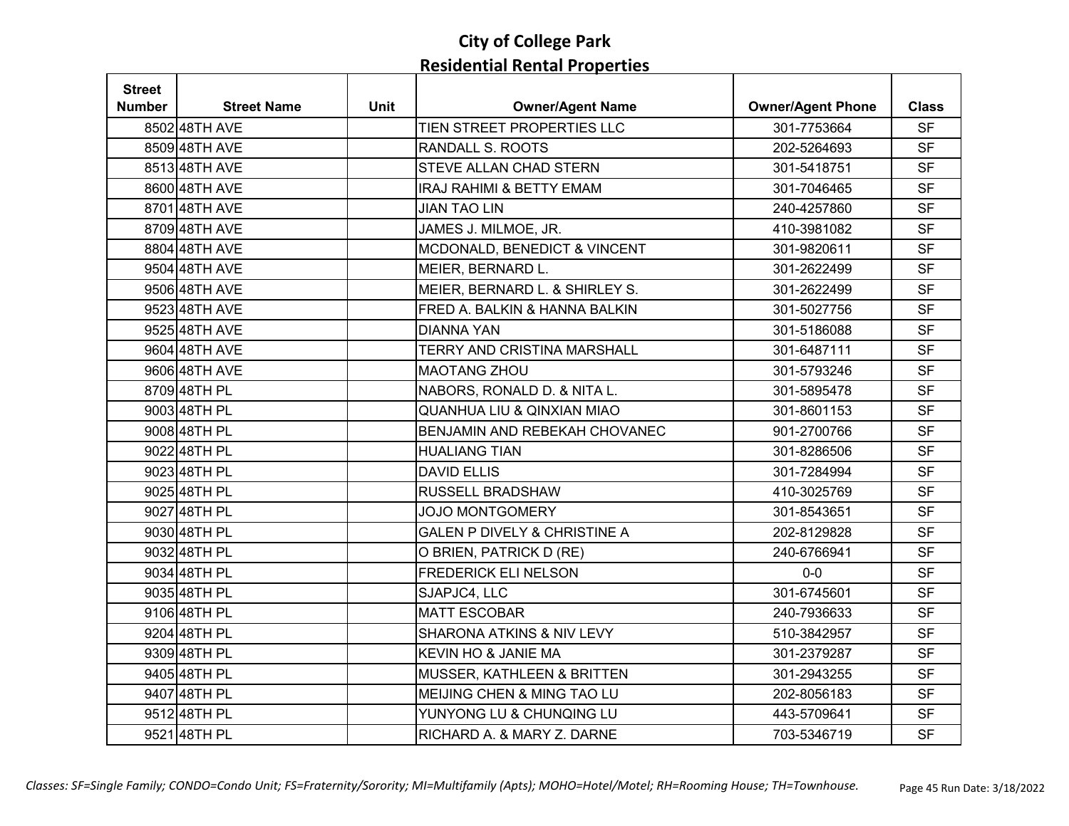# City of College Park
## Residential Rental Properties

| Street Number | Street Name | Unit | Owner/Agent Name | Owner/Agent Phone | Class |
|---|---|---|---|---|---|
| 8502 | 48TH AVE | | TIEN STREET PROPERTIES LLC | 301-7753664 | SF |
| 8509 | 48TH AVE | | RANDALL S. ROOTS | 202-5264693 | SF |
| 8513 | 48TH AVE | | STEVE ALLAN CHAD STERN | 301-5418751 | SF |
| 8600 | 48TH AVE | | IRAJ RAHIMI & BETTY EMAM | 301-7046465 | SF |
| 8701 | 48TH AVE | | JIAN TAO LIN | 240-4257860 | SF |
| 8709 | 48TH AVE | | JAMES J. MILMOE, JR. | 410-3981082 | SF |
| 8804 | 48TH AVE | | MCDONALD, BENEDICT & VINCENT | 301-9820611 | SF |
| 9504 | 48TH AVE | | MEIER, BERNARD L. | 301-2622499 | SF |
| 9506 | 48TH AVE | | MEIER, BERNARD L. & SHIRLEY S. | 301-2622499 | SF |
| 9523 | 48TH AVE | | FRED A. BALKIN & HANNA BALKIN | 301-5027756 | SF |
| 9525 | 48TH AVE | | DIANNA YAN | 301-5186088 | SF |
| 9604 | 48TH AVE | | TERRY AND CRISTINA MARSHALL | 301-6487111 | SF |
| 9606 | 48TH AVE | | MAOTANG ZHOU | 301-5793246 | SF |
| 8709 | 48TH PL | | NABORS, RONALD D. & NITA L. | 301-5895478 | SF |
| 9003 | 48TH PL | | QUANHUA LIU & QINXIAN MIAO | 301-8601153 | SF |
| 9008 | 48TH PL | | BENJAMIN AND REBEKAH CHOVANEC | 901-2700766 | SF |
| 9022 | 48TH PL | | HUALIANG TIAN | 301-8286506 | SF |
| 9023 | 48TH PL | | DAVID ELLIS | 301-7284994 | SF |
| 9025 | 48TH PL | | RUSSELL BRADSHAW | 410-3025769 | SF |
| 9027 | 48TH PL | | JOJO MONTGOMERY | 301-8543651 | SF |
| 9030 | 48TH PL | | GALEN P DIVELY & CHRISTINE A | 202-8129828 | SF |
| 9032 | 48TH PL | | O BRIEN, PATRICK D (RE) | 240-6766941 | SF |
| 9034 | 48TH PL | | FREDERICK ELI NELSON | 0-0 | SF |
| 9035 | 48TH PL | | SJAPJC4, LLC | 301-6745601 | SF |
| 9106 | 48TH PL | | MATT ESCOBAR | 240-7936633 | SF |
| 9204 | 48TH PL | | SHARONA ATKINS & NIV LEVY | 510-3842957 | SF |
| 9309 | 48TH PL | | KEVIN HO & JANIE MA | 301-2379287 | SF |
| 9405 | 48TH PL | | MUSSER, KATHLEEN & BRITTEN | 301-2943255 | SF |
| 9407 | 48TH PL | | MEIJING CHEN & MING TAO LU | 202-8056183 | SF |
| 9512 | 48TH PL | | YUNYONG LU & CHUNQING LU | 443-5709641 | SF |
| 9521 | 48TH PL | | RICHARD A. & MARY Z. DARNE | 703-5346719 | SF |

*Classes: SF=Single Family; CONDO=Condo Unit; FS=Fraternity/Sorority; MI=Multifamily (Apts); MOHO=Hotel/Motel; RH=Rooming House; TH=Townhouse.*

Run Date: 3/18/2022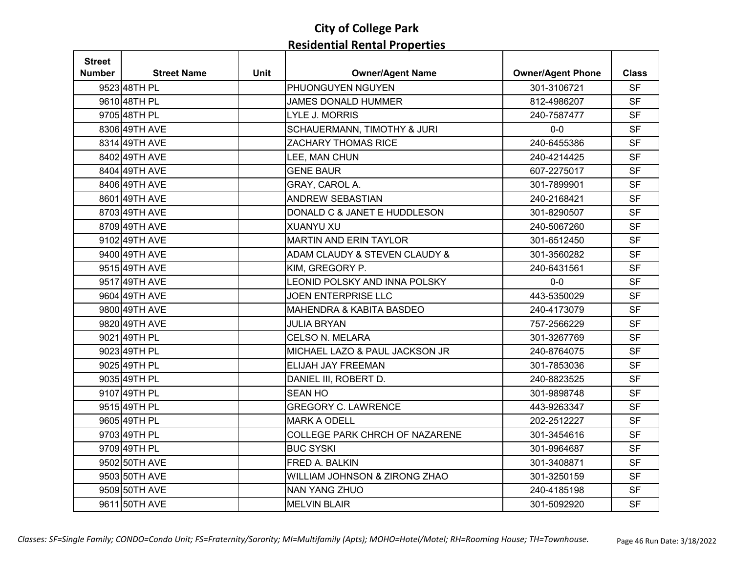# City of College Park
## Residential Rental Properties

| Street Number | Street Name | Unit | Owner/Agent Name | Owner/Agent Phone | Class |
|---|---|---|---|---|---|
| 9523 | 48TH PL | | PHUONGUYEN NGUYEN | 301-3106721 | SF |
| 9610 | 48TH PL | | JAMES DONALD HUMMER | 812-4986207 | SF |
| 9705 | 48TH PL | | LYLE J. MORRIS | 240-7587477 | SF |
| 8306 | 49TH AVE | | SCHAUERMANN, TIMOTHY & JURI | 0-0 | SF |
| 8314 | 49TH AVE | | ZACHARY THOMAS RICE | 240-6455386 | SF |
| 8402 | 49TH AVE | | LEE, MAN CHUN | 240-4214425 | SF |
| 8404 | 49TH AVE | | GENE BAUR | 607-2275017 | SF |
| 8406 | 49TH AVE | | GRAY, CAROL A. | 301-7899901 | SF |
| 8601 | 49TH AVE | | ANDREW SEBASTIAN | 240-2168421 | SF |
| 8703 | 49TH AVE | | DONALD C & JANET E HUDDLESON | 301-8290507 | SF |
| 8709 | 49TH AVE | | XUANYU XU | 240-5067260 | SF |
| 9102 | 49TH AVE | | MARTIN AND ERIN TAYLOR | 301-6512450 | SF |
| 9400 | 49TH AVE | | ADAM CLAUDY & STEVEN CLAUDY & | 301-3560282 | SF |
| 9515 | 49TH AVE | | KIM, GREGORY P. | 240-6431561 | SF |
| 9517 | 49TH AVE | | LEONID POLSKY AND INNA POLSKY | 0-0 | SF |
| 9604 | 49TH AVE | | JOEN ENTERPRISE LLC | 443-5350029 | SF |
| 9800 | 49TH AVE | | MAHENDRA & KABITA BASDEO | 240-4173079 | SF |
| 9820 | 49TH AVE | | JULIA BRYAN | 757-2566229 | SF |
| 9021 | 49TH PL | | CELSO N. MELARA | 301-3267769 | SF |
| 9023 | 49TH PL | | MICHAEL LAZO & PAUL JACKSON JR | 240-8764075 | SF |
| 9025 | 49TH PL | | ELIJAH JAY FREEMAN | 301-7853036 | SF |
| 9035 | 49TH PL | | DANIEL III, ROBERT D. | 240-8823525 | SF |
| 9107 | 49TH PL | | SEAN HO | 301-9898748 | SF |
| 9515 | 49TH PL | | GREGORY C. LAWRENCE | 443-9263347 | SF |
| 9605 | 49TH PL | | MARK A ODELL | 202-2512227 | SF |
| 9703 | 49TH PL | | COLLEGE PARK CHRCH OF NAZARENE | 301-3454616 | SF |
| 9709 | 49TH PL | | BUC SYSKI | 301-9964687 | SF |
| 9502 | 50TH AVE | | FRED A. BALKIN | 301-3408871 | SF |
| 9503 | 50TH AVE | | WILLIAM JOHNSON & ZIRONG ZHAO | 301-3250159 | SF |
| 9509 | 50TH AVE | | NAN YANG ZHUO | 240-4185198 | SF |
| 9611 | 50TH AVE | | MELVIN BLAIR | 301-5092920 | SF |

*Classes: SF=Single Family; CONDO=Condo Unit; FS=Fraternity/Sorority; MI=Multifamily (Apts); MOHO=Hotel/Motel; RH=Rooming House; TH=Townhouse.*

Run Date: 3/18/2022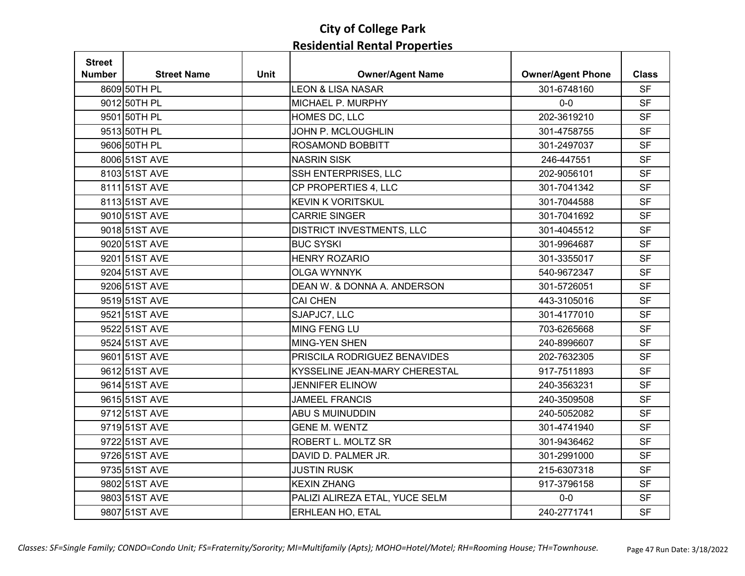# City of College Park
## Residential Rental Properties

| Street Number | Street Name | Unit | Owner/Agent Name | Owner/Agent Phone | Class |
|---|---|---|---|---|---|
| 8609 | 50TH PL | | LEON & LISA NASAR | 301-6748160 | SF |
| 9012 | 50TH PL | | MICHAEL P. MURPHY | 0-0 | SF |
| 9501 | 50TH PL | | HOMES DC, LLC | 202-3619210 | SF |
| 9513 | 50TH PL | | JOHN P. MCLOUGHLIN | 301-4758755 | SF |
| 9606 | 50TH PL | | ROSAMOND BOBBITT | 301-2497037 | SF |
| 8006 | 51ST AVE | | NASRIN SISK | 246-447551 | SF |
| 8103 | 51ST AVE | | SSH ENTERPRISES, LLC | 202-9056101 | SF |
| 8111 | 51ST AVE | | CP PROPERTIES 4, LLC | 301-7041342 | SF |
| 8113 | 51ST AVE | | KEVIN K VORITSKUL | 301-7044588 | SF |
| 9010 | 51ST AVE | | CARRIE SINGER | 301-7041692 | SF |
| 9018 | 51ST AVE | | DISTRICT INVESTMENTS, LLC | 301-4045512 | SF |
| 9020 | 51ST AVE | | BUC SYSKI | 301-9964687 | SF |
| 9201 | 51ST AVE | | HENRY ROZARIO | 301-3355017 | SF |
| 9204 | 51ST AVE | | OLGA WYNNYK | 540-9672347 | SF |
| 9206 | 51ST AVE | | DEAN W. & DONNA A. ANDERSON | 301-5726051 | SF |
| 9519 | 51ST AVE | | CAI CHEN | 443-3105016 | SF |
| 9521 | 51ST AVE | | SJAPJC7, LLC | 301-4177010 | SF |
| 9522 | 51ST AVE | | MING FENG LU | 703-6265668 | SF |
| 9524 | 51ST AVE | | MING-YEN SHEN | 240-8996607 | SF |
| 9601 | 51ST AVE | | PRISCILA RODRIGUEZ BENAVIDES | 202-7632305 | SF |
| 9612 | 51ST AVE | | KYSSELINE JEAN-MARY CHERESTAL | 917-7511893 | SF |
| 9614 | 51ST AVE | | JENNIFER ELINOW | 240-3563231 | SF |
| 9615 | 51ST AVE | | JAMEEL FRANCIS | 240-3509508 | SF |
| 9712 | 51ST AVE | | ABU S MUINUDDIN | 240-5052082 | SF |
| 9719 | 51ST AVE | | GENE M. WENTZ | 301-4741940 | SF |
| 9722 | 51ST AVE | | ROBERT L. MOLTZ SR | 301-9436462 | SF |
| 9726 | 51ST AVE | | DAVID D. PALMER JR. | 301-2991000 | SF |
| 9735 | 51ST AVE | | JUSTIN RUSK | 215-6307318 | SF |
| 9802 | 51ST AVE | | KEXIN ZHANG | 917-3796158 | SF |
| 9803 | 51ST AVE | | PALIZI ALIREZA ETAL, YUCE SELM | 0-0 | SF |
| 9807 | 51ST AVE | | ERHLEAN HO, ETAL | 240-2771741 | SF |

*Classes: SF=Single Family; CONDO=Condo Unit; FS=Fraternity/Sorority; MI=Multifamily (Apts); MOHO=Hotel/Motel; RH=Rooming House; TH=Townhouse.*

Run Date: 3/18/2022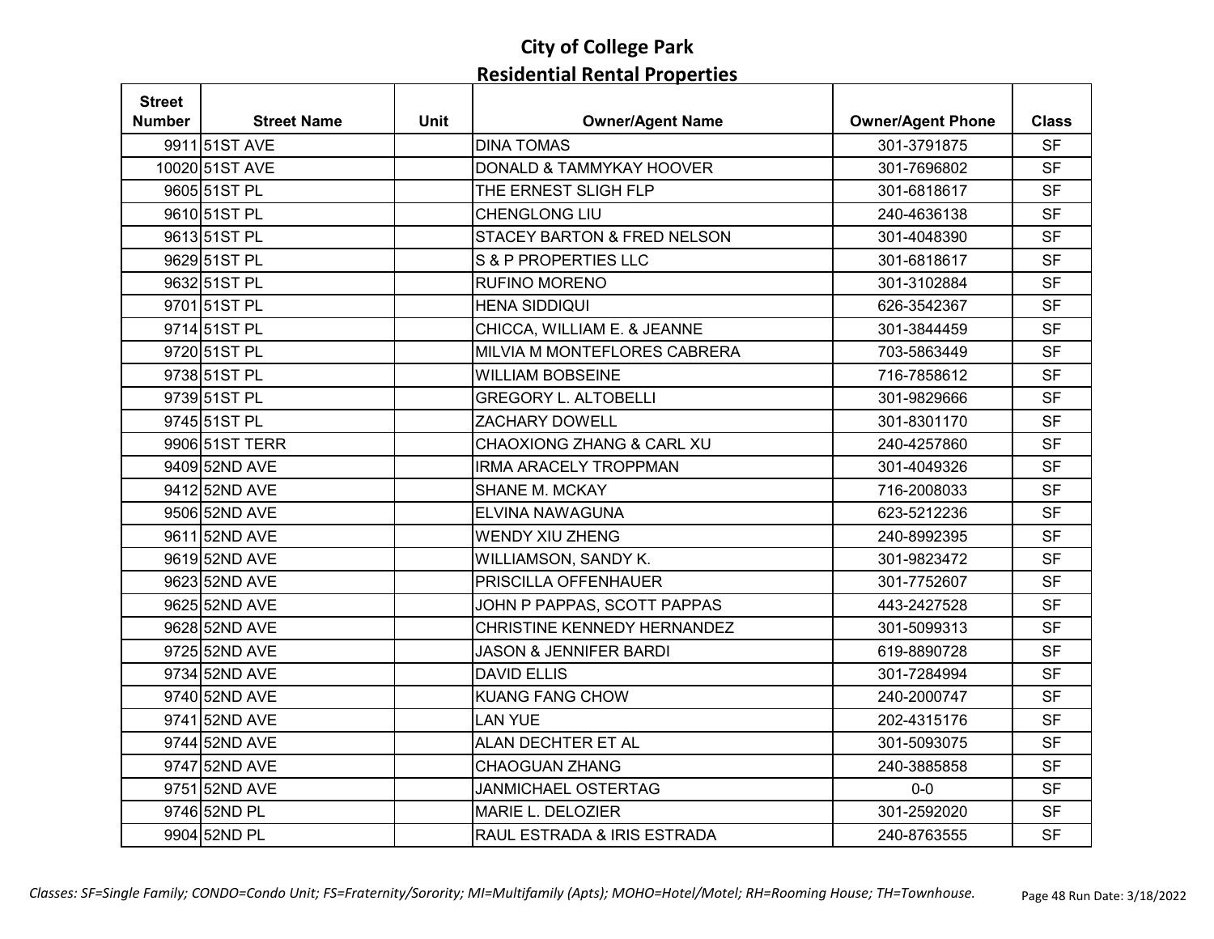# City of College Park
## Residential Rental Properties

| Street Number | Street Name | Unit | Owner/Agent Name | Owner/Agent Phone | Class |
|---|---|---|---|---|---|
| 9911 | 51ST AVE | | DINA TOMAS | 301-3791875 | SF |
| 10020 | 51ST AVE | | DONALD & TAMMYKAY HOOVER | 301-7696802 | SF |
| 9605 | 51ST PL | | THE ERNEST SLIGH FLP | 301-6818617 | SF |
| 9610 | 51ST PL | | CHENGLONG LIU | 240-4636138 | SF |
| 9613 | 51ST PL | | STACEY BARTON & FRED NELSON | 301-4048390 | SF |
| 9629 | 51ST PL | | S & P PROPERTIES LLC | 301-6818617 | SF |
| 9632 | 51ST PL | | RUFINO MORENO | 301-3102884 | SF |
| 9701 | 51ST PL | | HENA SIDDIQUI | 626-3542367 | SF |
| 9714 | 51ST PL | | CHICCA, WILLIAM E. & JEANNE | 301-3844459 | SF |
| 9720 | 51ST PL | | MILVIA M MONTEFLORES CABRERA | 703-5863449 | SF |
| 9738 | 51ST PL | | WILLIAM BOBSEINE | 716-7858612 | SF |
| 9739 | 51ST PL | | GREGORY L. ALTOBELLI | 301-9829666 | SF |
| 9745 | 51ST PL | | ZACHARY DOWELL | 301-8301170 | SF |
| 9906 | 51ST TERR | | CHAOXIONG ZHANG & CARL XU | 240-4257860 | SF |
| 9409 | 52ND AVE | | IRMA ARACELY TROPPMAN | 301-4049326 | SF |
| 9412 | 52ND AVE | | SHANE M. MCKAY | 716-2008033 | SF |
| 9506 | 52ND AVE | | ELVINA NAWAGUNA | 623-5212236 | SF |
| 9611 | 52ND AVE | | WENDY XIU ZHENG | 240-8992395 | SF |
| 9619 | 52ND AVE | | WILLIAMSON, SANDY K. | 301-9823472 | SF |
| 9623 | 52ND AVE | | PRISCILLA OFFENHAUER | 301-7752607 | SF |
| 9625 | 52ND AVE | | JOHN P PAPPAS, SCOTT PAPPAS | 443-2427528 | SF |
| 9628 | 52ND AVE | | CHRISTINE KENNEDY HERNANDEZ | 301-5099313 | SF |
| 9725 | 52ND AVE | | JASON & JENNIFER BARDI | 619-8890728 | SF |
| 9734 | 52ND AVE | | DAVID ELLIS | 301-7284994 | SF |
| 9740 | 52ND AVE | | KUANG FANG CHOW | 240-2000747 | SF |
| 9741 | 52ND AVE | | LAN YUE | 202-4315176 | SF |
| 9744 | 52ND AVE | | ALAN DECHTER ET AL | 301-5093075 | SF |
| 9747 | 52ND AVE | | CHAOGUAN ZHANG | 240-3885858 | SF |
| 9751 | 52ND AVE | | JANMICHAEL OSTERTAG | 0-0 | SF |
| 9746 | 52ND PL | | MARIE L. DELOZIER | 301-2592020 | SF |
| 9904 | 52ND PL | | RAUL ESTRADA & IRIS ESTRADA | 240-8763555 | SF |

*Classes: SF=Single Family; CONDO=Condo Unit; FS=Fraternity/Sorority; MI=Multifamily (Apts); MOHO=Hotel/Motel; RH=Rooming House; TH=Townhouse.*

Run Date: 3/18/2022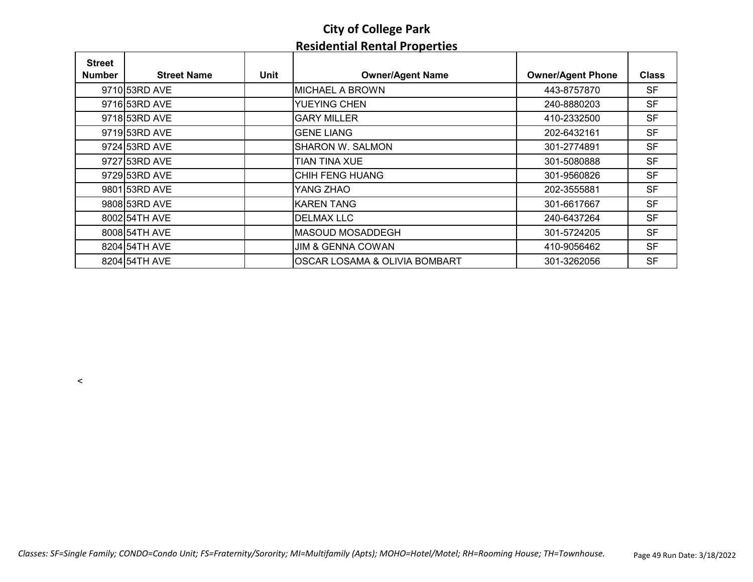# City of College Park
## Residential Rental Properties

| Street Number | Street Name | Unit | Owner/Agent Name | Owner/Agent Phone | Class |
|---|---|---|---|---|---|
| 9710 | 53RD AVE | | MICHAEL A BROWN | 443-8757870 | SF |
| 9716 | 53RD AVE | | YUEYING CHEN | 240-8880203 | SF |
| 9718 | 53RD AVE | | GARY MILLER | 410-2332500 | SF |
| 9719 | 53RD AVE | | GENE LIANG | 202-6432161 | SF |
| 9724 | 53RD AVE | | SHARON W. SALMON | 301-2774891 | SF |
| 9727 | 53RD AVE | | TIAN TINA XUE | 301-5080888 | SF |
| 9729 | 53RD AVE | | CHIH FENG HUANG | 301-9560826 | SF |
| 9801 | 53RD AVE | | YANG ZHAO | 202-3555881 | SF |
| 9808 | 53RD AVE | | KAREN TANG | 301-6617667 | SF |
| 8002 | 54TH AVE | | DELMAX LLC | 240-6437264 | SF |
| 8008 | 54TH AVE | | MASOUD MOSADDEGH | 301-5724205 | SF |
| 8204 | 54TH AVE | | JIM & GENNA COWAN | 410-9056462 | SF |
| 8204 | 54TH AVE | | OSCAR LOSAMA & OLIVIA BOMBART | 301-3262056 | SF |

<

*Classes: SF=Single Family; CONDO=Condo Unit; FS=Fraternity/Sorority; MI=Multifamily (Apts); MOHO=Hotel/Motel; RH=Rooming House; TH=Townhouse.*

Run Date: 3/18/2022